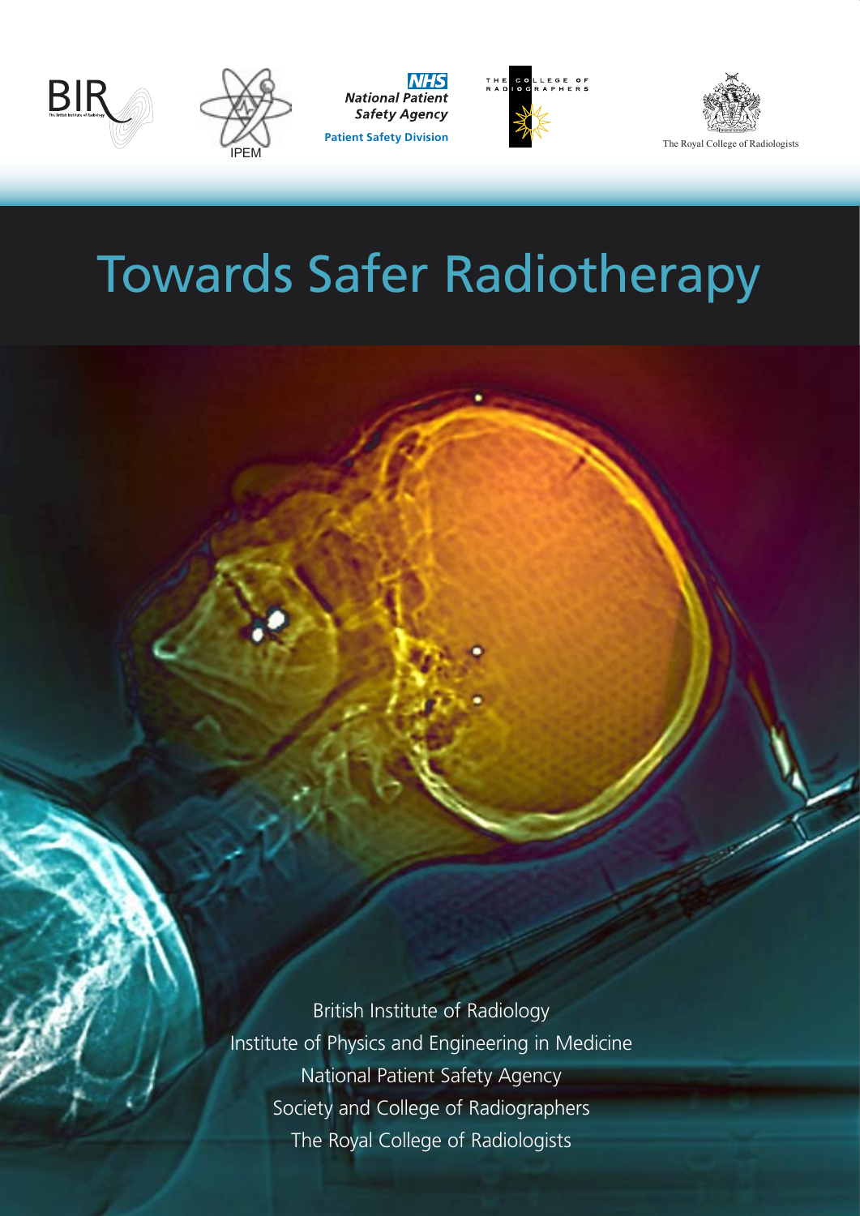BIR
The British Institute of Radiology

IPEM

NHS
National Patient Safety Agency
Patient Safety Division

THE COLLEGE OF RADIOGRAPHERS

The Royal College of Radiologists

# Towards Safer Radiotherapy

British Institute of Radiology
Institute of Physics and Engineering in Medicine
National Patient Safety Agency
Society and College of Radiographers
The Royal College of Radiologists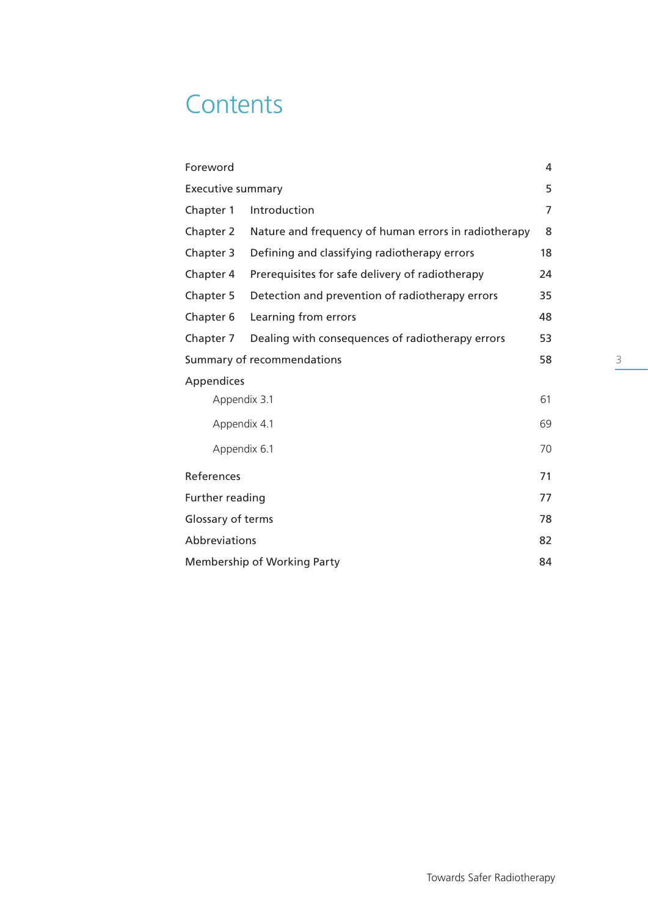# Contents

| | | |
|---|---|---|
| Foreword | | 4 |
| Executive summary | | 5 |
| Chapter 1 | Introduction | 7 |
| Chapter 2 | Nature and frequency of human errors in radiotherapy | 8 |
| Chapter 3 | Defining and classifying radiotherapy errors | 18 |
| Chapter 4 | Prerequisites for safe delivery of radiotherapy | 24 |
| Chapter 5 | Detection and prevention of radiotherapy errors | 35 |
| Chapter 6 | Learning from errors | 48 |
| Chapter 7 | Dealing with consequences of radiotherapy errors | 53 |
| Summary of recommendations | | 58 |
| Appendices | | |
| Appendix 3.1 | | 61 |
| Appendix 4.1 | | 69 |
| Appendix 6.1 | | 70 |
| References | | 71 |
| Further reading | | 77 |
| Glossary of terms | | 78 |
| Abbreviations | | 82 |
| Membership of Working Party | | 84 |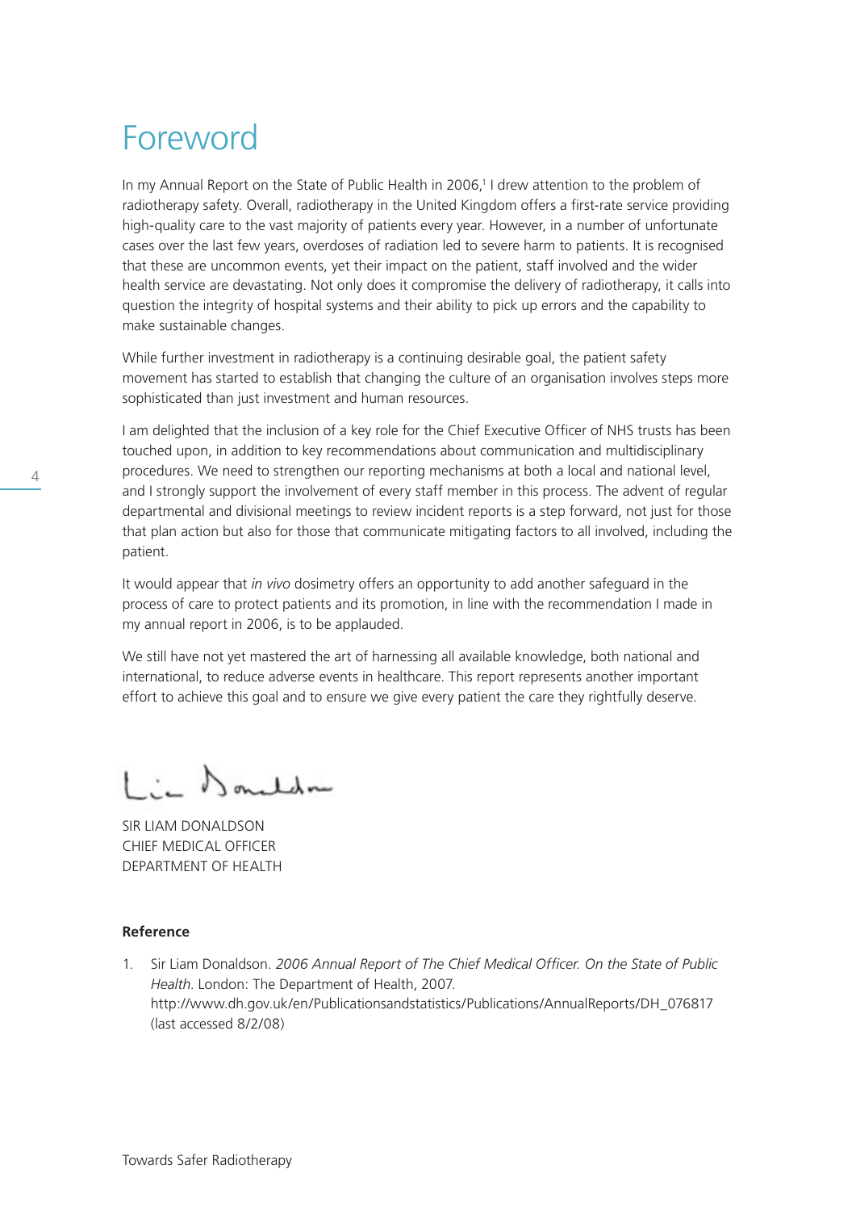# Foreword

In my Annual Report on the State of Public Health in 2006,[1] I drew attention to the problem of radiotherapy safety. Overall, radiotherapy in the United Kingdom offers a first-rate service providing high-quality care to the vast majority of patients every year. However, in a number of unfortunate cases over the last few years, overdoses of radiation led to severe harm to patients. It is recognised that these are uncommon events, yet their impact on the patient, staff involved and the wider health service are devastating. Not only does it compromise the delivery of radiotherapy, it calls into question the integrity of hospital systems and their ability to pick up errors and the capability to make sustainable changes.

While further investment in radiotherapy is a continuing desirable goal, the patient safety movement has started to establish that changing the culture of an organisation involves steps more sophisticated than just investment and human resources.

I am delighted that the inclusion of a key role for the Chief Executive Officer of NHS trusts has been touched upon, in addition to key recommendations about communication and multidisciplinary procedures. We need to strengthen our reporting mechanisms at both a local and national level, and I strongly support the involvement of every staff member in this process. The advent of regular departmental and divisional meetings to review incident reports is a step forward, not just for those that plan action but also for those that communicate mitigating factors to all involved, including the patient.

It would appear that *in vivo* dosimetry offers an opportunity to add another safeguard in the process of care to protect patients and its promotion, in line with the recommendation I made in my annual report in 2006, is to be applauded.

We still have not yet mastered the art of harnessing all available knowledge, both national and international, to reduce adverse events in healthcare. This report represents another important effort to achieve this goal and to ensure we give every patient the care they rightfully deserve.

SIR LIAM DONALDSON
CHIEF MEDICAL OFFICER
DEPARTMENT OF HEALTH

**Reference**

1. Sir Liam Donaldson. *2006 Annual Report of The Chief Medical Officer. On the State of Public Health.* London: The Department of Health, 2007. http://www.dh.gov.uk/en/Publicationsandstatistics/Publications/AnnualReports/DH_076817 (last accessed 8/2/08)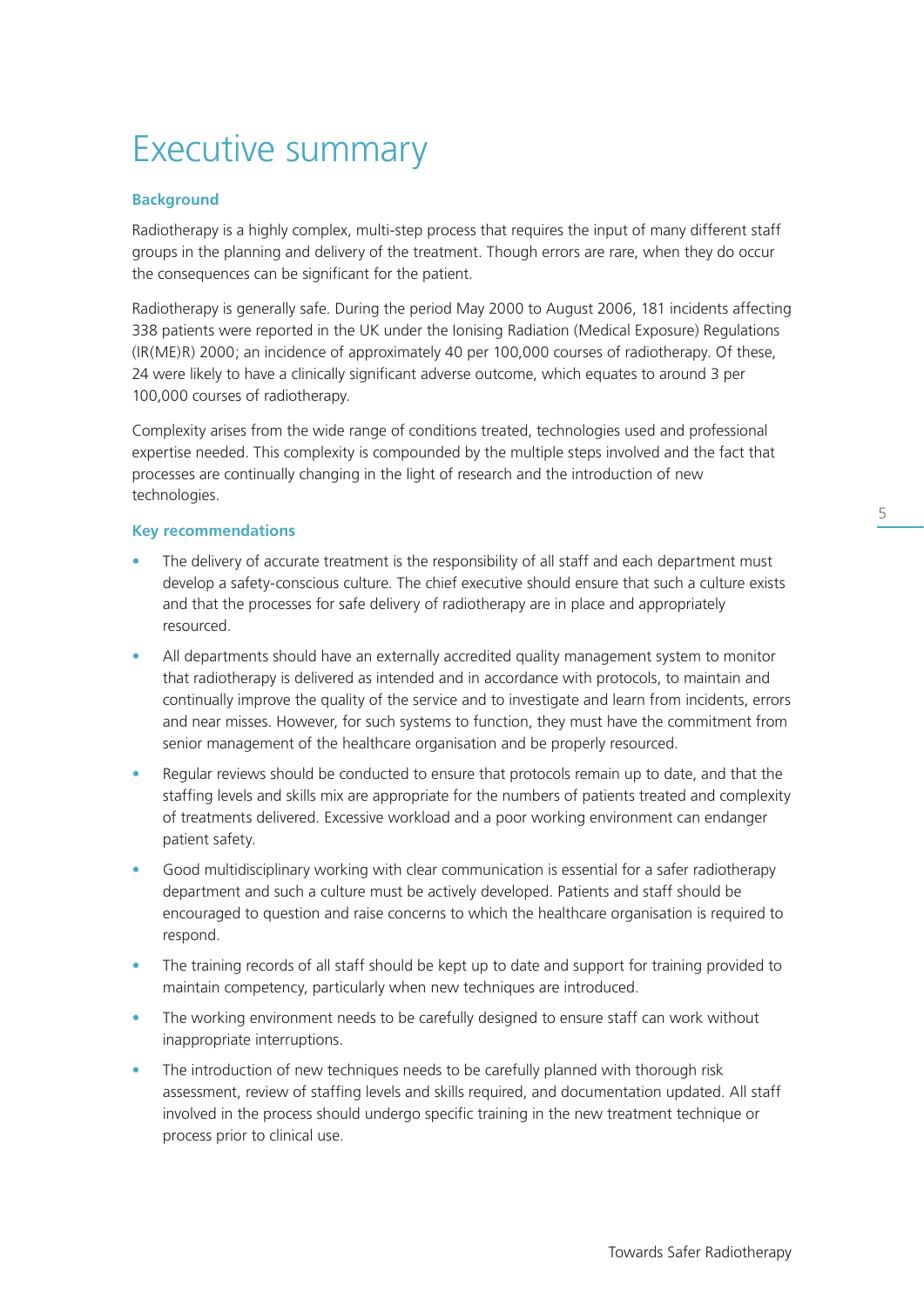# Executive summary

## Background

Radiotherapy is a highly complex, multi-step process that requires the input of many different staff groups in the planning and delivery of the treatment. Though errors are rare, when they do occur the consequences can be significant for the patient.

Radiotherapy is generally safe. During the period May 2000 to August 2006, 181 incidents affecting 338 patients were reported in the UK under the Ionising Radiation (Medical Exposure) Regulations (IR(ME)R) 2000; an incidence of approximately 40 per 100,000 courses of radiotherapy. Of these, 24 were likely to have a clinically significant adverse outcome, which equates to around 3 per 100,000 courses of radiotherapy.

Complexity arises from the wide range of conditions treated, technologies used and professional expertise needed. This complexity is compounded by the multiple steps involved and the fact that processes are continually changing in the light of research and the introduction of new technologies.

## Key recommendations

- The delivery of accurate treatment is the responsibility of all staff and each department must develop a safety-conscious culture. The chief executive should ensure that such a culture exists and that the processes for safe delivery of radiotherapy are in place and appropriately resourced.
- All departments should have an externally accredited quality management system to monitor that radiotherapy is delivered as intended and in accordance with protocols, to maintain and continually improve the quality of the service and to investigate and learn from incidents, errors and near misses. However, for such systems to function, they must have the commitment from senior management of the healthcare organisation and be properly resourced.
- Regular reviews should be conducted to ensure that protocols remain up to date, and that the staffing levels and skills mix are appropriate for the numbers of patients treated and complexity of treatments delivered. Excessive workload and a poor working environment can endanger patient safety.
- Good multidisciplinary working with clear communication is essential for a safer radiotherapy department and such a culture must be actively developed. Patients and staff should be encouraged to question and raise concerns to which the healthcare organisation is required to respond.
- The training records of all staff should be kept up to date and support for training provided to maintain competency, particularly when new techniques are introduced.
- The working environment needs to be carefully designed to ensure staff can work without inappropriate interruptions.
- The introduction of new techniques needs to be carefully planned with thorough risk assessment, review of staffing levels and skills required, and documentation updated. All staff involved in the process should undergo specific training in the new treatment technique or process prior to clinical use.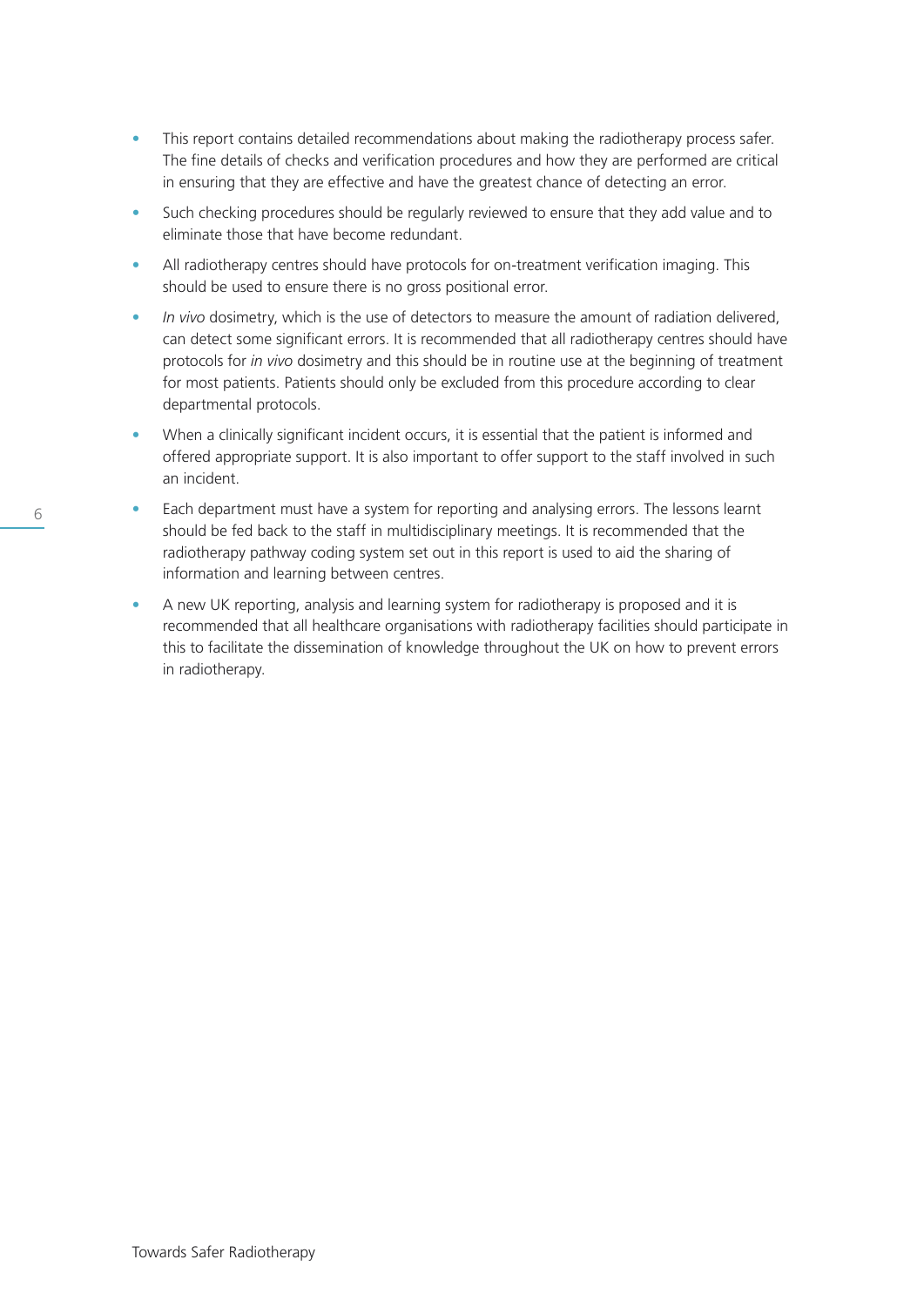- This report contains detailed recommendations about making the radiotherapy process safer. The fine details of checks and verification procedures and how they are performed are critical in ensuring that they are effective and have the greatest chance of detecting an error.
- Such checking procedures should be regularly reviewed to ensure that they add value and to eliminate those that have become redundant.
- All radiotherapy centres should have protocols for on-treatment verification imaging. This should be used to ensure there is no gross positional error.
- *In vivo* dosimetry, which is the use of detectors to measure the amount of radiation delivered, can detect some significant errors. It is recommended that all radiotherapy centres should have protocols for *in vivo* dosimetry and this should be in routine use at the beginning of treatment for most patients. Patients should only be excluded from this procedure according to clear departmental protocols.
- When a clinically significant incident occurs, it is essential that the patient is informed and offered appropriate support. It is also important to offer support to the staff involved in such an incident.
- Each department must have a system for reporting and analysing errors. The lessons learnt should be fed back to the staff in multidisciplinary meetings. It is recommended that the radiotherapy pathway coding system set out in this report is used to aid the sharing of information and learning between centres.
- A new UK reporting, analysis and learning system for radiotherapy is proposed and it is recommended that all healthcare organisations with radiotherapy facilities should participate in this to facilitate the dissemination of knowledge throughout the UK on how to prevent errors in radiotherapy.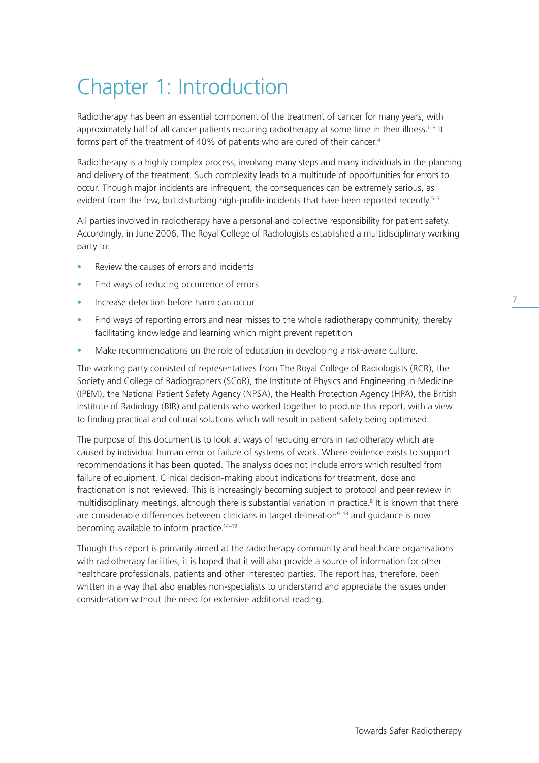# Chapter 1: Introduction

Radiotherapy has been an essential component of the treatment of cancer for many years, with approximately half of all cancer patients requiring radiotherapy at some time in their illness.[1–3] It forms part of the treatment of 40% of patients who are cured of their cancer.[4]

Radiotherapy is a highly complex process, involving many steps and many individuals in the planning and delivery of the treatment. Such complexity leads to a multitude of opportunities for errors to occur. Though major incidents are infrequent, the consequences can be extremely serious, as evident from the few, but disturbing high-profile incidents that have been reported recently.[5–7]

All parties involved in radiotherapy have a personal and collective responsibility for patient safety. Accordingly, in June 2006, The Royal College of Radiologists established a multidisciplinary working party to:

- Review the causes of errors and incidents
- Find ways of reducing occurrence of errors
- Increase detection before harm can occur
- Find ways of reporting errors and near misses to the whole radiotherapy community, thereby facilitating knowledge and learning which might prevent repetition
- Make recommendations on the role of education in developing a risk-aware culture.

The working party consisted of representatives from The Royal College of Radiologists (RCR), the Society and College of Radiographers (SCoR), the Institute of Physics and Engineering in Medicine (IPEM), the National Patient Safety Agency (NPSA), the Health Protection Agency (HPA), the British Institute of Radiology (BIR) and patients who worked together to produce this report, with a view to finding practical and cultural solutions which will result in patient safety being optimised.

The purpose of this document is to look at ways of reducing errors in radiotherapy which are caused by individual human error or failure of systems of work. Where evidence exists to support recommendations it has been quoted. The analysis does not include errors which resulted from failure of equipment. Clinical decision-making about indications for treatment, dose and fractionation is not reviewed. This is increasingly becoming subject to protocol and peer review in multidisciplinary meetings, although there is substantial variation in practice.[8] It is known that there are considerable differences between clinicians in target delineation[9–13] and guidance is now becoming available to inform practice.[14–19]

Though this report is primarily aimed at the radiotherapy community and healthcare organisations with radiotherapy facilities, it is hoped that it will also provide a source of information for other healthcare professionals, patients and other interested parties. The report has, therefore, been written in a way that also enables non-specialists to understand and appreciate the issues under consideration without the need for extensive additional reading.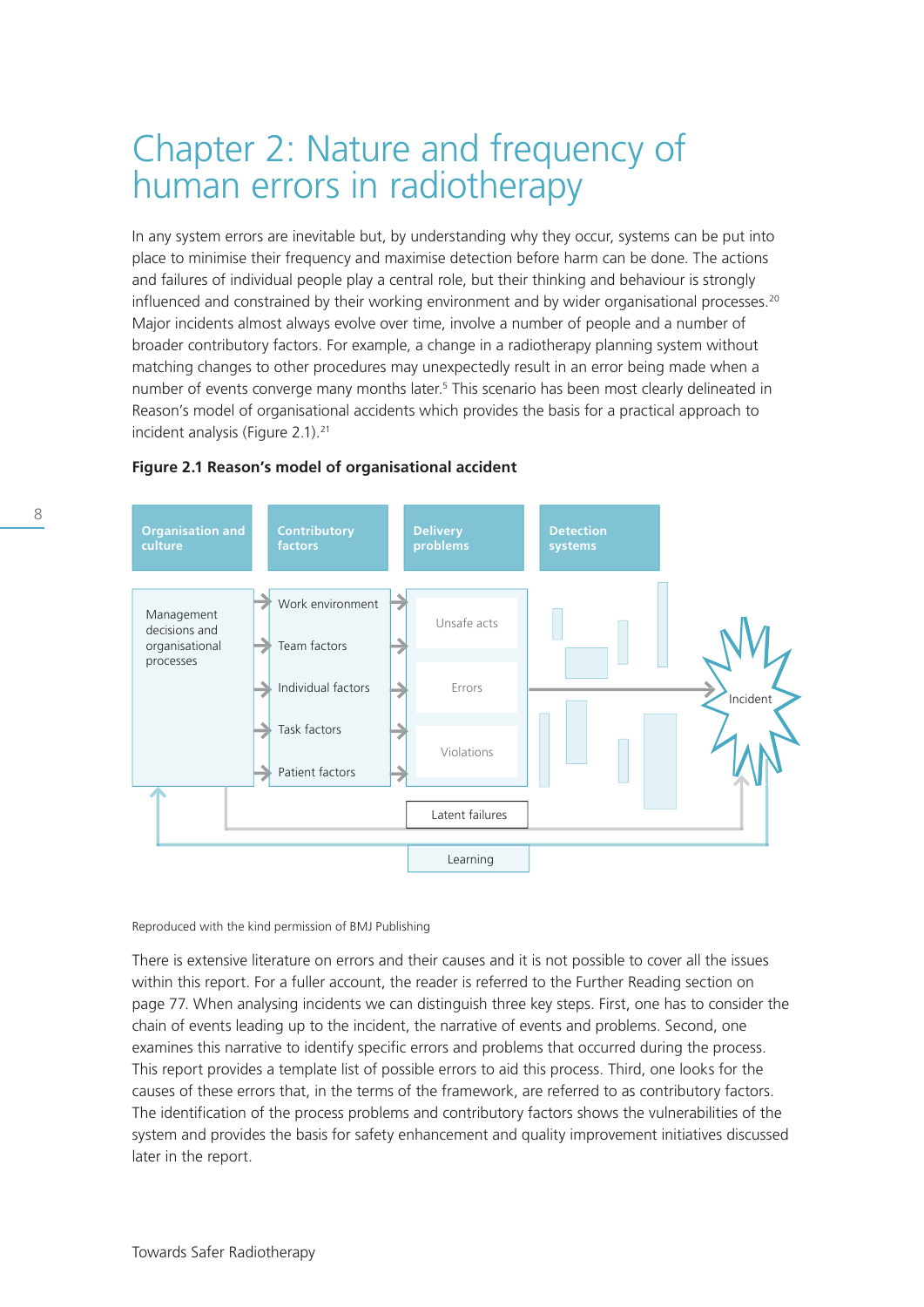# Chapter 2: Nature and frequency of human errors in radiotherapy

In any system errors are inevitable but, by understanding why they occur, systems can be put into place to minimise their frequency and maximise detection before harm can be done. The actions and failures of individual people play a central role, but their thinking and behaviour is strongly influenced and constrained by their working environment and by wider organisational processes.[20] Major incidents almost always evolve over time, involve a number of people and a number of broader contributory factors. For example, a change in a radiotherapy planning system without matching changes to other procedures may unexpectedly result in an error being made when a number of events converge many months later.[5] This scenario has been most clearly delineated in Reason's model of organisational accidents which provides the basis for a practical approach to incident analysis (Figure 2.1).[21]

**Figure 2.1 Reason's model of organisational accident**

Organisation and culture | Contributory factors | Delivery problems | Detection systems

Management decisions and organisational processes → Work environment, Team factors, Individual factors, Task factors, Patient factors → Unsafe acts, Errors, Violations → Incident

Latent failures

Learning

Reproduced with the kind permission of BMJ Publishing

There is extensive literature on errors and their causes and it is not possible to cover all the issues within this report. For a fuller account, the reader is referred to the Further Reading section on page 77. When analysing incidents we can distinguish three key steps. First, one has to consider the chain of events leading up to the incident, the narrative of events and problems. Second, one examines this narrative to identify specific errors and problems that occurred during the process. This report provides a template list of possible errors to aid this process. Third, one looks for the causes of these errors that, in the terms of the framework, are referred to as contributory factors. The identification of the process problems and contributory factors shows the vulnerabilities of the system and provides the basis for safety enhancement and quality improvement initiatives discussed later in the report.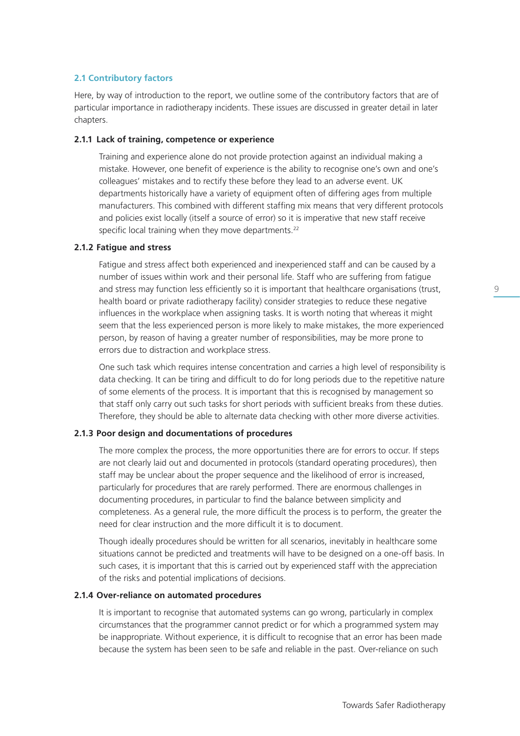### 2.1 Contributory factors

Here, by way of introduction to the report, we outline some of the contributory factors that are of particular importance in radiotherapy incidents. These issues are discussed in greater detail in later chapters.

#### 2.1.1 Lack of training, competence or experience

Training and experience alone do not provide protection against an individual making a mistake. However, one benefit of experience is the ability to recognise one's own and one's colleagues' mistakes and to rectify these before they lead to an adverse event. UK departments historically have a variety of equipment often of differing ages from multiple manufacturers. This combined with different staffing mix means that very different protocols and policies exist locally (itself a source of error) so it is imperative that new staff receive specific local training when they move departments.[22]

#### 2.1.2 Fatigue and stress

Fatigue and stress affect both experienced and inexperienced staff and can be caused by a number of issues within work and their personal life. Staff who are suffering from fatigue and stress may function less efficiently so it is important that healthcare organisations (trust, health board or private radiotherapy facility) consider strategies to reduce these negative influences in the workplace when assigning tasks. It is worth noting that whereas it might seem that the less experienced person is more likely to make mistakes, the more experienced person, by reason of having a greater number of responsibilities, may be more prone to errors due to distraction and workplace stress.

One such task which requires intense concentration and carries a high level of responsibility is data checking. It can be tiring and difficult to do for long periods due to the repetitive nature of some elements of the process. It is important that this is recognised by management so that staff only carry out such tasks for short periods with sufficient breaks from these duties. Therefore, they should be able to alternate data checking with other more diverse activities.

#### 2.1.3 Poor design and documentations of procedures

The more complex the process, the more opportunities there are for errors to occur. If steps are not clearly laid out and documented in protocols (standard operating procedures), then staff may be unclear about the proper sequence and the likelihood of error is increased, particularly for procedures that are rarely performed. There are enormous challenges in documenting procedures, in particular to find the balance between simplicity and completeness. As a general rule, the more difficult the process is to perform, the greater the need for clear instruction and the more difficult it is to document.

Though ideally procedures should be written for all scenarios, inevitably in healthcare some situations cannot be predicted and treatments will have to be designed on a one-off basis. In such cases, it is important that this is carried out by experienced staff with the appreciation of the risks and potential implications of decisions.

#### 2.1.4 Over-reliance on automated procedures

It is important to recognise that automated systems can go wrong, particularly in complex circumstances that the programmer cannot predict or for which a programmed system may be inappropriate. Without experience, it is difficult to recognise that an error has been made because the system has been seen to be safe and reliable in the past. Over-reliance on such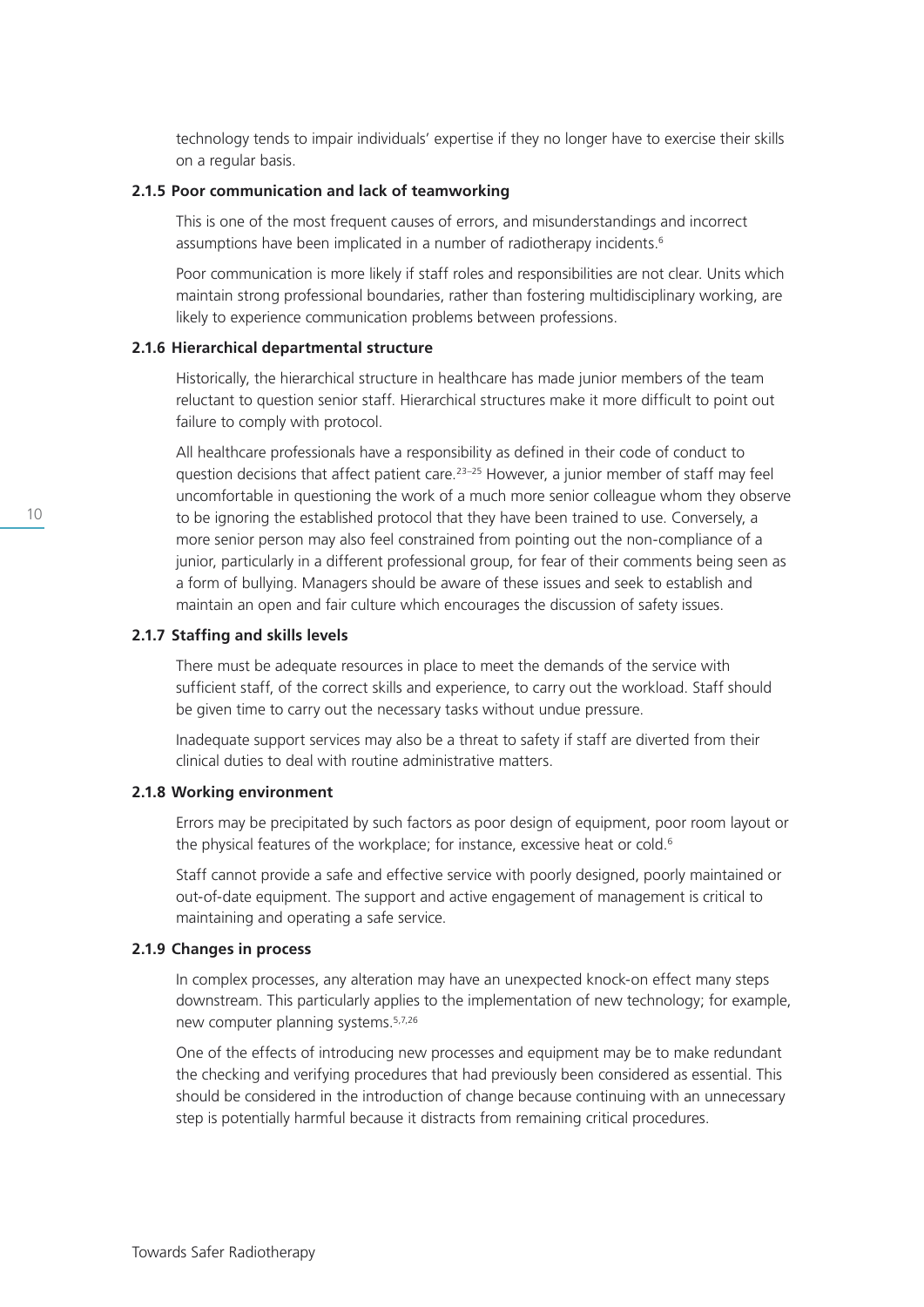technology tends to impair individuals' expertise if they no longer have to exercise their skills on a regular basis.

### 2.1.5 Poor communication and lack of teamworking

This is one of the most frequent causes of errors, and misunderstandings and incorrect assumptions have been implicated in a number of radiotherapy incidents.[6]

Poor communication is more likely if staff roles and responsibilities are not clear. Units which maintain strong professional boundaries, rather than fostering multidisciplinary working, are likely to experience communication problems between professions.

### 2.1.6 Hierarchical departmental structure

Historically, the hierarchical structure in healthcare has made junior members of the team reluctant to question senior staff. Hierarchical structures make it more difficult to point out failure to comply with protocol.

All healthcare professionals have a responsibility as defined in their code of conduct to question decisions that affect patient care.[23–25] However, a junior member of staff may feel uncomfortable in questioning the work of a much more senior colleague whom they observe to be ignoring the established protocol that they have been trained to use. Conversely, a more senior person may also feel constrained from pointing out the non-compliance of a junior, particularly in a different professional group, for fear of their comments being seen as a form of bullying. Managers should be aware of these issues and seek to establish and maintain an open and fair culture which encourages the discussion of safety issues.

### 2.1.7 Staffing and skills levels

There must be adequate resources in place to meet the demands of the service with sufficient staff, of the correct skills and experience, to carry out the workload. Staff should be given time to carry out the necessary tasks without undue pressure.

Inadequate support services may also be a threat to safety if staff are diverted from their clinical duties to deal with routine administrative matters.

### 2.1.8 Working environment

Errors may be precipitated by such factors as poor design of equipment, poor room layout or the physical features of the workplace; for instance, excessive heat or cold.[6]

Staff cannot provide a safe and effective service with poorly designed, poorly maintained or out-of-date equipment. The support and active engagement of management is critical to maintaining and operating a safe service.

### 2.1.9 Changes in process

In complex processes, any alteration may have an unexpected knock-on effect many steps downstream. This particularly applies to the implementation of new technology; for example, new computer planning systems.[5,7,26]

One of the effects of introducing new processes and equipment may be to make redundant the checking and verifying procedures that had previously been considered as essential. This should be considered in the introduction of change because continuing with an unnecessary step is potentially harmful because it distracts from remaining critical procedures.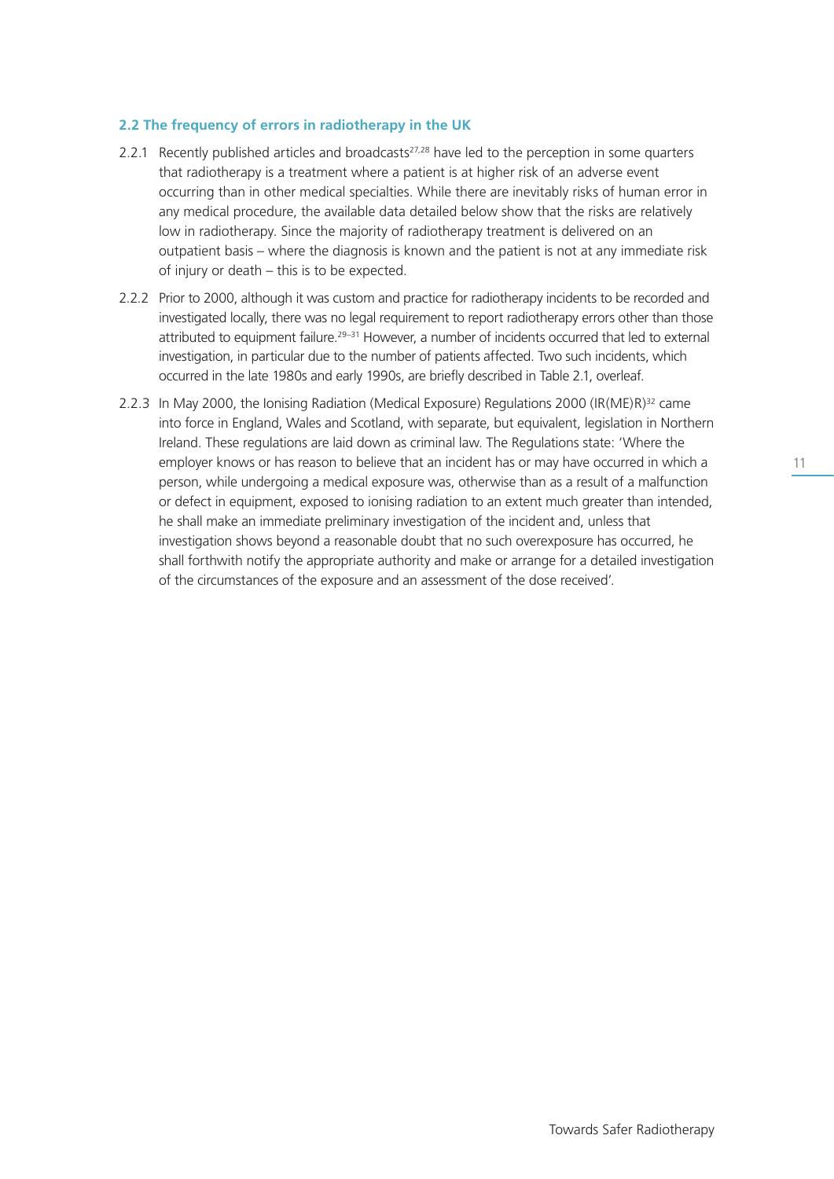## 2.2 The frequency of errors in radiotherapy in the UK

2.2.1 Recently published articles and broadcasts[27,28] have led to the perception in some quarters that radiotherapy is a treatment where a patient is at higher risk of an adverse event occurring than in other medical specialties. While there are inevitably risks of human error in any medical procedure, the available data detailed below show that the risks are relatively low in radiotherapy. Since the majority of radiotherapy treatment is delivered on an outpatient basis – where the diagnosis is known and the patient is not at any immediate risk of injury or death – this is to be expected.

2.2.2 Prior to 2000, although it was custom and practice for radiotherapy incidents to be recorded and investigated locally, there was no legal requirement to report radiotherapy errors other than those attributed to equipment failure.[29–31] However, a number of incidents occurred that led to external investigation, in particular due to the number of patients affected. Two such incidents, which occurred in the late 1980s and early 1990s, are briefly described in Table 2.1, overleaf.

2.2.3 In May 2000, the Ionising Radiation (Medical Exposure) Regulations 2000 (IR(ME)R)[32] came into force in England, Wales and Scotland, with separate, but equivalent, legislation in Northern Ireland. These regulations are laid down as criminal law. The Regulations state: 'Where the employer knows or has reason to believe that an incident has or may have occurred in which a person, while undergoing a medical exposure was, otherwise than as a result of a malfunction or defect in equipment, exposed to ionising radiation to an extent much greater than intended, he shall make an immediate preliminary investigation of the incident and, unless that investigation shows beyond a reasonable doubt that no such overexposure has occurred, he shall forthwith notify the appropriate authority and make or arrange for a detailed investigation of the circumstances of the exposure and an assessment of the dose received'.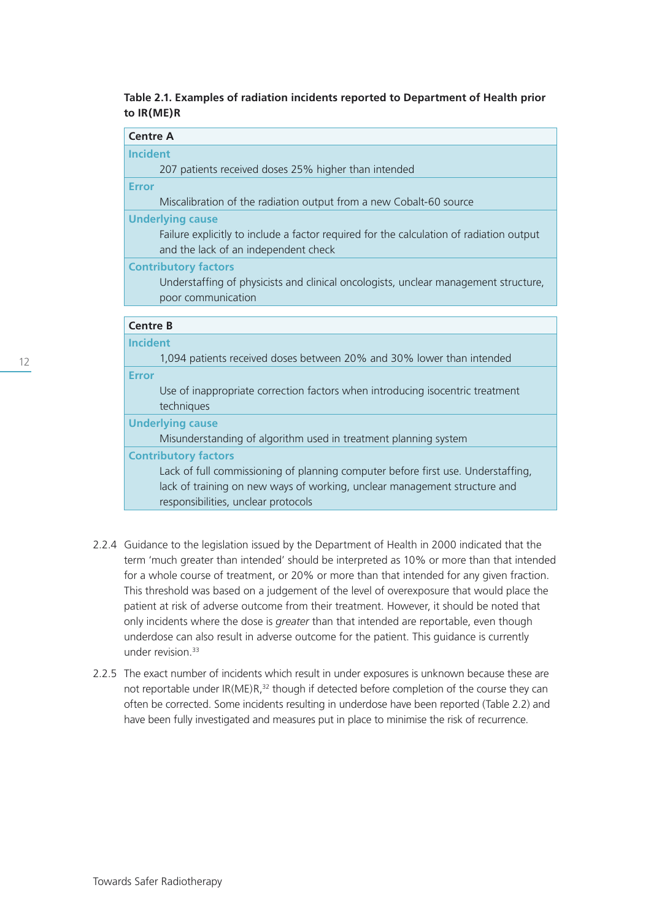**Table 2.1. Examples of radiation incidents reported to Department of Health prior to IR(ME)R**

| **Centre A** |
|---|
| **Incident** |
| 207 patients received doses 25% higher than intended |
| **Error** |
| Miscalibration of the radiation output from a new Cobalt-60 source |
| **Underlying cause** |
| Failure explicitly to include a factor required for the calculation of radiation output and the lack of an independent check |
| **Contributory factors** |
| Understaffing of physicists and clinical oncologists, unclear management structure, poor communication |

| **Centre B** |
|---|
| **Incident** |
| 1,094 patients received doses between 20% and 30% lower than intended |
| **Error** |
| Use of inappropriate correction factors when introducing isocentric treatment techniques |
| **Underlying cause** |
| Misunderstanding of algorithm used in treatment planning system |
| **Contributory factors** |
| Lack of full commissioning of planning computer before first use. Understaffing, lack of training on new ways of working, unclear management structure and responsibilities, unclear protocols |

2.2.4 Guidance to the legislation issued by the Department of Health in 2000 indicated that the term 'much greater than intended' should be interpreted as 10% or more than that intended for a whole course of treatment, or 20% or more than that intended for any given fraction. This threshold was based on a judgement of the level of overexposure that would place the patient at risk of adverse outcome from their treatment. However, it should be noted that only incidents where the dose is *greater* than that intended are reportable, even though underdose can also result in adverse outcome for the patient. This guidance is currently under revision.[33]

2.2.5 The exact number of incidents which result in under exposures is unknown because these are not reportable under IR(ME)R,[32] though if detected before completion of the course they can often be corrected. Some incidents resulting in underdose have been reported (Table 2.2) and have been fully investigated and measures put in place to minimise the risk of recurrence.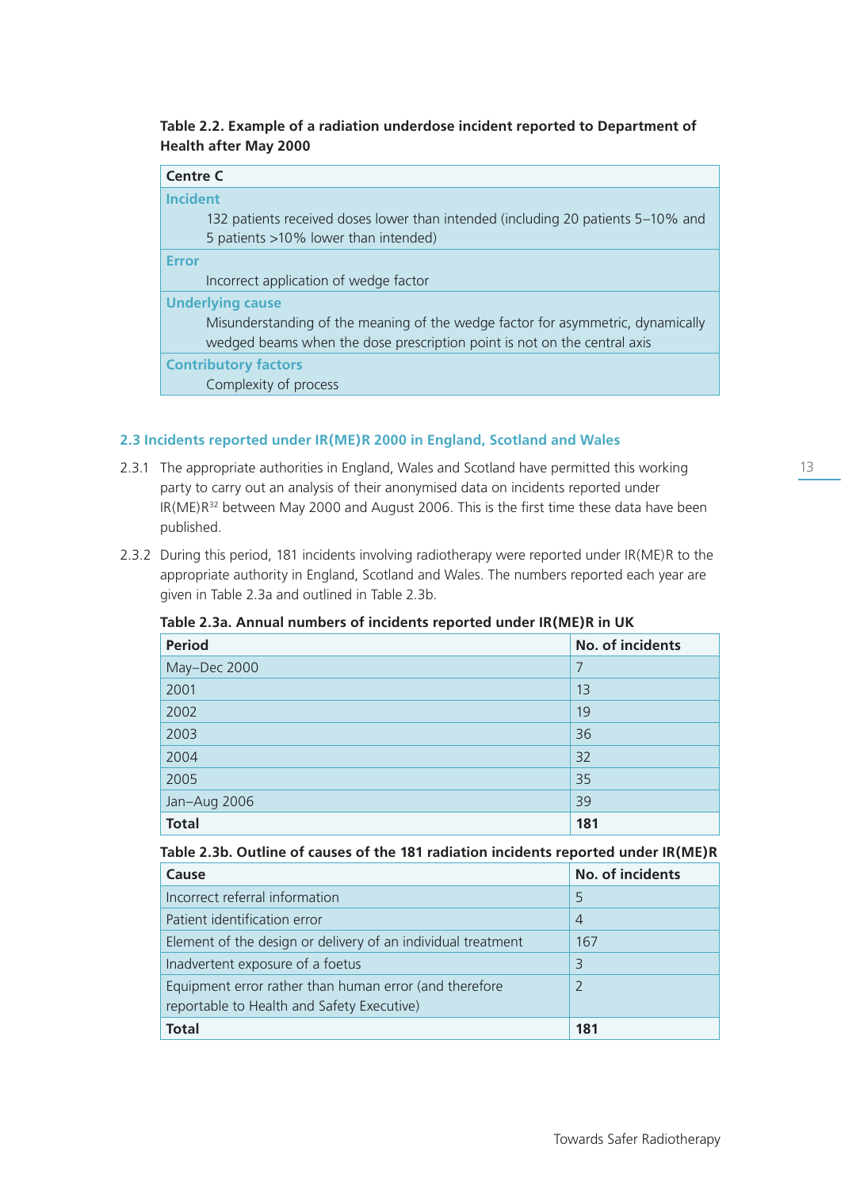**Table 2.2. Example of a radiation underdose incident reported to Department of Health after May 2000**

| Centre C |
|---|
| **Incident** |
| 132 patients received doses lower than intended (including 20 patients 5–10% and 5 patients >10% lower than intended) |
| **Error** |
| Incorrect application of wedge factor |
| **Underlying cause** |
| Misunderstanding of the meaning of the wedge factor for asymmetric, dynamically wedged beams when the dose prescription point is not on the central axis |
| **Contributory factors** |
| Complexity of process |

## 2.3 Incidents reported under IR(ME)R 2000 in England, Scotland and Wales

2.3.1 The appropriate authorities in England, Wales and Scotland have permitted this working party to carry out an analysis of their anonymised data on incidents reported under IR(ME)R[32] between May 2000 and August 2006. This is the first time these data have been published.

2.3.2 During this period, 181 incidents involving radiotherapy were reported under IR(ME)R to the appropriate authority in England, Scotland and Wales. The numbers reported each year are given in Table 2.3a and outlined in Table 2.3b.

**Table 2.3a. Annual numbers of incidents reported under IR(ME)R in UK**

| Period | No. of incidents |
|---|---|
| May–Dec 2000 | 7 |
| 2001 | 13 |
| 2002 | 19 |
| 2003 | 36 |
| 2004 | 32 |
| 2005 | 35 |
| Jan–Aug 2006 | 39 |
| **Total** | **181** |

**Table 2.3b. Outline of causes of the 181 radiation incidents reported under IR(ME)R**

| Cause | No. of incidents |
|---|---|
| Incorrect referral information | 5 |
| Patient identification error | 4 |
| Element of the design or delivery of an individual treatment | 167 |
| Inadvertent exposure of a foetus | 3 |
| Equipment error rather than human error (and therefore reportable to Health and Safety Executive) | 2 |
| **Total** | **181** |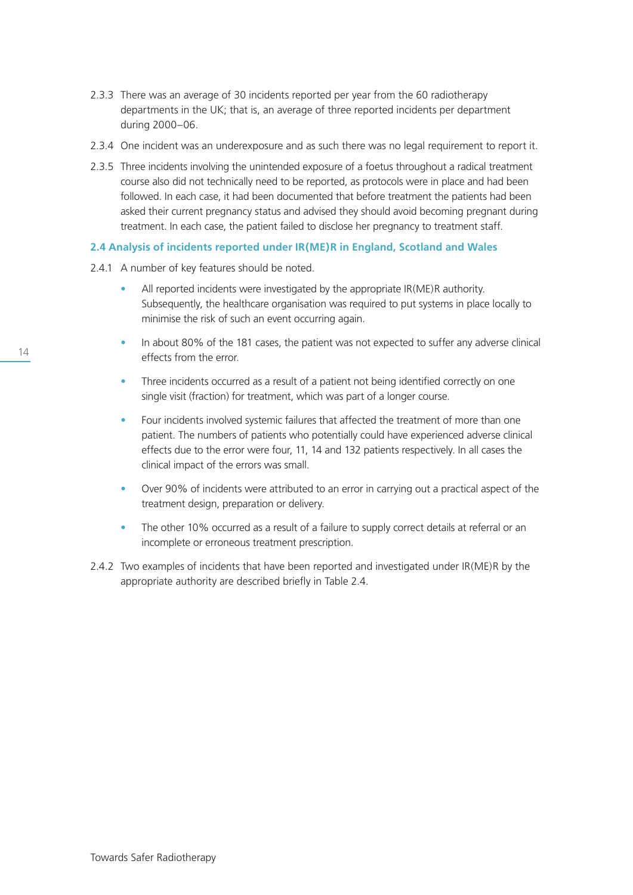2.3.3 There was an average of 30 incidents reported per year from the 60 radiotherapy departments in the UK; that is, an average of three reported incidents per department during 2000–06.

2.3.4 One incident was an underexposure and as such there was no legal requirement to report it.

2.3.5 Three incidents involving the unintended exposure of a foetus throughout a radical treatment course also did not technically need to be reported, as protocols were in place and had been followed. In each case, it had been documented that before treatment the patients had been asked their current pregnancy status and advised they should avoid becoming pregnant during treatment. In each case, the patient failed to disclose her pregnancy to treatment staff.

### 2.4 Analysis of incidents reported under IR(ME)R in England, Scotland and Wales

2.4.1 A number of key features should be noted.

- All reported incidents were investigated by the appropriate IR(ME)R authority. Subsequently, the healthcare organisation was required to put systems in place locally to minimise the risk of such an event occurring again.
- In about 80% of the 181 cases, the patient was not expected to suffer any adverse clinical effects from the error.
- Three incidents occurred as a result of a patient not being identified correctly on one single visit (fraction) for treatment, which was part of a longer course.
- Four incidents involved systemic failures that affected the treatment of more than one patient. The numbers of patients who potentially could have experienced adverse clinical effects due to the error were four, 11, 14 and 132 patients respectively. In all cases the clinical impact of the errors was small.
- Over 90% of incidents were attributed to an error in carrying out a practical aspect of the treatment design, preparation or delivery.
- The other 10% occurred as a result of a failure to supply correct details at referral or an incomplete or erroneous treatment prescription.

2.4.2 Two examples of incidents that have been reported and investigated under IR(ME)R by the appropriate authority are described briefly in Table 2.4.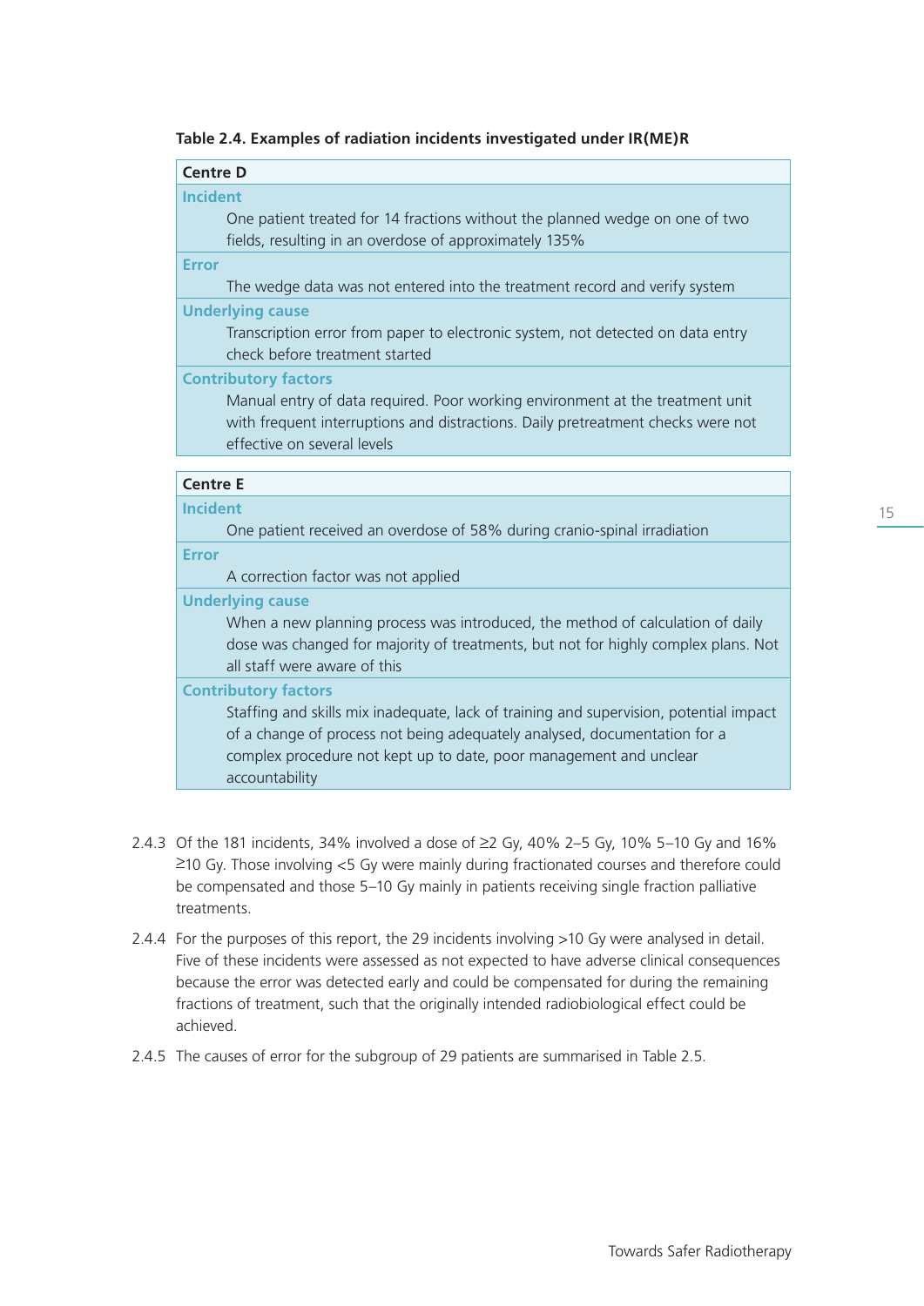**Table 2.4. Examples of radiation incidents investigated under IR(ME)R**

| **Centre D** |
|---|
| **Incident** |
| One patient treated for 14 fractions without the planned wedge on one of two fields, resulting in an overdose of approximately 135% |
| **Error** |
| The wedge data was not entered into the treatment record and verify system |
| **Underlying cause** |
| Transcription error from paper to electronic system, not detected on data entry check before treatment started |
| **Contributory factors** |
| Manual entry of data required. Poor working environment at the treatment unit with frequent interruptions and distractions. Daily pretreatment checks were not effective on several levels |

| **Centre E** |
|---|
| **Incident** |
| One patient received an overdose of 58% during cranio-spinal irradiation |
| **Error** |
| A correction factor was not applied |
| **Underlying cause** |
| When a new planning process was introduced, the method of calculation of daily dose was changed for majority of treatments, but not for highly complex plans. Not all staff were aware of this |
| **Contributory factors** |
| Staffing and skills mix inadequate, lack of training and supervision, potential impact of a change of process not being adequately analysed, documentation for a complex procedure not kept up to date, poor management and unclear accountability |

2.4.3 Of the 181 incidents, 34% involved a dose of ≥2 Gy, 40% 2–5 Gy, 10% 5–10 Gy and 16% ≥10 Gy. Those involving <5 Gy were mainly during fractionated courses and therefore could be compensated and those 5–10 Gy mainly in patients receiving single fraction palliative treatments.

2.4.4 For the purposes of this report, the 29 incidents involving >10 Gy were analysed in detail. Five of these incidents were assessed as not expected to have adverse clinical consequences because the error was detected early and could be compensated for during the remaining fractions of treatment, such that the originally intended radiobiological effect could be achieved.

2.4.5 The causes of error for the subgroup of 29 patients are summarised in Table 2.5.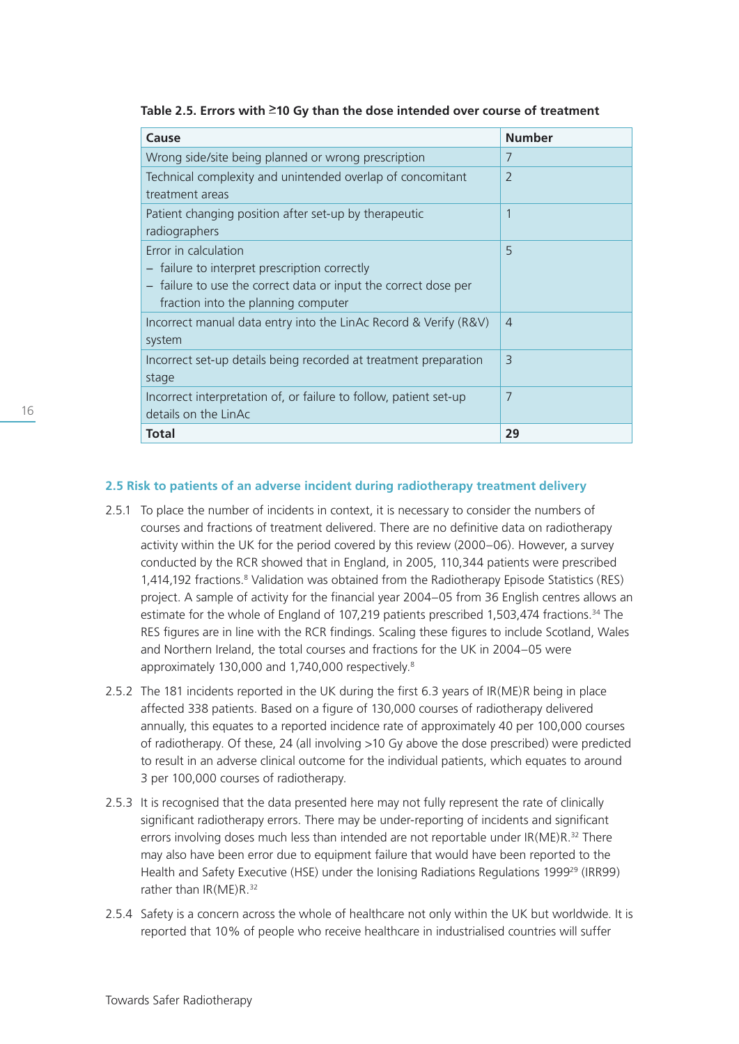**Table 2.5. Errors with ≥10 Gy than the dose intended over course of treatment**

| Cause | Number |
|---|---|
| Wrong side/site being planned or wrong prescription | 7 |
| Technical complexity and unintended overlap of concomitant treatment areas | 2 |
| Patient changing position after set-up by therapeutic radiographers | 1 |
| Error in calculation<br>– failure to interpret prescription correctly<br>– failure to use the correct data or input the correct dose per fraction into the planning computer | 5 |
| Incorrect manual data entry into the LinAc Record & Verify (R&V) system | 4 |
| Incorrect set-up details being recorded at treatment preparation stage | 3 |
| Incorrect interpretation of, or failure to follow, patient set-up details on the LinAc | 7 |
| **Total** | **29** |

### 2.5 Risk to patients of an adverse incident during radiotherapy treatment delivery

2.5.1 To place the number of incidents in context, it is necessary to consider the numbers of courses and fractions of treatment delivered. There are no definitive data on radiotherapy activity within the UK for the period covered by this review (2000–06). However, a survey conducted by the RCR showed that in England, in 2005, 110,344 patients were prescribed 1,414,192 fractions.[8] Validation was obtained from the Radiotherapy Episode Statistics (RES) project. A sample of activity for the financial year 2004–05 from 36 English centres allows an estimate for the whole of England of 107,219 patients prescribed 1,503,474 fractions.[34] The RES figures are in line with the RCR findings. Scaling these figures to include Scotland, Wales and Northern Ireland, the total courses and fractions for the UK in 2004–05 were approximately 130,000 and 1,740,000 respectively.[8]

2.5.2 The 181 incidents reported in the UK during the first 6.3 years of IR(ME)R being in place affected 338 patients. Based on a figure of 130,000 courses of radiotherapy delivered annually, this equates to a reported incidence rate of approximately 40 per 100,000 courses of radiotherapy. Of these, 24 (all involving >10 Gy above the dose prescribed) were predicted to result in an adverse clinical outcome for the individual patients, which equates to around 3 per 100,000 courses of radiotherapy.

2.5.3 It is recognised that the data presented here may not fully represent the rate of clinically significant radiotherapy errors. There may be under-reporting of incidents and significant errors involving doses much less than intended are not reportable under IR(ME)R.[32] There may also have been error due to equipment failure that would have been reported to the Health and Safety Executive (HSE) under the Ionising Radiations Regulations 1999[29] (IRR99) rather than IR(ME)R.[32]

2.5.4 Safety is a concern across the whole of healthcare not only within the UK but worldwide. It is reported that 10% of people who receive healthcare in industrialised countries will suffer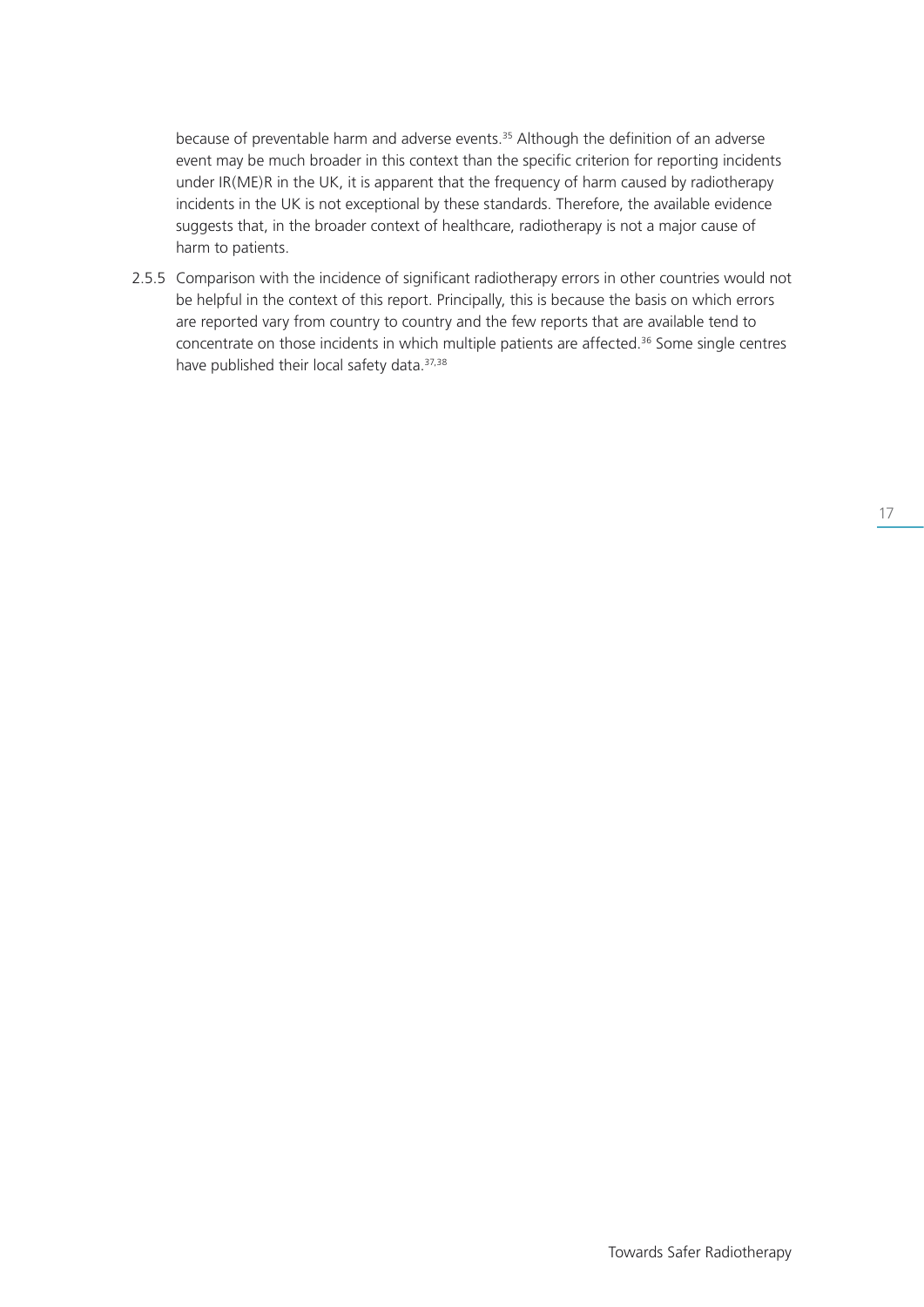because of preventable harm and adverse events.[35] Although the definition of an adverse event may be much broader in this context than the specific criterion for reporting incidents under IR(ME)R in the UK, it is apparent that the frequency of harm caused by radiotherapy incidents in the UK is not exceptional by these standards. Therefore, the available evidence suggests that, in the broader context of healthcare, radiotherapy is not a major cause of harm to patients.

2.5.5 Comparison with the incidence of significant radiotherapy errors in other countries would not be helpful in the context of this report. Principally, this is because the basis on which errors are reported vary from country to country and the few reports that are available tend to concentrate on those incidents in which multiple patients are affected.[36] Some single centres have published their local safety data.[37,38]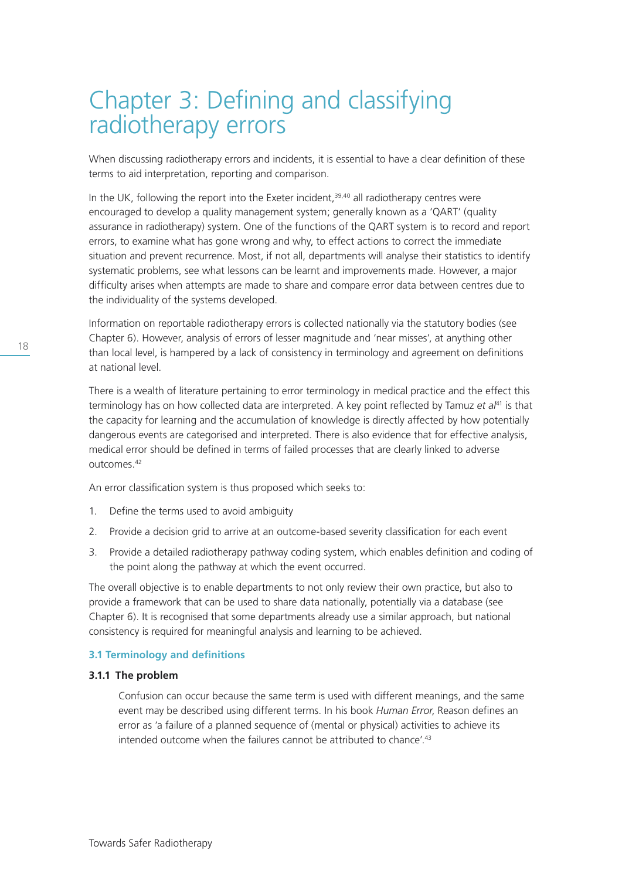# Chapter 3: Defining and classifying radiotherapy errors

When discussing radiotherapy errors and incidents, it is essential to have a clear definition of these terms to aid interpretation, reporting and comparison.

In the UK, following the report into the Exeter incident,[39,40] all radiotherapy centres were encouraged to develop a quality management system; generally known as a 'QART' (quality assurance in radiotherapy) system. One of the functions of the QART system is to record and report errors, to examine what has gone wrong and why, to effect actions to correct the immediate situation and prevent recurrence. Most, if not all, departments will analyse their statistics to identify systematic problems, see what lessons can be learnt and improvements made. However, a major difficulty arises when attempts are made to share and compare error data between centres due to the individuality of the systems developed.

Information on reportable radiotherapy errors is collected nationally via the statutory bodies (see Chapter 6). However, analysis of errors of lesser magnitude and 'near misses', at anything other than local level, is hampered by a lack of consistency in terminology and agreement on definitions at national level.

There is a wealth of literature pertaining to error terminology in medical practice and the effect this terminology has on how collected data are interpreted. A key point reflected by Tamuz *et al*[41] is that the capacity for learning and the accumulation of knowledge is directly affected by how potentially dangerous events are categorised and interpreted. There is also evidence that for effective analysis, medical error should be defined in terms of failed processes that are clearly linked to adverse outcomes.[42]

An error classification system is thus proposed which seeks to:

1. Define the terms used to avoid ambiguity
2. Provide a decision grid to arrive at an outcome-based severity classification for each event
3. Provide a detailed radiotherapy pathway coding system, which enables definition and coding of the point along the pathway at which the event occurred.

The overall objective is to enable departments to not only review their own practice, but also to provide a framework that can be used to share data nationally, potentially via a database (see Chapter 6). It is recognised that some departments already use a similar approach, but national consistency is required for meaningful analysis and learning to be achieved.

## 3.1 Terminology and definitions

### 3.1.1 The problem

Confusion can occur because the same term is used with different meanings, and the same event may be described using different terms. In his book *Human Error*, Reason defines an error as 'a failure of a planned sequence of (mental or physical) activities to achieve its intended outcome when the failures cannot be attributed to chance'.[43]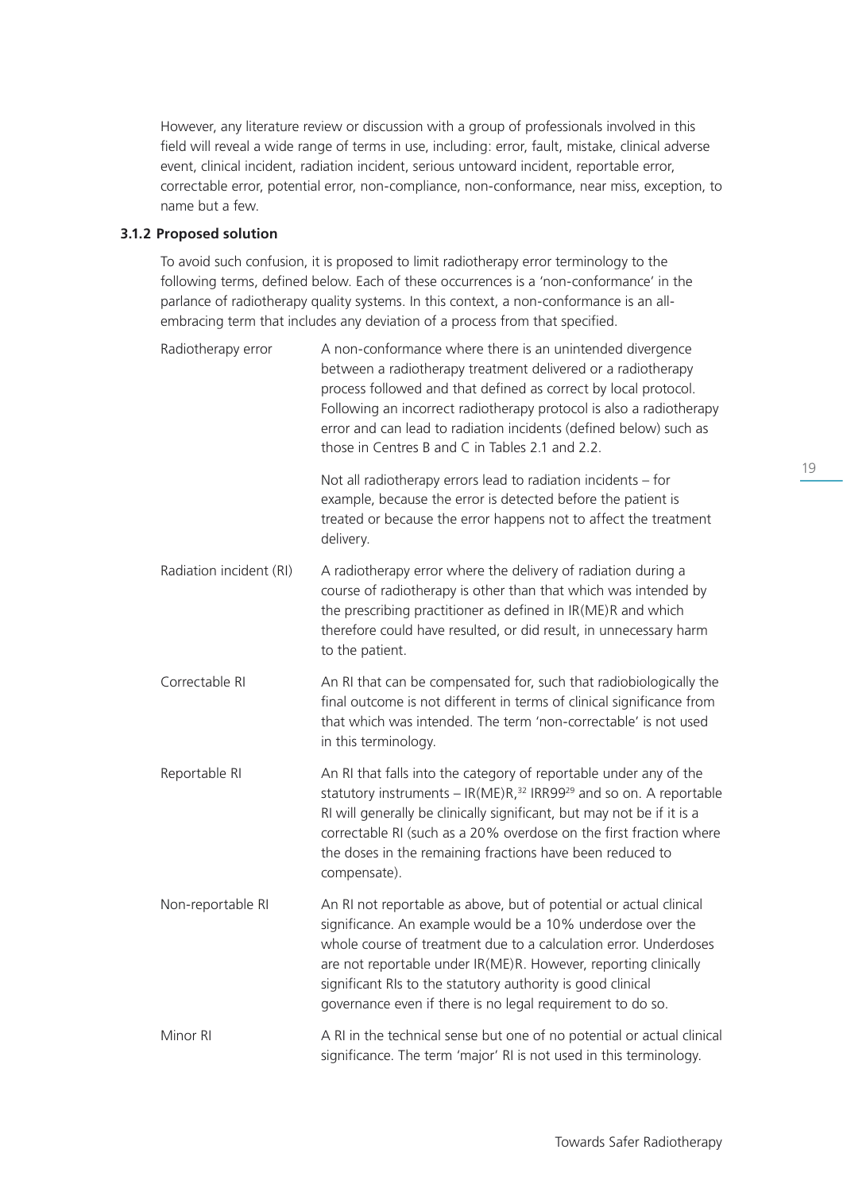However, any literature review or discussion with a group of professionals involved in this field will reveal a wide range of terms in use, including: error, fault, mistake, clinical adverse event, clinical incident, radiation incident, serious untoward incident, reportable error, correctable error, potential error, non-compliance, non-conformance, near miss, exception, to name but a few.

### 3.1.2 Proposed solution

To avoid such confusion, it is proposed to limit radiotherapy error terminology to the following terms, defined below. Each of these occurrences is a 'non-conformance' in the parlance of radiotherapy quality systems. In this context, a non-conformance is an all-embracing term that includes any deviation of a process from that specified.

| | |
|---|---|
| Radiotherapy error | A non-conformance where there is an unintended divergence between a radiotherapy treatment delivered or a radiotherapy process followed and that defined as correct by local protocol. Following an incorrect radiotherapy protocol is also a radiotherapy error and can lead to radiation incidents (defined below) such as those in Centres B and C in Tables 2.1 and 2.2. <br><br> Not all radiotherapy errors lead to radiation incidents – for example, because the error is detected before the patient is treated or because the error happens not to affect the treatment delivery. |
| Radiation incident (RI) | A radiotherapy error where the delivery of radiation during a course of radiotherapy is other than that which was intended by the prescribing practitioner as defined in IR(ME)R and which therefore could have resulted, or did result, in unnecessary harm to the patient. |
| Correctable RI | An RI that can be compensated for, such that radiobiologically the final outcome is not different in terms of clinical significance from that which was intended. The term 'non-correctable' is not used in this terminology. |
| Reportable RI | An RI that falls into the category of reportable under any of the statutory instruments – IR(ME)R,[32] IRR99[29] and so on. A reportable RI will generally be clinically significant, but may not be if it is a correctable RI (such as a 20% overdose on the first fraction where the doses in the remaining fractions have been reduced to compensate). |
| Non-reportable RI | An RI not reportable as above, but of potential or actual clinical significance. An example would be a 10% underdose over the whole course of treatment due to a calculation error. Underdoses are not reportable under IR(ME)R. However, reporting clinically significant RIs to the statutory authority is good clinical governance even if there is no legal requirement to do so. |
| Minor RI | A RI in the technical sense but one of no potential or actual clinical significance. The term 'major' RI is not used in this terminology. |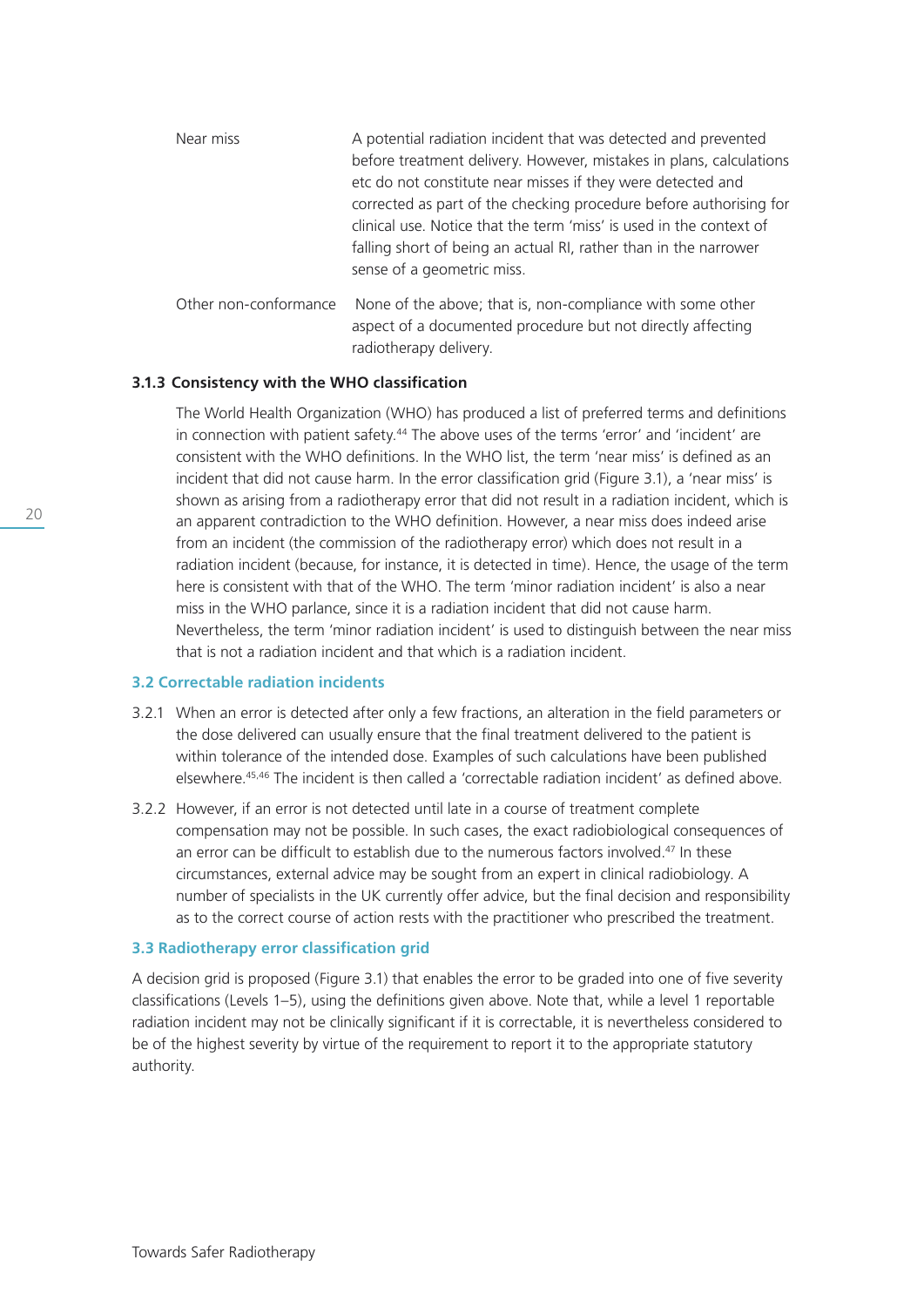| | |
|---|---|
| Near miss | A potential radiation incident that was detected and prevented before treatment delivery. However, mistakes in plans, calculations etc do not constitute near misses if they were detected and corrected as part of the checking procedure before authorising for clinical use. Notice that the term 'miss' is used in the context of falling short of being an actual RI, rather than in the narrower sense of a geometric miss. |
| Other non-conformance | None of the above; that is, non-compliance with some other aspect of a documented procedure but not directly affecting radiotherapy delivery. |

#### 3.1.3 Consistency with the WHO classification

The World Health Organization (WHO) has produced a list of preferred terms and definitions in connection with patient safety.[44] The above uses of the terms 'error' and 'incident' are consistent with the WHO definitions. In the WHO list, the term 'near miss' is defined as an incident that did not cause harm. In the error classification grid (Figure 3.1), a 'near miss' is shown as arising from a radiotherapy error that did not result in a radiation incident, which is an apparent contradiction to the WHO definition. However, a near miss does indeed arise from an incident (the commission of the radiotherapy error) which does not result in a radiation incident (because, for instance, it is detected in time). Hence, the usage of the term here is consistent with that of the WHO. The term 'minor radiation incident' is also a near miss in the WHO parlance, since it is a radiation incident that did not cause harm. Nevertheless, the term 'minor radiation incident' is used to distinguish between the near miss that is not a radiation incident and that which is a radiation incident.

### 3.2 Correctable radiation incidents

3.2.1 When an error is detected after only a few fractions, an alteration in the field parameters or the dose delivered can usually ensure that the final treatment delivered to the patient is within tolerance of the intended dose. Examples of such calculations have been published elsewhere.[45,46] The incident is then called a 'correctable radiation incident' as defined above.

3.2.2 However, if an error is not detected until late in a course of treatment complete compensation may not be possible. In such cases, the exact radiobiological consequences of an error can be difficult to establish due to the numerous factors involved.[47] In these circumstances, external advice may be sought from an expert in clinical radiobiology. A number of specialists in the UK currently offer advice, but the final decision and responsibility as to the correct course of action rests with the practitioner who prescribed the treatment.

### 3.3 Radiotherapy error classification grid

A decision grid is proposed (Figure 3.1) that enables the error to be graded into one of five severity classifications (Levels 1–5), using the definitions given above. Note that, while a level 1 reportable radiation incident may not be clinically significant if it is correctable, it is nevertheless considered to be of the highest severity by virtue of the requirement to report it to the appropriate statutory authority.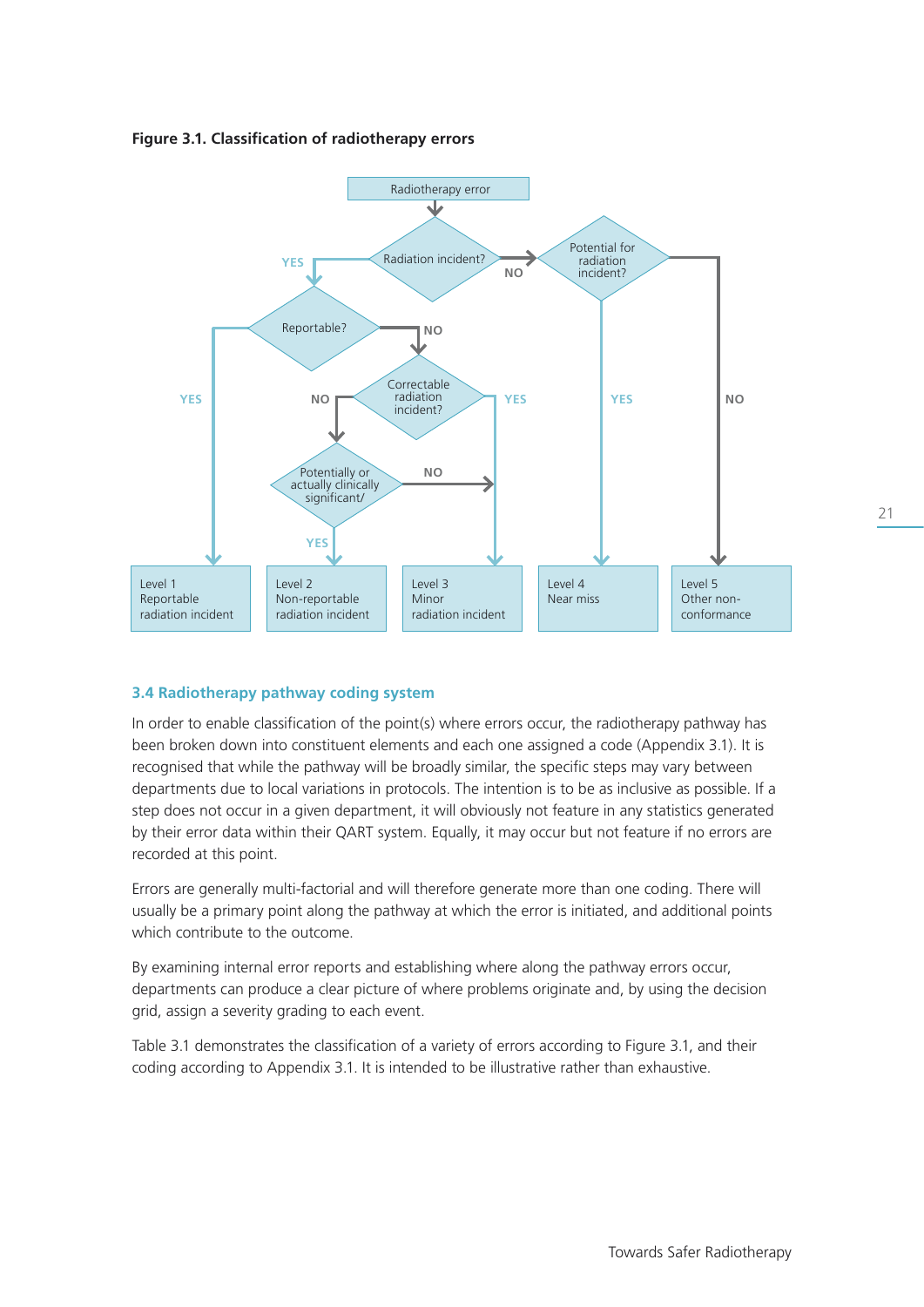**Figure 3.1. Classification of radiotherapy errors**

Radiotherapy error

Radiation incident? — YES → Reportable? ; NO → Potential for radiation incident?

Reportable? — YES → Level 1 Reportable radiation incident; NO → Correctable radiation incident?

Correctable radiation incident? — YES → Level 3 Minor radiation incident; NO → Potentially or actually clinically significant/

Potentially or actually clinically significant/ — YES → Level 2 Non-reportable radiation incident; NO → Level 3 Minor radiation incident

Potential for radiation incident? — YES → Level 4 Near miss; NO → Level 5 Other non-conformance

| Level 1 | Level 2 | Level 3 | Level 4 | Level 5 |
|---|---|---|---|---|
| Reportable radiation incident | Non-reportable radiation incident | Minor radiation incident | Near miss | Other non-conformance |

### 3.4 Radiotherapy pathway coding system

In order to enable classification of the point(s) where errors occur, the radiotherapy pathway has been broken down into constituent elements and each one assigned a code (Appendix 3.1). It is recognised that while the pathway will be broadly similar, the specific steps may vary between departments due to local variations in protocols. The intention is to be as inclusive as possible. If a step does not occur in a given department, it will obviously not feature in any statistics generated by their error data within their QART system. Equally, it may occur but not feature if no errors are recorded at this point.

Errors are generally multi-factorial and will therefore generate more than one coding. There will usually be a primary point along the pathway at which the error is initiated, and additional points which contribute to the outcome.

By examining internal error reports and establishing where along the pathway errors occur, departments can produce a clear picture of where problems originate and, by using the decision grid, assign a severity grading to each event.

Table 3.1 demonstrates the classification of a variety of errors according to Figure 3.1, and their coding according to Appendix 3.1. It is intended to be illustrative rather than exhaustive.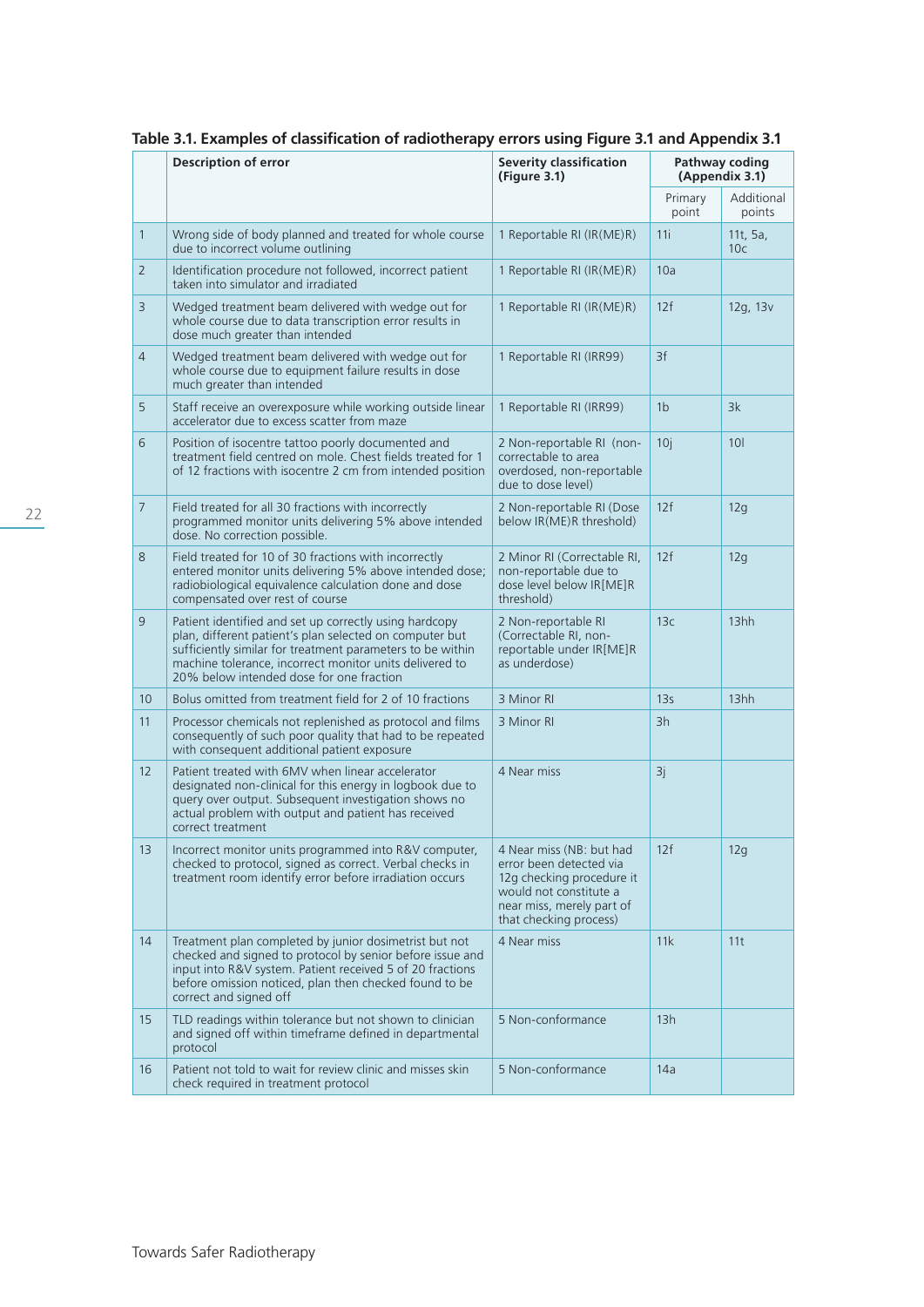**Table 3.1. Examples of classification of radiotherapy errors using Figure 3.1 and Appendix 3.1**

| | Description of error | Severity classification (Figure 3.1) | Pathway coding (Appendix 3.1) | |
|---|---|---|---|---|
| | | | Primary point | Additional points |
| 1 | Wrong side of body planned and treated for whole course due to incorrect volume outlining | 1 Reportable RI (IR(ME)R) | 11i | 11t, 5a, 10c |
| 2 | Identification procedure not followed, incorrect patient taken into simulator and irradiated | 1 Reportable RI (IR(ME)R) | 10a | |
| 3 | Wedged treatment beam delivered with wedge out for whole course due to data transcription error results in dose much greater than intended | 1 Reportable RI (IR(ME)R) | 12f | 12g, 13v |
| 4 | Wedged treatment beam delivered with wedge out for whole course due to equipment failure results in dose much greater than intended | 1 Reportable RI (IRR99) | 3f | |
| 5 | Staff receive an overexposure while working outside linear accelerator due to excess scatter from maze | 1 Reportable RI (IRR99) | 1b | 3k |
| 6 | Position of isocentre tattoo poorly documented and treatment field centred on mole. Chest fields treated for 1 of 12 fractions with isocentre 2 cm from intended position | 2 Non-reportable RI (non-correctable to area overdosed, non-reportable due to dose level) | 10j | 10l |
| 7 | Field treated for all 30 fractions with incorrectly programmed monitor units delivering 5% above intended dose. No correction possible. | 2 Non-reportable RI (Dose below IR(ME)R threshold) | 12f | 12g |
| 8 | Field treated for 10 of 30 fractions with incorrectly entered monitor units delivering 5% above intended dose; radiobiological equivalence calculation done and dose compensated over rest of course | 2 Minor RI (Correctable RI, non-reportable due to dose level below IR[ME]R threshold) | 12f | 12g |
| 9 | Patient identified and set up correctly using hardcopy plan, different patient's plan selected on computer but sufficiently similar for treatment parameters to be within machine tolerance, incorrect monitor units delivered to 20% below intended dose for one fraction | 2 Non-reportable RI (Correctable RI, non-reportable under IR[ME]R as underdose) | 13c | 13hh |
| 10 | Bolus omitted from treatment field for 2 of 10 fractions | 3 Minor RI | 13s | 13hh |
| 11 | Processor chemicals not replenished as protocol and films consequently of such poor quality that had to be repeated with consequent additional patient exposure | 3 Minor RI | 3h | |
| 12 | Patient treated with 6MV when linear accelerator designated non-clinical for this energy in logbook due to query over output. Subsequent investigation shows no actual problem with output and patient has received correct treatment | 4 Near miss | 3j | |
| 13 | Incorrect monitor units programmed into R&V computer, checked to protocol, signed as correct. Verbal checks in treatment room identify error before irradiation occurs | 4 Near miss (NB: but had error been detected via 12g checking procedure it would not constitute a near miss, merely part of that checking process) | 12f | 12g |
| 14 | Treatment plan completed by junior dosimetrist but not checked and signed to protocol by senior before issue and input into R&V system. Patient received 5 of 20 fractions before omission noticed, plan then checked found to be correct and signed off | 4 Near miss | 11k | 11t |
| 15 | TLD readings within tolerance but not shown to clinician and signed off within timeframe defined in departmental protocol | 5 Non-conformance | 13h | |
| 16 | Patient not told to wait for review clinic and misses skin check required in treatment protocol | 5 Non-conformance | 14a | |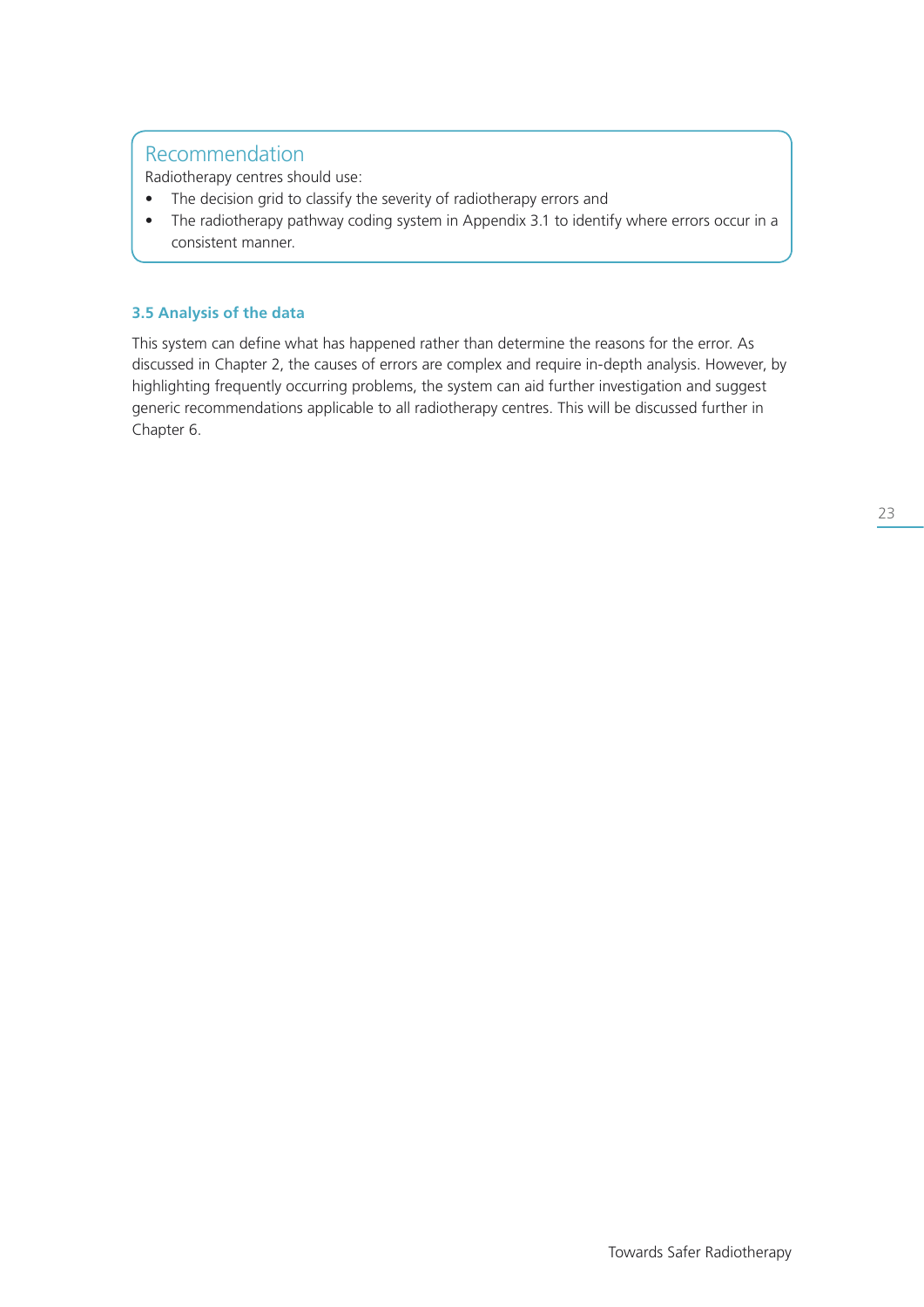> **Recommendation**
>
> Radiotherapy centres should use:
>
> - The decision grid to classify the severity of radiotherapy errors and
> - The radiotherapy pathway coding system in Appendix 3.1 to identify where errors occur in a consistent manner.

### 3.5 Analysis of the data

This system can define what has happened rather than determine the reasons for the error. As discussed in Chapter 2, the causes of errors are complex and require in-depth analysis. However, by highlighting frequently occurring problems, the system can aid further investigation and suggest generic recommendations applicable to all radiotherapy centres. This will be discussed further in Chapter 6.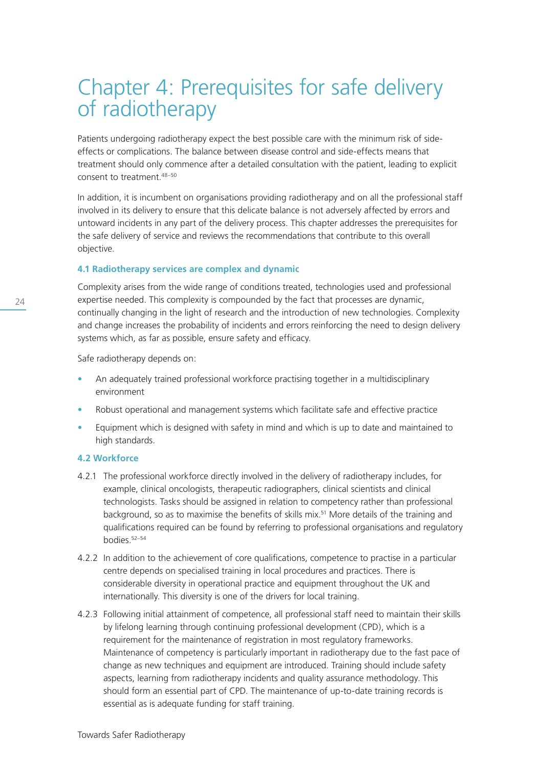# Chapter 4: Prerequisites for safe delivery of radiotherapy

Patients undergoing radiotherapy expect the best possible care with the minimum risk of side-effects or complications. The balance between disease control and side-effects means that treatment should only commence after a detailed consultation with the patient, leading to explicit consent to treatment.[48–50]

In addition, it is incumbent on organisations providing radiotherapy and on all the professional staff involved in its delivery to ensure that this delicate balance is not adversely affected by errors and untoward incidents in any part of the delivery process. This chapter addresses the prerequisites for the safe delivery of service and reviews the recommendations that contribute to this overall objective.

### 4.1 Radiotherapy services are complex and dynamic

Complexity arises from the wide range of conditions treated, technologies used and professional expertise needed. This complexity is compounded by the fact that processes are dynamic, continually changing in the light of research and the introduction of new technologies. Complexity and change increases the probability of incidents and errors reinforcing the need to design delivery systems which, as far as possible, ensure safety and efficacy.

Safe radiotherapy depends on:

- An adequately trained professional workforce practising together in a multidisciplinary environment
- Robust operational and management systems which facilitate safe and effective practice
- Equipment which is designed with safety in mind and which is up to date and maintained to high standards.

### 4.2 Workforce

4.2.1 The professional workforce directly involved in the delivery of radiotherapy includes, for example, clinical oncologists, therapeutic radiographers, clinical scientists and clinical technologists. Tasks should be assigned in relation to competency rather than professional background, so as to maximise the benefits of skills mix.[51] More details of the training and qualifications required can be found by referring to professional organisations and regulatory bodies.[52–54]

4.2.2 In addition to the achievement of core qualifications, competence to practise in a particular centre depends on specialised training in local procedures and practices. There is considerable diversity in operational practice and equipment throughout the UK and internationally. This diversity is one of the drivers for local training.

4.2.3 Following initial attainment of competence, all professional staff need to maintain their skills by lifelong learning through continuing professional development (CPD), which is a requirement for the maintenance of registration in most regulatory frameworks. Maintenance of competency is particularly important in radiotherapy due to the fast pace of change as new techniques and equipment are introduced. Training should include safety aspects, learning from radiotherapy incidents and quality assurance methodology. This should form an essential part of CPD. The maintenance of up-to-date training records is essential as is adequate funding for staff training.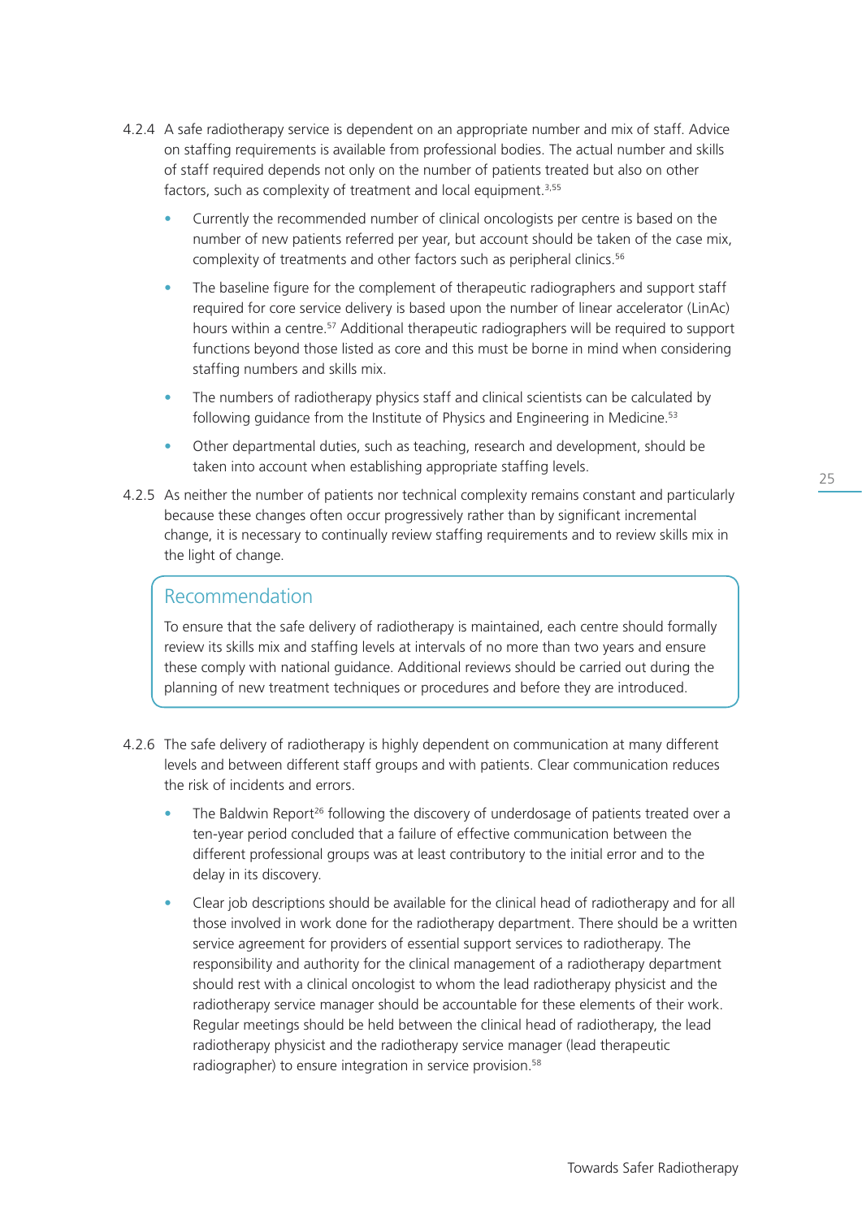4.2.4 A safe radiotherapy service is dependent on an appropriate number and mix of staff. Advice on staffing requirements is available from professional bodies. The actual number and skills of staff required depends not only on the number of patients treated but also on other factors, such as complexity of treatment and local equipment.[3,55]

- Currently the recommended number of clinical oncologists per centre is based on the number of new patients referred per year, but account should be taken of the case mix, complexity of treatments and other factors such as peripheral clinics.[56]
- The baseline figure for the complement of therapeutic radiographers and support staff required for core service delivery is based upon the number of linear accelerator (LinAc) hours within a centre.[57] Additional therapeutic radiographers will be required to support functions beyond those listed as core and this must be borne in mind when considering staffing numbers and skills mix.
- The numbers of radiotherapy physics staff and clinical scientists can be calculated by following guidance from the Institute of Physics and Engineering in Medicine.[53]
- Other departmental duties, such as teaching, research and development, should be taken into account when establishing appropriate staffing levels.

4.2.5 As neither the number of patients nor technical complexity remains constant and particularly because these changes often occur progressively rather than by significant incremental change, it is necessary to continually review staffing requirements and to review skills mix in the light of change.

## Recommendation

To ensure that the safe delivery of radiotherapy is maintained, each centre should formally review its skills mix and staffing levels at intervals of no more than two years and ensure these comply with national guidance. Additional reviews should be carried out during the planning of new treatment techniques or procedures and before they are introduced.

4.2.6 The safe delivery of radiotherapy is highly dependent on communication at many different levels and between different staff groups and with patients. Clear communication reduces the risk of incidents and errors.

- The Baldwin Report[26] following the discovery of underdosage of patients treated over a ten-year period concluded that a failure of effective communication between the different professional groups was at least contributory to the initial error and to the delay in its discovery.
- Clear job descriptions should be available for the clinical head of radiotherapy and for all those involved in work done for the radiotherapy department. There should be a written service agreement for providers of essential support services to radiotherapy. The responsibility and authority for the clinical management of a radiotherapy department should rest with a clinical oncologist to whom the lead radiotherapy physicist and the radiotherapy service manager should be accountable for these elements of their work. Regular meetings should be held between the clinical head of radiotherapy, the lead radiotherapy physicist and the radiotherapy service manager (lead therapeutic radiographer) to ensure integration in service provision.[58]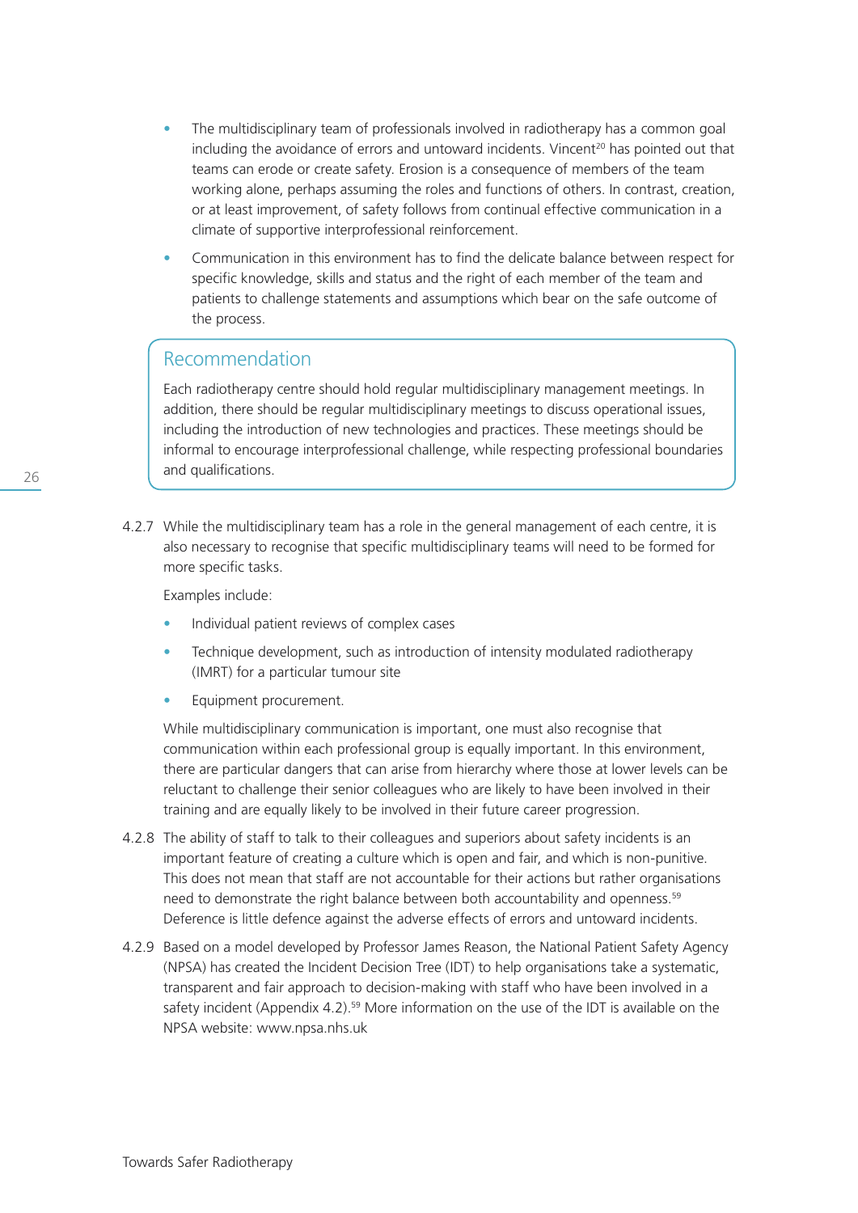- The multidisciplinary team of professionals involved in radiotherapy has a common goal including the avoidance of errors and untoward incidents. Vincent[20] has pointed out that teams can erode or create safety. Erosion is a consequence of members of the team working alone, perhaps assuming the roles and functions of others. In contrast, creation, or at least improvement, of safety follows from continual effective communication in a climate of supportive interprofessional reinforcement.
- Communication in this environment has to find the delicate balance between respect for specific knowledge, skills and status and the right of each member of the team and patients to challenge statements and assumptions which bear on the safe outcome of the process.

> ### Recommendation
>
> Each radiotherapy centre should hold regular multidisciplinary management meetings. In addition, there should be regular multidisciplinary meetings to discuss operational issues, including the introduction of new technologies and practices. These meetings should be informal to encourage interprofessional challenge, while respecting professional boundaries and qualifications.

4.2.7 While the multidisciplinary team has a role in the general management of each centre, it is also necessary to recognise that specific multidisciplinary teams will need to be formed for more specific tasks.

Examples include:

- Individual patient reviews of complex cases
- Technique development, such as introduction of intensity modulated radiotherapy (IMRT) for a particular tumour site
- Equipment procurement.

While multidisciplinary communication is important, one must also recognise that communication within each professional group is equally important. In this environment, there are particular dangers that can arise from hierarchy where those at lower levels can be reluctant to challenge their senior colleagues who are likely to have been involved in their training and are equally likely to be involved in their future career progression.

4.2.8 The ability of staff to talk to their colleagues and superiors about safety incidents is an important feature of creating a culture which is open and fair, and which is non-punitive. This does not mean that staff are not accountable for their actions but rather organisations need to demonstrate the right balance between both accountability and openness.[59] Deference is little defence against the adverse effects of errors and untoward incidents.

4.2.9 Based on a model developed by Professor James Reason, the National Patient Safety Agency (NPSA) has created the Incident Decision Tree (IDT) to help organisations take a systematic, transparent and fair approach to decision-making with staff who have been involved in a safety incident (Appendix 4.2).[59] More information on the use of the IDT is available on the NPSA website: www.npsa.nhs.uk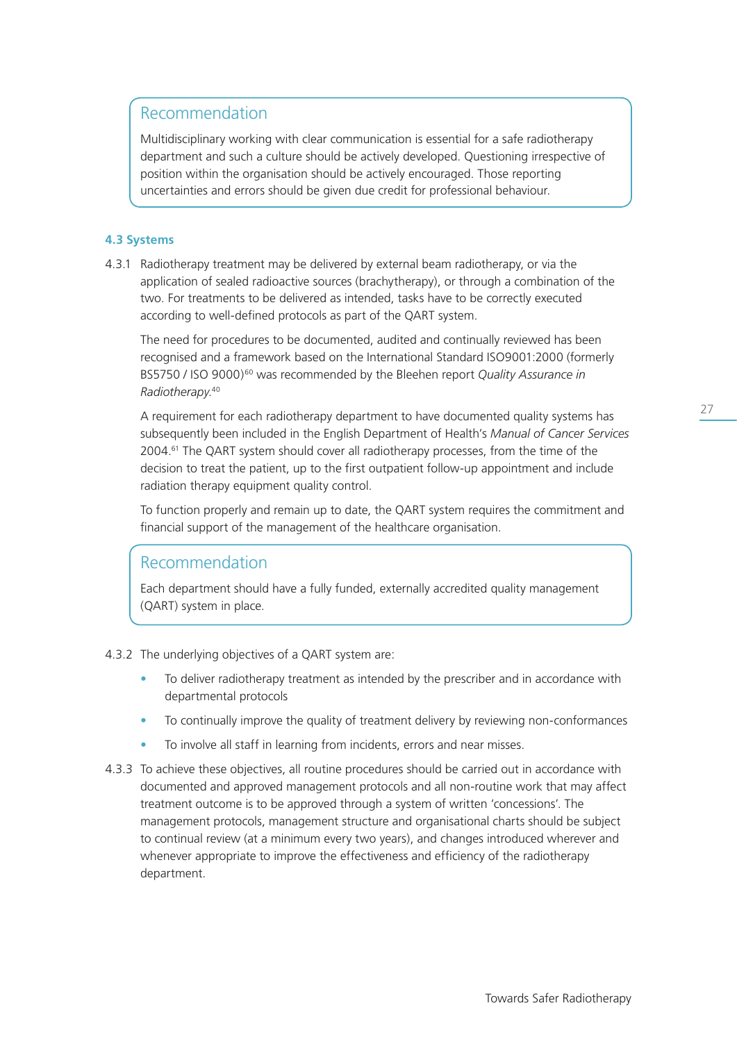### Recommendation

Multidisciplinary working with clear communication is essential for a safe radiotherapy department and such a culture should be actively developed. Questioning irrespective of position within the organisation should be actively encouraged. Those reporting uncertainties and errors should be given due credit for professional behaviour.

## 4.3 Systems

4.3.1 Radiotherapy treatment may be delivered by external beam radiotherapy, or via the application of sealed radioactive sources (brachytherapy), or through a combination of the two. For treatments to be delivered as intended, tasks have to be correctly executed according to well-defined protocols as part of the QART system.

The need for procedures to be documented, audited and continually reviewed has been recognised and a framework based on the International Standard ISO9001:2000 (formerly BS5750 / ISO 9000)[60] was recommended by the Bleehen report *Quality Assurance in Radiotherapy.*[40]

A requirement for each radiotherapy department to have documented quality systems has subsequently been included in the English Department of Health's *Manual of Cancer Services* 2004.[61] The QART system should cover all radiotherapy processes, from the time of the decision to treat the patient, up to the first outpatient follow-up appointment and include radiation therapy equipment quality control.

To function properly and remain up to date, the QART system requires the commitment and financial support of the management of the healthcare organisation.

### Recommendation

Each department should have a fully funded, externally accredited quality management (QART) system in place.

4.3.2 The underlying objectives of a QART system are:

- To deliver radiotherapy treatment as intended by the prescriber and in accordance with departmental protocols
- To continually improve the quality of treatment delivery by reviewing non-conformances
- To involve all staff in learning from incidents, errors and near misses.

4.3.3 To achieve these objectives, all routine procedures should be carried out in accordance with documented and approved management protocols and all non-routine work that may affect treatment outcome is to be approved through a system of written 'concessions'. The management protocols, management structure and organisational charts should be subject to continual review (at a minimum every two years), and changes introduced wherever and whenever appropriate to improve the effectiveness and efficiency of the radiotherapy department.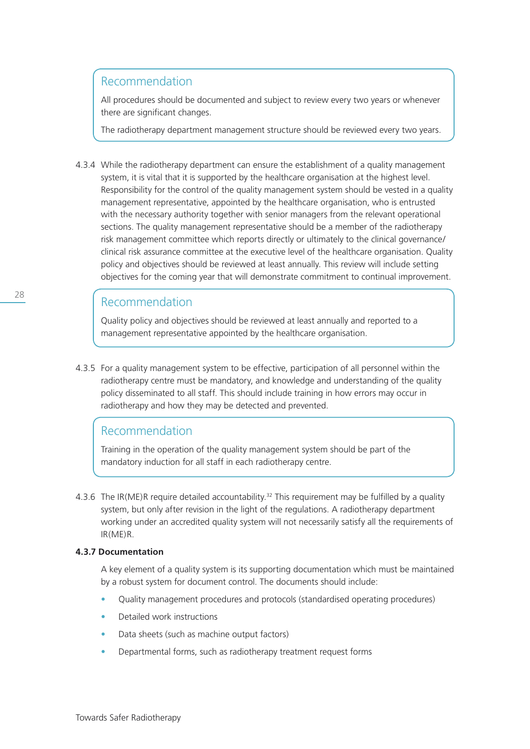> **Recommendation**
>
> All procedures should be documented and subject to review every two years or whenever there are significant changes.
>
> The radiotherapy department management structure should be reviewed every two years.

4.3.4 While the radiotherapy department can ensure the establishment of a quality management system, it is vital that it is supported by the healthcare organisation at the highest level. Responsibility for the control of the quality management system should be vested in a quality management representative, appointed by the healthcare organisation, who is entrusted with the necessary authority together with senior managers from the relevant operational sections. The quality management representative should be a member of the radiotherapy risk management committee which reports directly or ultimately to the clinical governance/clinical risk assurance committee at the executive level of the healthcare organisation. Quality policy and objectives should be reviewed at least annually. This review will include setting objectives for the coming year that will demonstrate commitment to continual improvement.

> **Recommendation**
>
> Quality policy and objectives should be reviewed at least annually and reported to a management representative appointed by the healthcare organisation.

4.3.5 For a quality management system to be effective, participation of all personnel within the radiotherapy centre must be mandatory, and knowledge and understanding of the quality policy disseminated to all staff. This should include training in how errors may occur in radiotherapy and how they may be detected and prevented.

> **Recommendation**
>
> Training in the operation of the quality management system should be part of the mandatory induction for all staff in each radiotherapy centre.

4.3.6 The IR(ME)R require detailed accountability.[32] This requirement may be fulfilled by a quality system, but only after revision in the light of the regulations. A radiotherapy department working under an accredited quality system will not necessarily satisfy all the requirements of IR(ME)R.

**4.3.7 Documentation**

A key element of a quality system is its supporting documentation which must be maintained by a robust system for document control. The documents should include:

- Quality management procedures and protocols (standardised operating procedures)
- Detailed work instructions
- Data sheets (such as machine output factors)
- Departmental forms, such as radiotherapy treatment request forms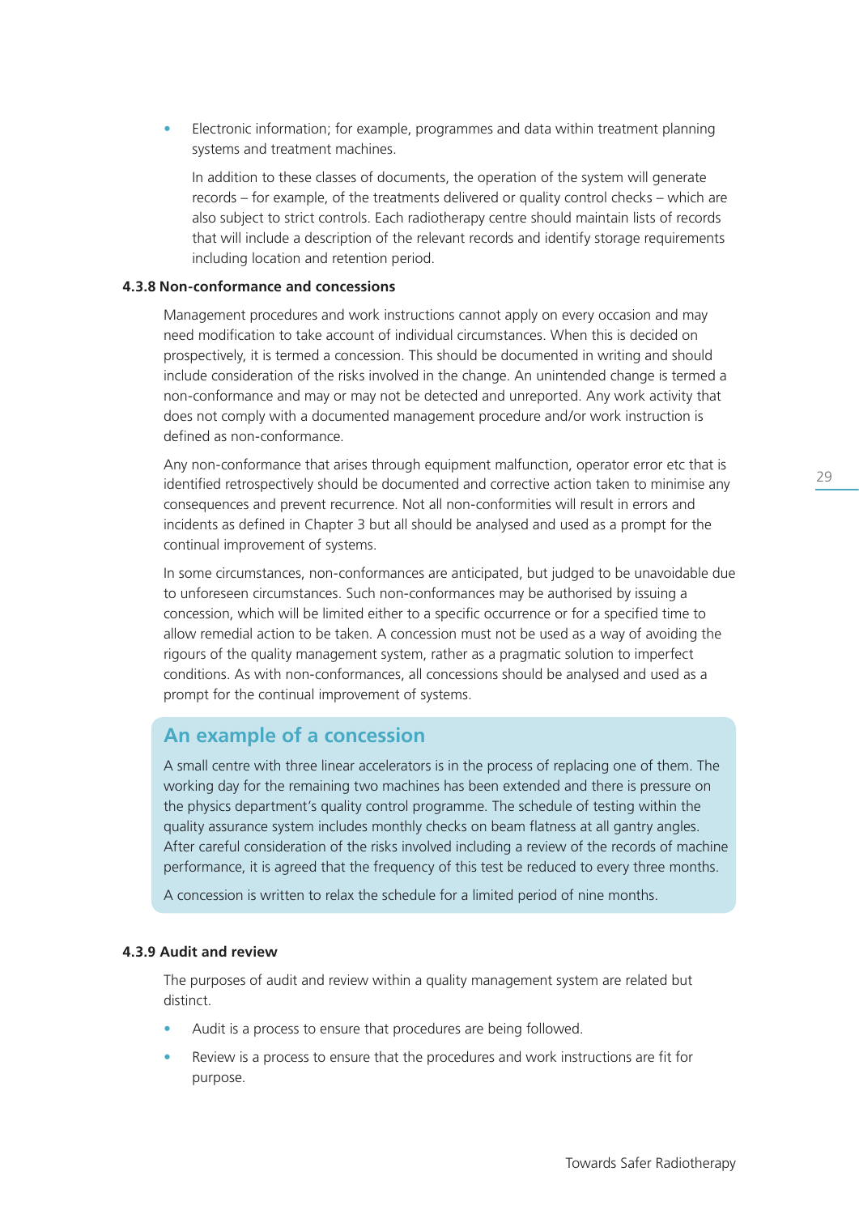- Electronic information; for example, programmes and data within treatment planning systems and treatment machines.

  In addition to these classes of documents, the operation of the system will generate records – for example, of the treatments delivered or quality control checks – which are also subject to strict controls. Each radiotherapy centre should maintain lists of records that will include a description of the relevant records and identify storage requirements including location and retention period.

#### 4.3.8 Non-conformance and concessions

Management procedures and work instructions cannot apply on every occasion and may need modification to take account of individual circumstances. When this is decided on prospectively, it is termed a concession. This should be documented in writing and should include consideration of the risks involved in the change. An unintended change is termed a non-conformance and may or may not be detected and unreported. Any work activity that does not comply with a documented management procedure and/or work instruction is defined as non-conformance.

Any non-conformance that arises through equipment malfunction, operator error etc that is identified retrospectively should be documented and corrective action taken to minimise any consequences and prevent recurrence. Not all non-conformities will result in errors and incidents as defined in Chapter 3 but all should be analysed and used as a prompt for the continual improvement of systems.

In some circumstances, non-conformances are anticipated, but judged to be unavoidable due to unforeseen circumstances. Such non-conformances may be authorised by issuing a concession, which will be limited either to a specific occurrence or for a specified time to allow remedial action to be taken. A concession must not be used as a way of avoiding the rigours of the quality management system, rather as a pragmatic solution to imperfect conditions. As with non-conformances, all concessions should be analysed and used as a prompt for the continual improvement of systems.

> **An example of a concession**
>
> A small centre with three linear accelerators is in the process of replacing one of them. The working day for the remaining two machines has been extended and there is pressure on the physics department's quality control programme. The schedule of testing within the quality assurance system includes monthly checks on beam flatness at all gantry angles. After careful consideration of the risks involved including a review of the records of machine performance, it is agreed that the frequency of this test be reduced to every three months.
>
> A concession is written to relax the schedule for a limited period of nine months.

#### 4.3.9 Audit and review

The purposes of audit and review within a quality management system are related but distinct.

- Audit is a process to ensure that procedures are being followed.
- Review is a process to ensure that the procedures and work instructions are fit for purpose.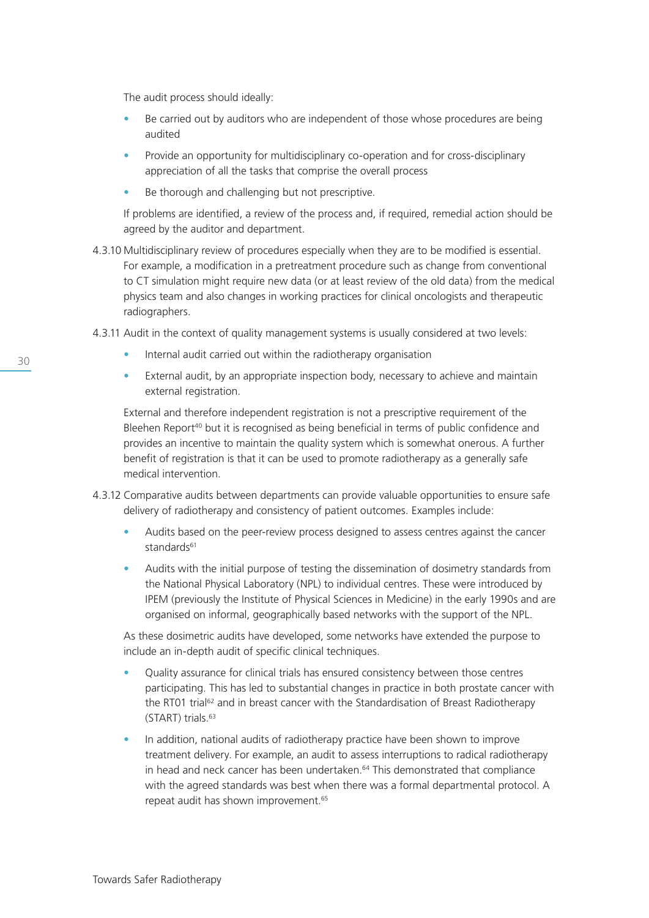The audit process should ideally:

- Be carried out by auditors who are independent of those whose procedures are being audited
- Provide an opportunity for multidisciplinary co-operation and for cross-disciplinary appreciation of all the tasks that comprise the overall process
- Be thorough and challenging but not prescriptive.

If problems are identified, a review of the process and, if required, remedial action should be agreed by the auditor and department.

4.3.10 Multidisciplinary review of procedures especially when they are to be modified is essential. For example, a modification in a pretreatment procedure such as change from conventional to CT simulation might require new data (or at least review of the old data) from the medical physics team and also changes in working practices for clinical oncologists and therapeutic radiographers.

4.3.11 Audit in the context of quality management systems is usually considered at two levels:

- Internal audit carried out within the radiotherapy organisation
- External audit, by an appropriate inspection body, necessary to achieve and maintain external registration.

External and therefore independent registration is not a prescriptive requirement of the Bleehen Report[40] but it is recognised as being beneficial in terms of public confidence and provides an incentive to maintain the quality system which is somewhat onerous. A further benefit of registration is that it can be used to promote radiotherapy as a generally safe medical intervention.

4.3.12 Comparative audits between departments can provide valuable opportunities to ensure safe delivery of radiotherapy and consistency of patient outcomes. Examples include:

- Audits based on the peer-review process designed to assess centres against the cancer standards[61]
- Audits with the initial purpose of testing the dissemination of dosimetry standards from the National Physical Laboratory (NPL) to individual centres. These were introduced by IPEM (previously the Institute of Physical Sciences in Medicine) in the early 1990s and are organised on informal, geographically based networks with the support of the NPL.

As these dosimetric audits have developed, some networks have extended the purpose to include an in-depth audit of specific clinical techniques.

- Quality assurance for clinical trials has ensured consistency between those centres participating. This has led to substantial changes in practice in both prostate cancer with the RT01 trial[62] and in breast cancer with the Standardisation of Breast Radiotherapy (START) trials.[63]
- In addition, national audits of radiotherapy practice have been shown to improve treatment delivery. For example, an audit to assess interruptions to radical radiotherapy in head and neck cancer has been undertaken.[64] This demonstrated that compliance with the agreed standards was best when there was a formal departmental protocol. A repeat audit has shown improvement.[65]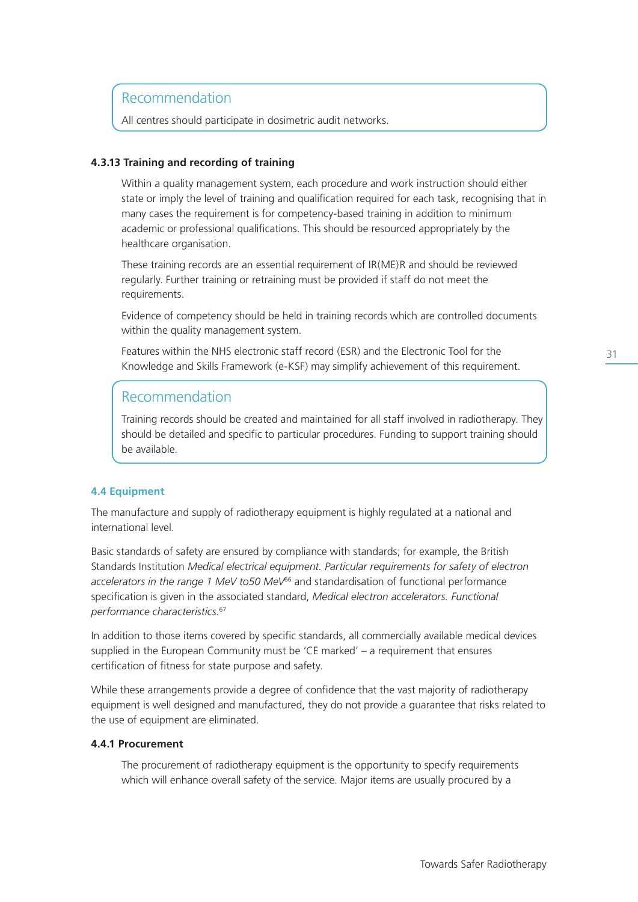> **Recommendation**
>
> All centres should participate in dosimetric audit networks.

#### 4.3.13 Training and recording of training

Within a quality management system, each procedure and work instruction should either state or imply the level of training and qualification required for each task, recognising that in many cases the requirement is for competency-based training in addition to minimum academic or professional qualifications. This should be resourced appropriately by the healthcare organisation.

These training records are an essential requirement of IR(ME)R and should be reviewed regularly. Further training or retraining must be provided if staff do not meet the requirements.

Evidence of competency should be held in training records which are controlled documents within the quality management system.

Features within the NHS electronic staff record (ESR) and the Electronic Tool for the Knowledge and Skills Framework (e-KSF) may simplify achievement of this requirement.

> **Recommendation**
>
> Training records should be created and maintained for all staff involved in radiotherapy. They should be detailed and specific to particular procedures. Funding to support training should be available.

### 4.4 Equipment

The manufacture and supply of radiotherapy equipment is highly regulated at a national and international level.

Basic standards of safety are ensured by compliance with standards; for example, the British Standards Institution *Medical electrical equipment. Particular requirements for safety of electron accelerators in the range 1 MeV to50 MeV*[66] and standardisation of functional performance specification is given in the associated standard, *Medical electron accelerators. Functional performance characteristics.*[67]

In addition to those items covered by specific standards, all commercially available medical devices supplied in the European Community must be 'CE marked' – a requirement that ensures certification of fitness for state purpose and safety.

While these arrangements provide a degree of confidence that the vast majority of radiotherapy equipment is well designed and manufactured, they do not provide a guarantee that risks related to the use of equipment are eliminated.

#### 4.4.1 Procurement

The procurement of radiotherapy equipment is the opportunity to specify requirements which will enhance overall safety of the service. Major items are usually procured by a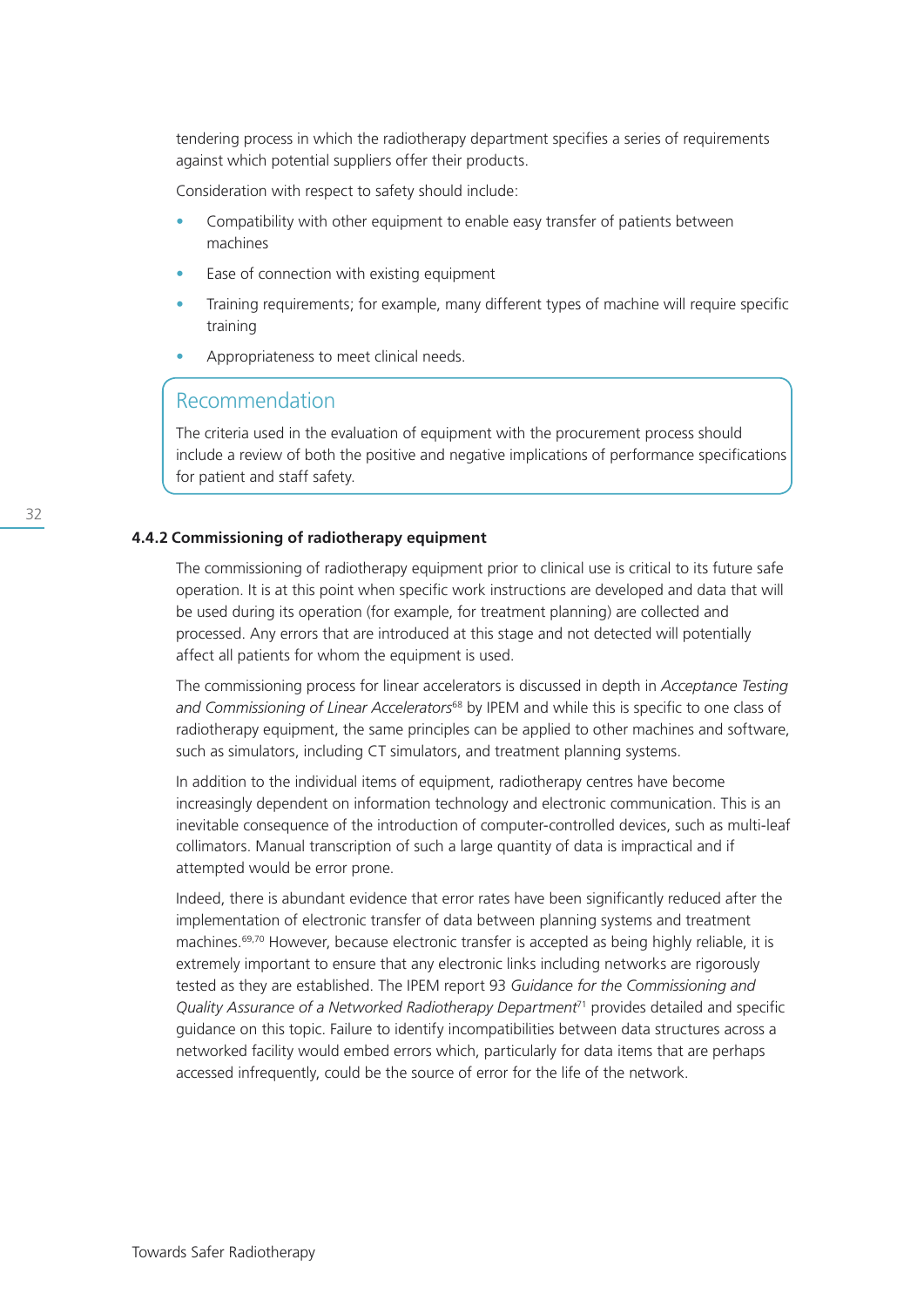tendering process in which the radiotherapy department specifies a series of requirements against which potential suppliers offer their products.

Consideration with respect to safety should include:

- Compatibility with other equipment to enable easy transfer of patients between machines
- Ease of connection with existing equipment
- Training requirements; for example, many different types of machine will require specific training
- Appropriateness to meet clinical needs.

> **Recommendation**
>
> The criteria used in the evaluation of equipment with the procurement process should include a review of both the positive and negative implications of performance specifications for patient and staff safety.

### 4.4.2 Commissioning of radiotherapy equipment

The commissioning of radiotherapy equipment prior to clinical use is critical to its future safe operation. It is at this point when specific work instructions are developed and data that will be used during its operation (for example, for treatment planning) are collected and processed. Any errors that are introduced at this stage and not detected will potentially affect all patients for whom the equipment is used.

The commissioning process for linear accelerators is discussed in depth in *Acceptance Testing and Commissioning of Linear Accelerators*[68] by IPEM and while this is specific to one class of radiotherapy equipment, the same principles can be applied to other machines and software, such as simulators, including CT simulators, and treatment planning systems.

In addition to the individual items of equipment, radiotherapy centres have become increasingly dependent on information technology and electronic communication. This is an inevitable consequence of the introduction of computer-controlled devices, such as multi-leaf collimators. Manual transcription of such a large quantity of data is impractical and if attempted would be error prone.

Indeed, there is abundant evidence that error rates have been significantly reduced after the implementation of electronic transfer of data between planning systems and treatment machines.[69,70] However, because electronic transfer is accepted as being highly reliable, it is extremely important to ensure that any electronic links including networks are rigorously tested as they are established. The IPEM report 93 *Guidance for the Commissioning and Quality Assurance of a Networked Radiotherapy Department*[71] provides detailed and specific guidance on this topic. Failure to identify incompatibilities between data structures across a networked facility would embed errors which, particularly for data items that are perhaps accessed infrequently, could be the source of error for the life of the network.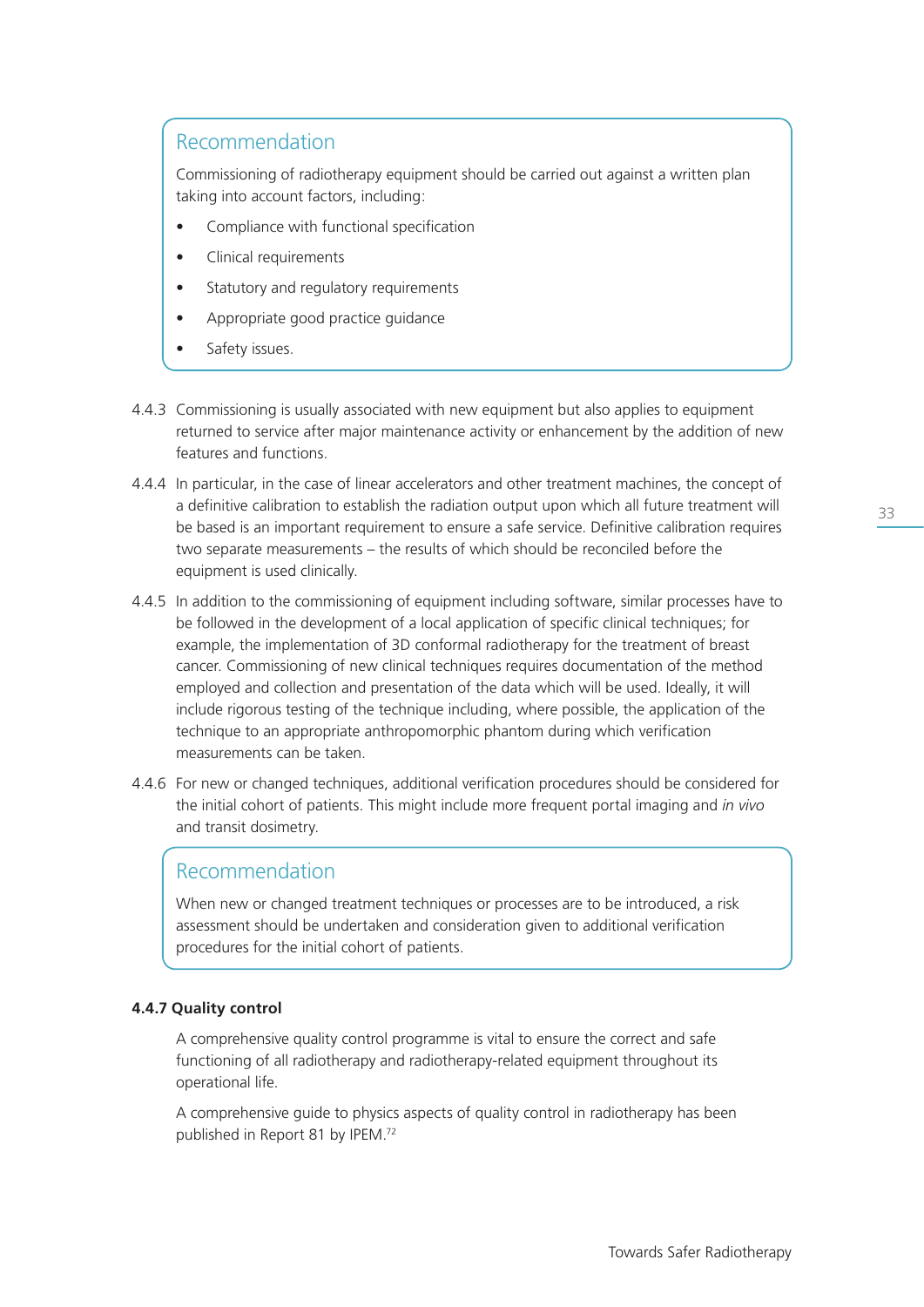### Recommendation

Commissioning of radiotherapy equipment should be carried out against a written plan taking into account factors, including:

- Compliance with functional specification
- Clinical requirements
- Statutory and regulatory requirements
- Appropriate good practice guidance
- Safety issues.

4.4.3 Commissioning is usually associated with new equipment but also applies to equipment returned to service after major maintenance activity or enhancement by the addition of new features and functions.

4.4.4 In particular, in the case of linear accelerators and other treatment machines, the concept of a definitive calibration to establish the radiation output upon which all future treatment will be based is an important requirement to ensure a safe service. Definitive calibration requires two separate measurements – the results of which should be reconciled before the equipment is used clinically.

4.4.5 In addition to the commissioning of equipment including software, similar processes have to be followed in the development of a local application of specific clinical techniques; for example, the implementation of 3D conformal radiotherapy for the treatment of breast cancer. Commissioning of new clinical techniques requires documentation of the method employed and collection and presentation of the data which will be used. Ideally, it will include rigorous testing of the technique including, where possible, the application of the technique to an appropriate anthropomorphic phantom during which verification measurements can be taken.

4.4.6 For new or changed techniques, additional verification procedures should be considered for the initial cohort of patients. This might include more frequent portal imaging and *in vivo* and transit dosimetry.

### Recommendation

When new or changed treatment techniques or processes are to be introduced, a risk assessment should be undertaken and consideration given to additional verification procedures for the initial cohort of patients.

**4.4.7 Quality control**

A comprehensive quality control programme is vital to ensure the correct and safe functioning of all radiotherapy and radiotherapy-related equipment throughout its operational life.

A comprehensive guide to physics aspects of quality control in radiotherapy has been published in Report 81 by IPEM.[72]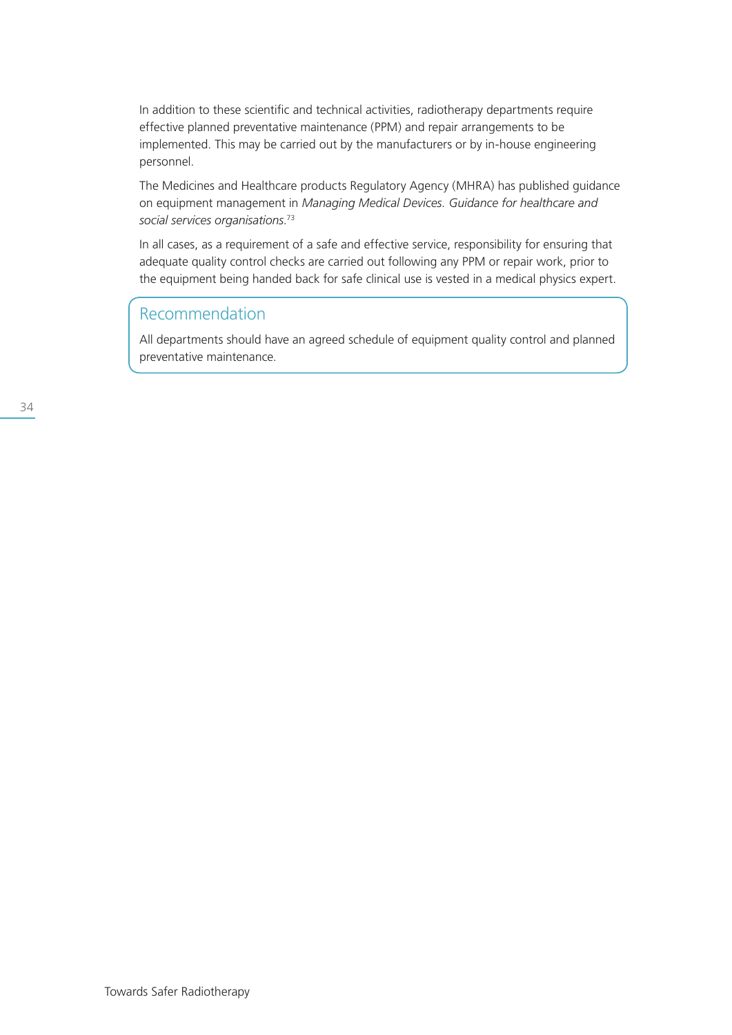In addition to these scientific and technical activities, radiotherapy departments require effective planned preventative maintenance (PPM) and repair arrangements to be implemented. This may be carried out by the manufacturers or by in-house engineering personnel.

The Medicines and Healthcare products Regulatory Agency (MHRA) has published guidance on equipment management in *Managing Medical Devices. Guidance for healthcare and social services organisations.*[73]

In all cases, as a requirement of a safe and effective service, responsibility for ensuring that adequate quality control checks are carried out following any PPM or repair work, prior to the equipment being handed back for safe clinical use is vested in a medical physics expert.

## Recommendation

All departments should have an agreed schedule of equipment quality control and planned preventative maintenance.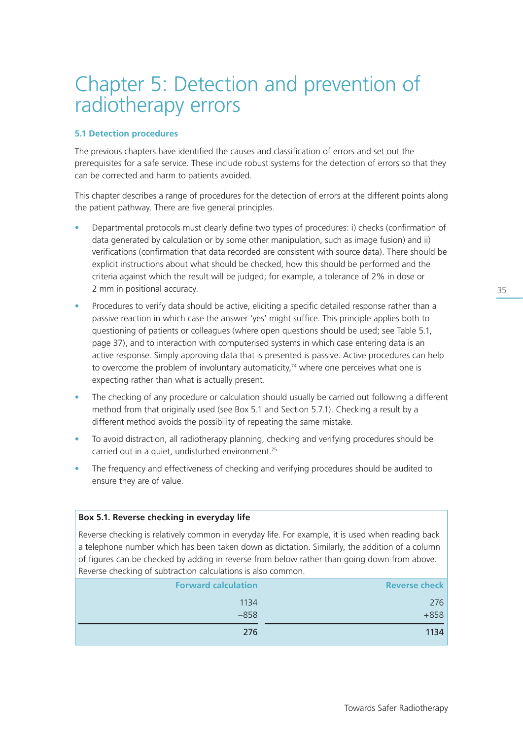# Chapter 5: Detection and prevention of radiotherapy errors

### 5.1 Detection procedures

The previous chapters have identified the causes and classification of errors and set out the prerequisites for a safe service. These include robust systems for the detection of errors so that they can be corrected and harm to patients avoided.

This chapter describes a range of procedures for the detection of errors at the different points along the patient pathway. There are five general principles.

- Departmental protocols must clearly define two types of procedures: i) checks (confirmation of data generated by calculation or by some other manipulation, such as image fusion) and ii) verifications (confirmation that data recorded are consistent with source data). There should be explicit instructions about what should be checked, how this should be performed and the criteria against which the result will be judged; for example, a tolerance of 2% in dose or 2 mm in positional accuracy.
- Procedures to verify data should be active, eliciting a specific detailed response rather than a passive reaction in which case the answer 'yes' might suffice. This principle applies both to questioning of patients or colleagues (where open questions should be used; see Table 5.1, page 37), and to interaction with computerised systems in which case entering data is an active response. Simply approving data that is presented is passive. Active procedures can help to overcome the problem of involuntary automaticity,[74] where one perceives what one is expecting rather than what is actually present.
- The checking of any procedure or calculation should usually be carried out following a different method from that originally used (see Box 5.1 and Section 5.7.1). Checking a result by a different method avoids the possibility of repeating the same mistake.
- To avoid distraction, all radiotherapy planning, checking and verifying procedures should be carried out in a quiet, undisturbed environment.[75]
- The frequency and effectiveness of checking and verifying procedures should be audited to ensure they are of value.

**Box 5.1. Reverse checking in everyday life**

Reverse checking is relatively common in everyday life. For example, it is used when reading back a telephone number which has been taken down as dictation. Similarly, the addition of a column of figures can be checked by adding in reverse from below rather than going down from above. Reverse checking of subtraction calculations is also common.

| Forward calculation | Reverse check |
|---:|---:|
| 1134 | 276 |
| –858 | +858 |
| **276** | **1134** |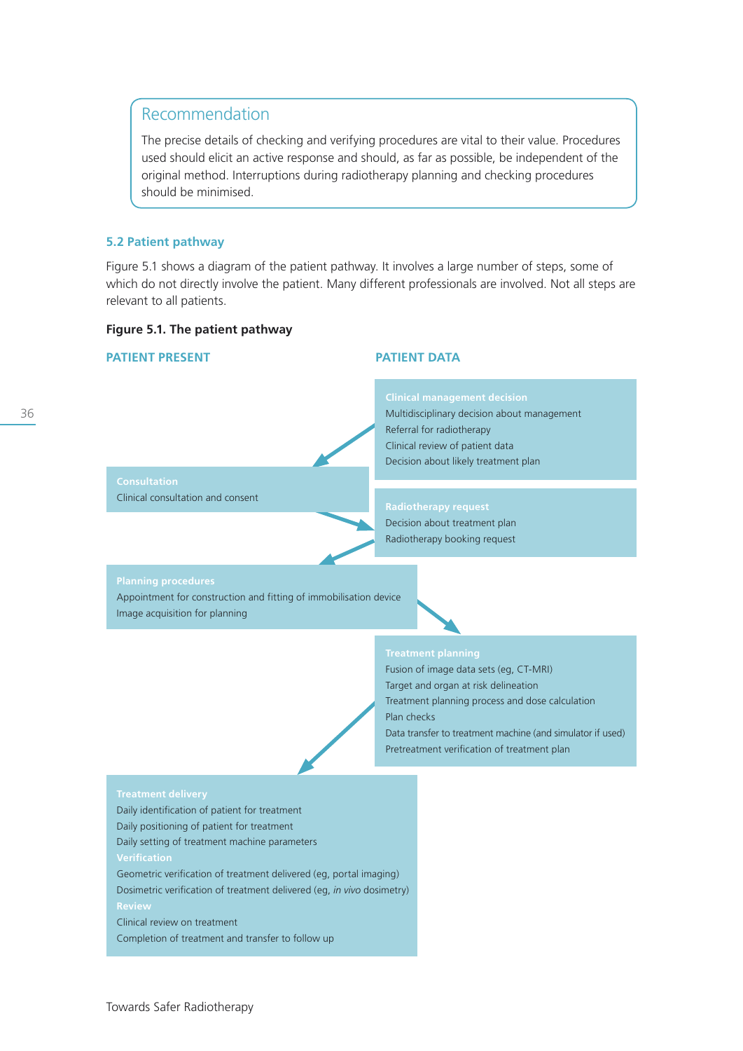> **Recommendation**
>
> The precise details of checking and verifying procedures are vital to their value. Procedures used should elicit an active response and should, as far as possible, be independent of the original method. Interruptions during radiotherapy planning and checking procedures should be minimised.

### 5.2 Patient pathway

Figure 5.1 shows a diagram of the patient pathway. It involves a large number of steps, some of which do not directly involve the patient. Many different professionals are involved. Not all steps are relevant to all patients.

**Figure 5.1. The patient pathway**

**PATIENT PRESENT**

**PATIENT DATA**

**Clinical management decision**
- Multidisciplinary decision about management
- Referral for radiotherapy
- Clinical review of patient data
- Decision about likely treatment plan

**Consultation**
- Clinical consultation and consent

**Radiotherapy request**
- Decision about treatment plan
- Radiotherapy booking request

**Planning procedures**
- Appointment for construction and fitting of immobilisation device
- Image acquisition for planning

**Treatment planning**
- Fusion of image data sets (eg, CT-MRI)
- Target and organ at risk delineation
- Treatment planning process and dose calculation
- Plan checks
- Data transfer to treatment machine (and simulator if used)
- Pretreatment verification of treatment plan

**Treatment delivery**
- Daily identification of patient for treatment
- Daily positioning of patient for treatment
- Daily setting of treatment machine parameters

**Verification**
- Geometric verification of treatment delivered (eg, portal imaging)
- Dosimetric verification of treatment delivered (eg, *in vivo* dosimetry)

**Review**
- Clinical review on treatment
- Completion of treatment and transfer to follow up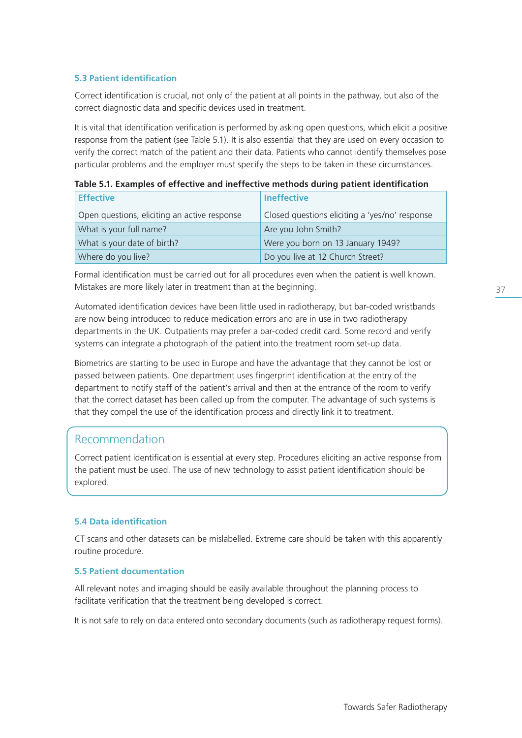### 5.3 Patient identification

Correct identification is crucial, not only of the patient at all points in the pathway, but also of the correct diagnostic data and specific devices used in treatment.

It is vital that identification verification is performed by asking open questions, which elicit a positive response from the patient (see Table 5.1). It is also essential that they are used on every occasion to verify the correct match of the patient and their data. Patients who cannot identify themselves pose particular problems and the employer must specify the steps to be taken in these circumstances.

**Table 5.1. Examples of effective and ineffective methods during patient identification**

| Effective | Ineffective |
|---|---|
| Open questions, eliciting an active response | Closed questions eliciting a 'yes/no' response |
| What is your full name? | Are you John Smith? |
| What is your date of birth? | Were you born on 13 January 1949? |
| Where do you live? | Do you live at 12 Church Street? |

Formal identification must be carried out for all procedures even when the patient is well known. Mistakes are more likely later in treatment than at the beginning.

Automated identification devices have been little used in radiotherapy, but bar-coded wristbands are now being introduced to reduce medication errors and are in use in two radiotherapy departments in the UK. Outpatients may prefer a bar-coded credit card. Some record and verify systems can integrate a photograph of the patient into the treatment room set-up data.

Biometrics are starting to be used in Europe and have the advantage that they cannot be lost or passed between patients. One department uses fingerprint identification at the entry of the department to notify staff of the patient's arrival and then at the entrance of the room to verify that the correct dataset has been called up from the computer. The advantage of such systems is that they compel the use of the identification process and directly link it to treatment.

> **Recommendation**
>
> Correct patient identification is essential at every step. Procedures eliciting an active response from the patient must be used. The use of new technology to assist patient identification should be explored.

### 5.4 Data identification

CT scans and other datasets can be mislabelled. Extreme care should be taken with this apparently routine procedure.

### 5.5 Patient documentation

All relevant notes and imaging should be easily available throughout the planning process to facilitate verification that the treatment being developed is correct.

It is not safe to rely on data entered onto secondary documents (such as radiotherapy request forms).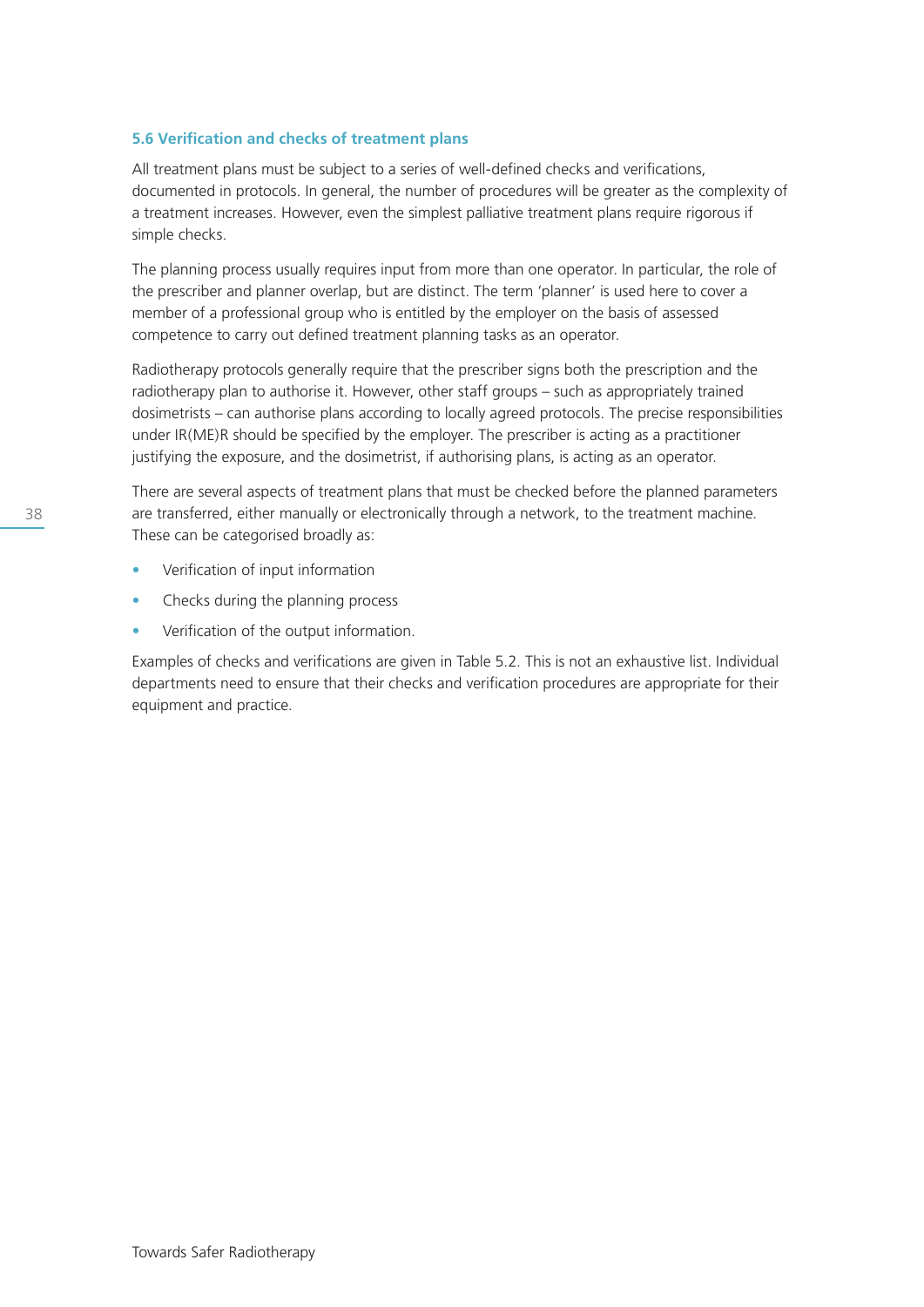### 5.6 Verification and checks of treatment plans

All treatment plans must be subject to a series of well-defined checks and verifications, documented in protocols. In general, the number of procedures will be greater as the complexity of a treatment increases. However, even the simplest palliative treatment plans require rigorous if simple checks.

The planning process usually requires input from more than one operator. In particular, the role of the prescriber and planner overlap, but are distinct. The term 'planner' is used here to cover a member of a professional group who is entitled by the employer on the basis of assessed competence to carry out defined treatment planning tasks as an operator.

Radiotherapy protocols generally require that the prescriber signs both the prescription and the radiotherapy plan to authorise it. However, other staff groups – such as appropriately trained dosimetrists – can authorise plans according to locally agreed protocols. The precise responsibilities under IR(ME)R should be specified by the employer. The prescriber is acting as a practitioner justifying the exposure, and the dosimetrist, if authorising plans, is acting as an operator.

There are several aspects of treatment plans that must be checked before the planned parameters are transferred, either manually or electronically through a network, to the treatment machine. These can be categorised broadly as:

- Verification of input information
- Checks during the planning process
- Verification of the output information.

Examples of checks and verifications are given in Table 5.2. This is not an exhaustive list. Individual departments need to ensure that their checks and verification procedures are appropriate for their equipment and practice.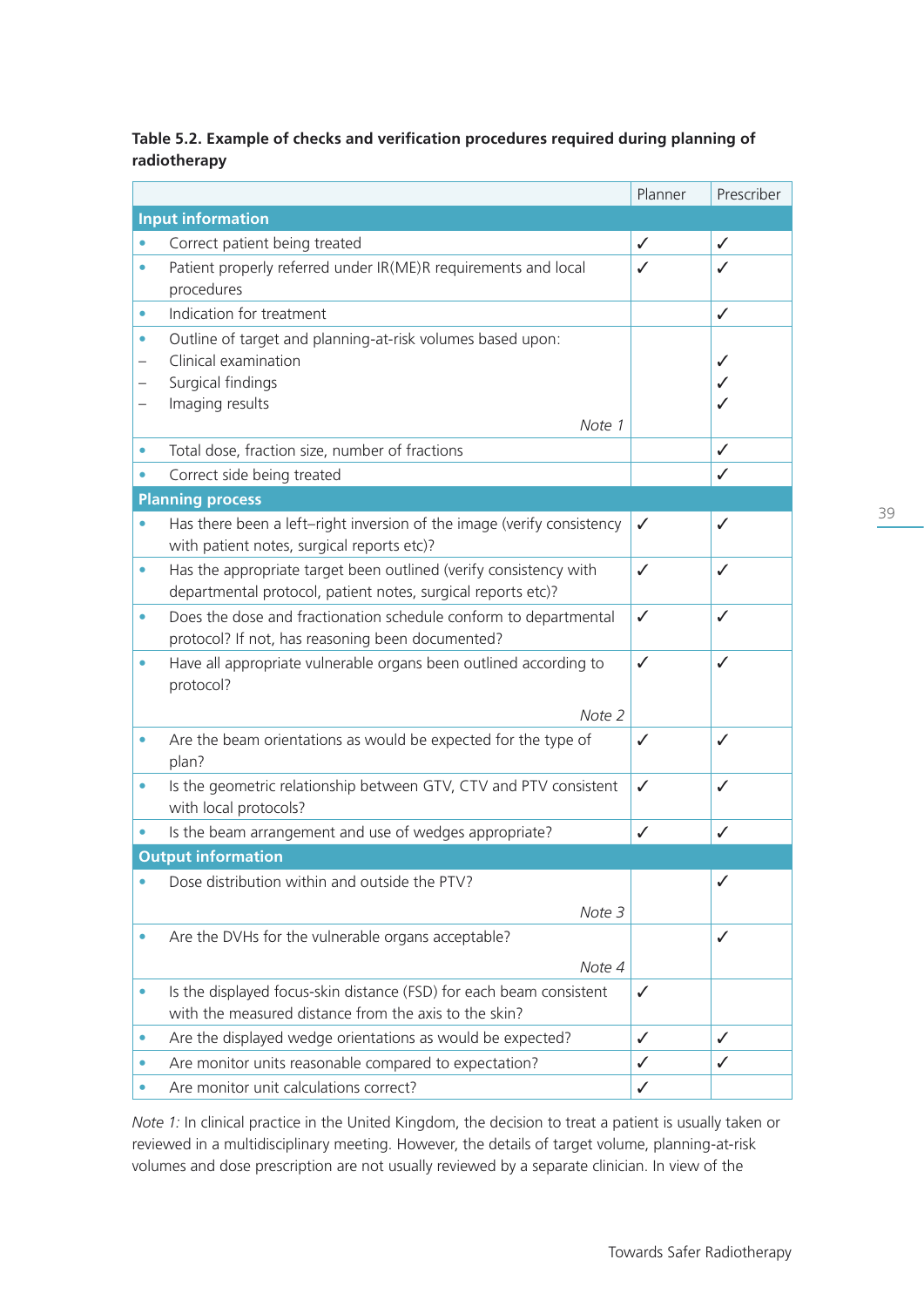**Table 5.2. Example of checks and verification procedures required during planning of radiotherapy**

| | Planner | Prescriber |
|---|---|---|
| **Input information** | | |
| • Correct patient being treated | ✓ | ✓ |
| • Patient properly referred under IR(ME)R requirements and local procedures | ✓ | ✓ |
| • Indication for treatment | | ✓ |
| • Outline of target and planning-at-risk volumes based upon: | | |
| – Clinical examination | | ✓ |
| – Surgical findings | | ✓ |
| – Imaging results *Note 1* | | ✓ |
| • Total dose, fraction size, number of fractions | | ✓ |
| • Correct side being treated | | ✓ |
| **Planning process** | | |
| • Has there been a left–right inversion of the image (verify consistency with patient notes, surgical reports etc)? | ✓ | ✓ |
| • Has the appropriate target been outlined (verify consistency with departmental protocol, patient notes, surgical reports etc)? | ✓ | ✓ |
| • Does the dose and fractionation schedule conform to departmental protocol? If not, has reasoning been documented? | ✓ | ✓ |
| • Have all appropriate vulnerable organs been outlined according to protocol? *Note 2* | ✓ | ✓ |
| • Are the beam orientations as would be expected for the type of plan? | ✓ | ✓ |
| • Is the geometric relationship between GTV, CTV and PTV consistent with local protocols? | ✓ | ✓ |
| • Is the beam arrangement and use of wedges appropriate? | ✓ | ✓ |
| **Output information** | | |
| • Dose distribution within and outside the PTV? *Note 3* | | ✓ |
| • Are the DVHs for the vulnerable organs acceptable? *Note 4* | | ✓ |
| • Is the displayed focus-skin distance (FSD) for each beam consistent with the measured distance from the axis to the skin? | ✓ | |
| • Are the displayed wedge orientations as would be expected? | ✓ | ✓ |
| • Are monitor units reasonable compared to expectation? | ✓ | ✓ |
| • Are monitor unit calculations correct? | ✓ | |

*Note 1:* In clinical practice in the United Kingdom, the decision to treat a patient is usually taken or reviewed in a multidisciplinary meeting. However, the details of target volume, planning-at-risk volumes and dose prescription are not usually reviewed by a separate clinician. In view of the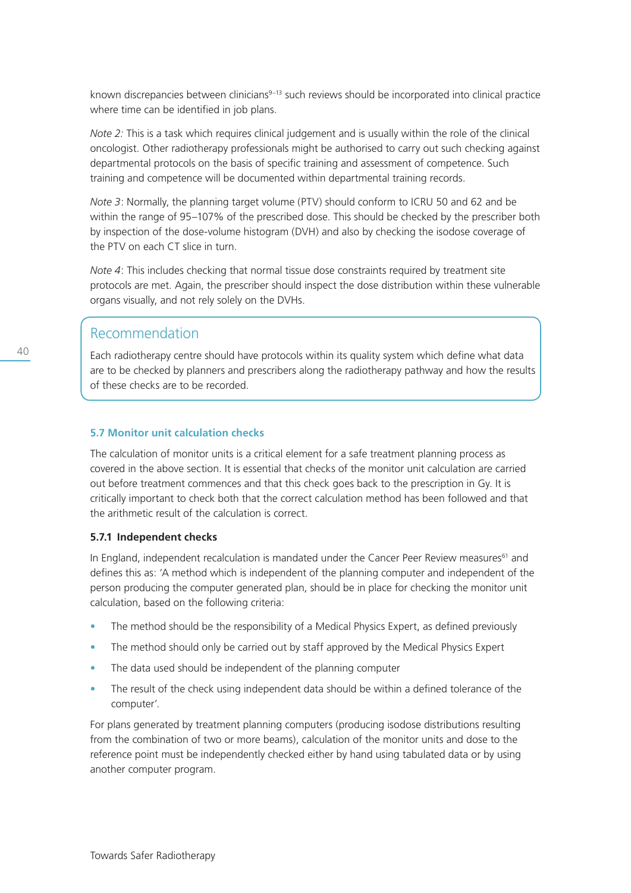known discrepancies between clinicians[9–13] such reviews should be incorporated into clinical practice where time can be identified in job plans.

*Note 2:* This is a task which requires clinical judgement and is usually within the role of the clinical oncologist. Other radiotherapy professionals might be authorised to carry out such checking against departmental protocols on the basis of specific training and assessment of competence. Such training and competence will be documented within departmental training records.

*Note 3*: Normally, the planning target volume (PTV) should conform to ICRU 50 and 62 and be within the range of 95–107% of the prescribed dose. This should be checked by the prescriber both by inspection of the dose-volume histogram (DVH) and also by checking the isodose coverage of the PTV on each CT slice in turn.

*Note 4*: This includes checking that normal tissue dose constraints required by treatment site protocols are met. Again, the prescriber should inspect the dose distribution within these vulnerable organs visually, and not rely solely on the DVHs.

> **Recommendation**
>
> Each radiotherapy centre should have protocols within its quality system which define what data are to be checked by planners and prescribers along the radiotherapy pathway and how the results of these checks are to be recorded.

### 5.7 Monitor unit calculation checks

The calculation of monitor units is a critical element for a safe treatment planning process as covered in the above section. It is essential that checks of the monitor unit calculation are carried out before treatment commences and that this check goes back to the prescription in Gy. It is critically important to check both that the correct calculation method has been followed and that the arithmetic result of the calculation is correct.

#### 5.7.1 Independent checks

In England, independent recalculation is mandated under the Cancer Peer Review measures[61] and defines this as: 'A method which is independent of the planning computer and independent of the person producing the computer generated plan, should be in place for checking the monitor unit calculation, based on the following criteria:

- The method should be the responsibility of a Medical Physics Expert, as defined previously
- The method should only be carried out by staff approved by the Medical Physics Expert
- The data used should be independent of the planning computer
- The result of the check using independent data should be within a defined tolerance of the computer'.

For plans generated by treatment planning computers (producing isodose distributions resulting from the combination of two or more beams), calculation of the monitor units and dose to the reference point must be independently checked either by hand using tabulated data or by using another computer program.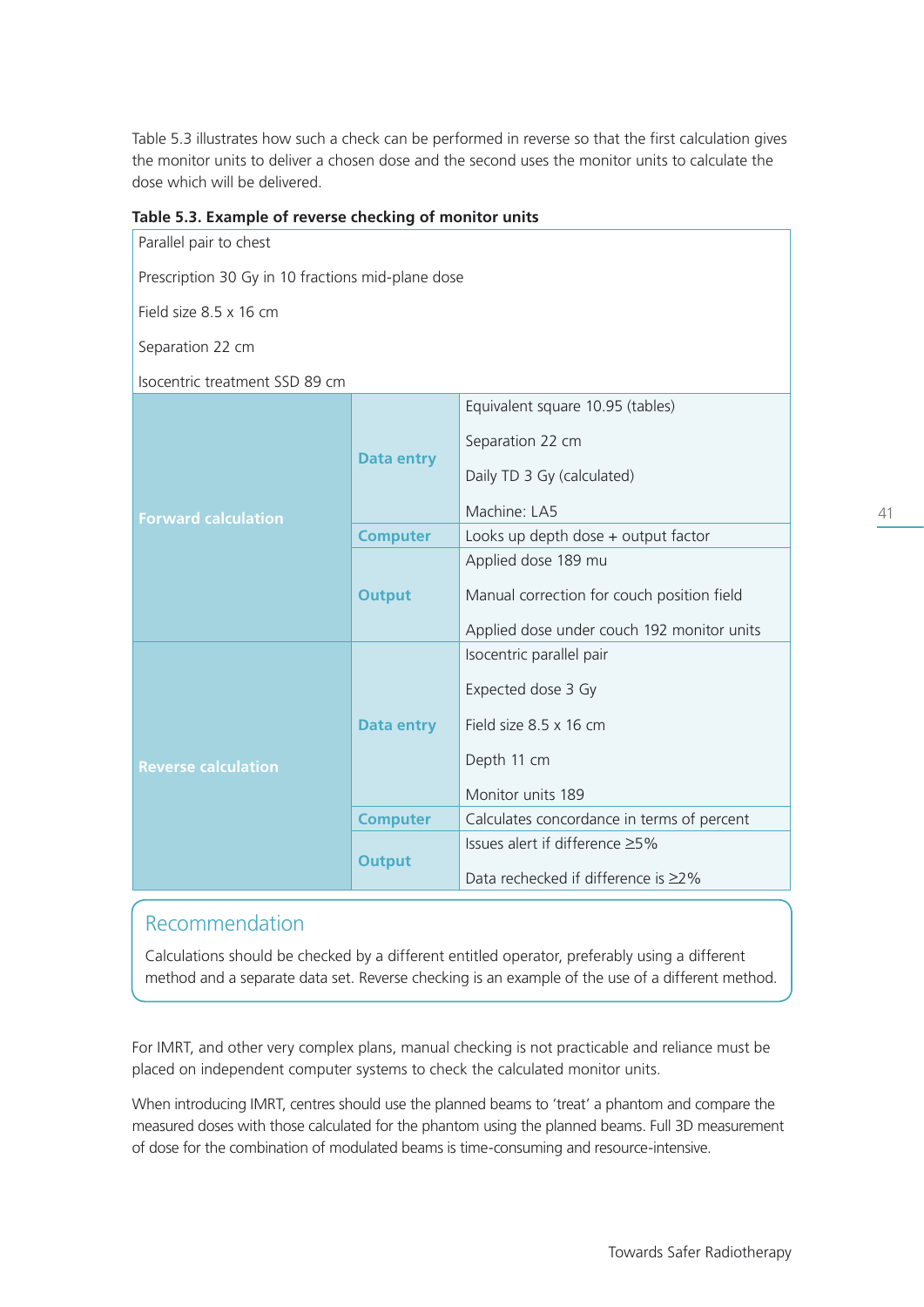Table 5.3 illustrates how such a check can be performed in reverse so that the first calculation gives the monitor units to deliver a chosen dose and the second uses the monitor units to calculate the dose which will be delivered.

**Table 5.3. Example of reverse checking of monitor units**

| Parallel pair to chest<br><br>Prescription 30 Gy in 10 fractions mid-plane dose<br><br>Field size 8.5 x 16 cm<br><br>Separation 22 cm<br><br>Isocentric treatment SSD 89 cm | | |
|---|---|---|
| **Forward calculation** | **Data entry** | Equivalent square 10.95 (tables)<br><br>Separation 22 cm<br><br>Daily TD 3 Gy (calculated)<br><br>Machine: LA5 |
| | **Computer** | Looks up depth dose + output factor |
| | **Output** | Applied dose 189 mu<br><br>Manual correction for couch position field<br><br>Applied dose under couch 192 monitor units |
| **Reverse calculation** | **Data entry** | Isocentric parallel pair<br><br>Expected dose 3 Gy<br><br>Field size 8.5 x 16 cm<br><br>Depth 11 cm<br><br>Monitor units 189 |
| | **Computer** | Calculates concordance in terms of percent |
| | **Output** | Issues alert if difference ≥5%<br><br>Data rechecked if difference is ≥2% |

## Recommendation

Calculations should be checked by a different entitled operator, preferably using a different method and a separate data set. Reverse checking is an example of the use of a different method.

For IMRT, and other very complex plans, manual checking is not practicable and reliance must be placed on independent computer systems to check the calculated monitor units.

When introducing IMRT, centres should use the planned beams to 'treat' a phantom and compare the measured doses with those calculated for the phantom using the planned beams. Full 3D measurement of dose for the combination of modulated beams is time-consuming and resource-intensive.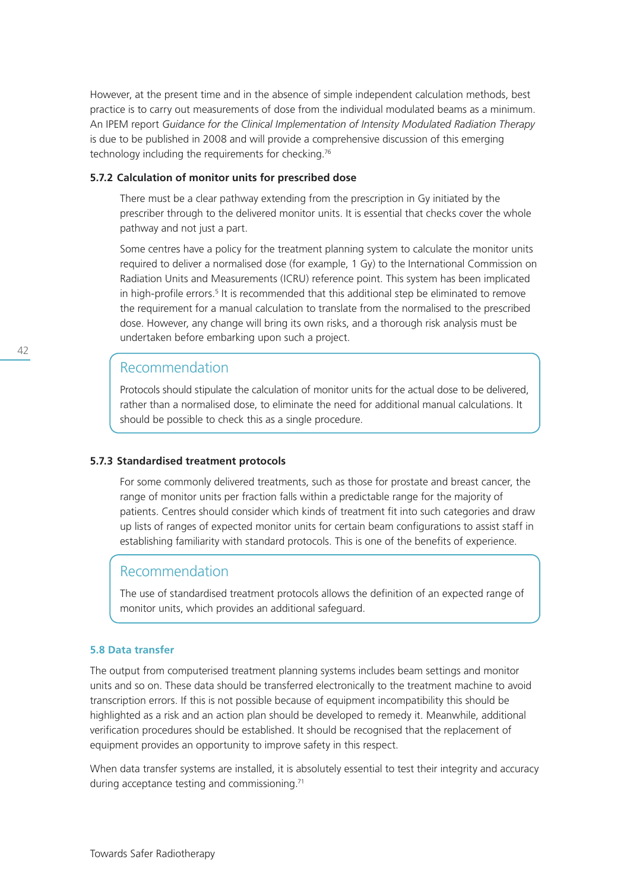However, at the present time and in the absence of simple independent calculation methods, best practice is to carry out measurements of dose from the individual modulated beams as a minimum. An IPEM report *Guidance for the Clinical Implementation of Intensity Modulated Radiation Therapy* is due to be published in 2008 and will provide a comprehensive discussion of this emerging technology including the requirements for checking.[76]

#### 5.7.2 Calculation of monitor units for prescribed dose

There must be a clear pathway extending from the prescription in Gy initiated by the prescriber through to the delivered monitor units. It is essential that checks cover the whole pathway and not just a part.

Some centres have a policy for the treatment planning system to calculate the monitor units required to deliver a normalised dose (for example, 1 Gy) to the International Commission on Radiation Units and Measurements (ICRU) reference point. This system has been implicated in high-profile errors.[5] It is recommended that this additional step be eliminated to remove the requirement for a manual calculation to translate from the normalised to the prescribed dose. However, any change will bring its own risks, and a thorough risk analysis must be undertaken before embarking upon such a project.

> **Recommendation**
>
> Protocols should stipulate the calculation of monitor units for the actual dose to be delivered, rather than a normalised dose, to eliminate the need for additional manual calculations. It should be possible to check this as a single procedure.

#### 5.7.3 Standardised treatment protocols

For some commonly delivered treatments, such as those for prostate and breast cancer, the range of monitor units per fraction falls within a predictable range for the majority of patients. Centres should consider which kinds of treatment fit into such categories and draw up lists of ranges of expected monitor units for certain beam configurations to assist staff in establishing familiarity with standard protocols. This is one of the benefits of experience.

> **Recommendation**
>
> The use of standardised treatment protocols allows the definition of an expected range of monitor units, which provides an additional safeguard.

### 5.8 Data transfer

The output from computerised treatment planning systems includes beam settings and monitor units and so on. These data should be transferred electronically to the treatment machine to avoid transcription errors. If this is not possible because of equipment incompatibility this should be highlighted as a risk and an action plan should be developed to remedy it. Meanwhile, additional verification procedures should be established. It should be recognised that the replacement of equipment provides an opportunity to improve safety in this respect.

When data transfer systems are installed, it is absolutely essential to test their integrity and accuracy during acceptance testing and commissioning.[71]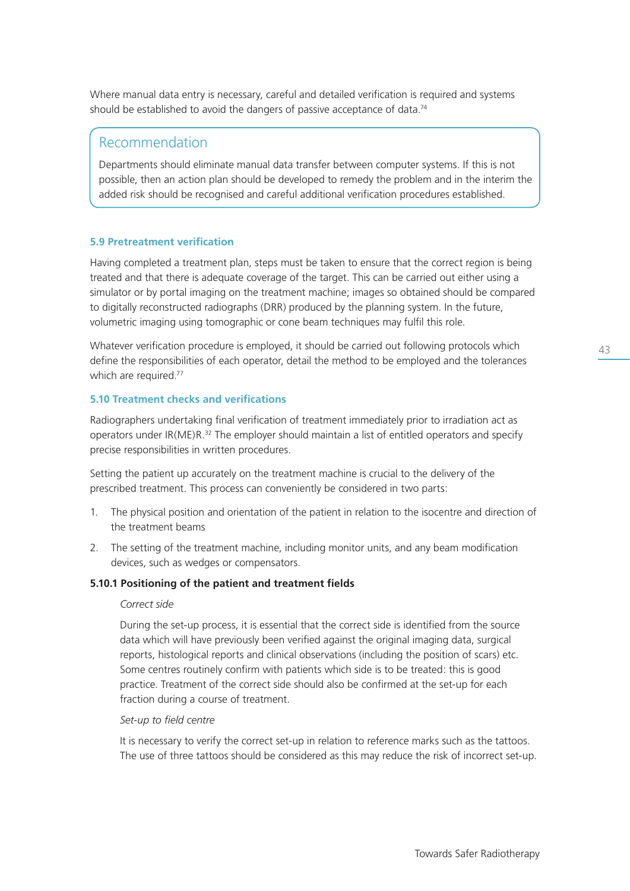Where manual data entry is necessary, careful and detailed verification is required and systems should be established to avoid the dangers of passive acceptance of data.[74]

> ## Recommendation
>
> Departments should eliminate manual data transfer between computer systems. If this is not possible, then an action plan should be developed to remedy the problem and in the interim the added risk should be recognised and careful additional verification procedures established.

### 5.9 Pretreatment verification

Having completed a treatment plan, steps must be taken to ensure that the correct region is being treated and that there is adequate coverage of the target. This can be carried out either using a simulator or by portal imaging on the treatment machine; images so obtained should be compared to digitally reconstructed radiographs (DRR) produced by the planning system. In the future, volumetric imaging using tomographic or cone beam techniques may fulfil this role.

Whatever verification procedure is employed, it should be carried out following protocols which define the responsibilities of each operator, detail the method to be employed and the tolerances which are required.[77]

### 5.10 Treatment checks and verifications

Radiographers undertaking final verification of treatment immediately prior to irradiation act as operators under IR(ME)R.[32] The employer should maintain a list of entitled operators and specify precise responsibilities in written procedures.

Setting the patient up accurately on the treatment machine is crucial to the delivery of the prescribed treatment. This process can conveniently be considered in two parts:

1. The physical position and orientation of the patient in relation to the isocentre and direction of the treatment beams
2. The setting of the treatment machine, including monitor units, and any beam modification devices, such as wedges or compensators.

#### 5.10.1 Positioning of the patient and treatment fields

*Correct side*

During the set-up process, it is essential that the correct side is identified from the source data which will have previously been verified against the original imaging data, surgical reports, histological reports and clinical observations (including the position of scars) etc. Some centres routinely confirm with patients which side is to be treated: this is good practice. Treatment of the correct side should also be confirmed at the set-up for each fraction during a course of treatment.

*Set-up to field centre*

It is necessary to verify the correct set-up in relation to reference marks such as the tattoos. The use of three tattoos should be considered as this may reduce the risk of incorrect set-up.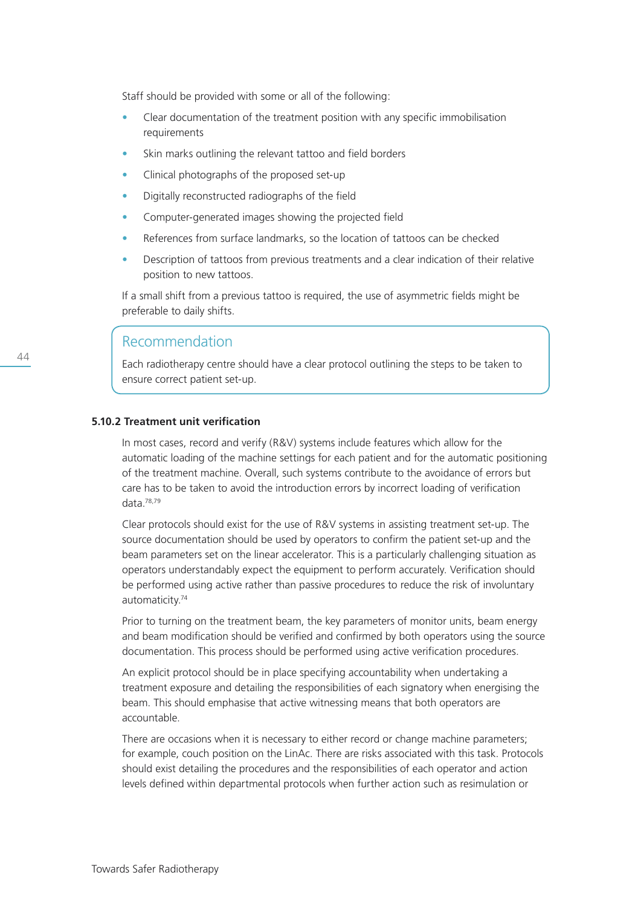Staff should be provided with some or all of the following:

- Clear documentation of the treatment position with any specific immobilisation requirements
- Skin marks outlining the relevant tattoo and field borders
- Clinical photographs of the proposed set-up
- Digitally reconstructed radiographs of the field
- Computer-generated images showing the projected field
- References from surface landmarks, so the location of tattoos can be checked
- Description of tattoos from previous treatments and a clear indication of their relative position to new tattoos.

If a small shift from a previous tattoo is required, the use of asymmetric fields might be preferable to daily shifts.

> **Recommendation**
>
> Each radiotherapy centre should have a clear protocol outlining the steps to be taken to ensure correct patient set-up.

### 5.10.2 Treatment unit verification

In most cases, record and verify (R&V) systems include features which allow for the automatic loading of the machine settings for each patient and for the automatic positioning of the treatment machine. Overall, such systems contribute to the avoidance of errors but care has to be taken to avoid the introduction errors by incorrect loading of verification data.[78,79]

Clear protocols should exist for the use of R&V systems in assisting treatment set-up. The source documentation should be used by operators to confirm the patient set-up and the beam parameters set on the linear accelerator. This is a particularly challenging situation as operators understandably expect the equipment to perform accurately. Verification should be performed using active rather than passive procedures to reduce the risk of involuntary automaticity.[74]

Prior to turning on the treatment beam, the key parameters of monitor units, beam energy and beam modification should be verified and confirmed by both operators using the source documentation. This process should be performed using active verification procedures.

An explicit protocol should be in place specifying accountability when undertaking a treatment exposure and detailing the responsibilities of each signatory when energising the beam. This should emphasise that active witnessing means that both operators are accountable.

There are occasions when it is necessary to either record or change machine parameters; for example, couch position on the LinAc. There are risks associated with this task. Protocols should exist detailing the procedures and the responsibilities of each operator and action levels defined within departmental protocols when further action such as resimulation or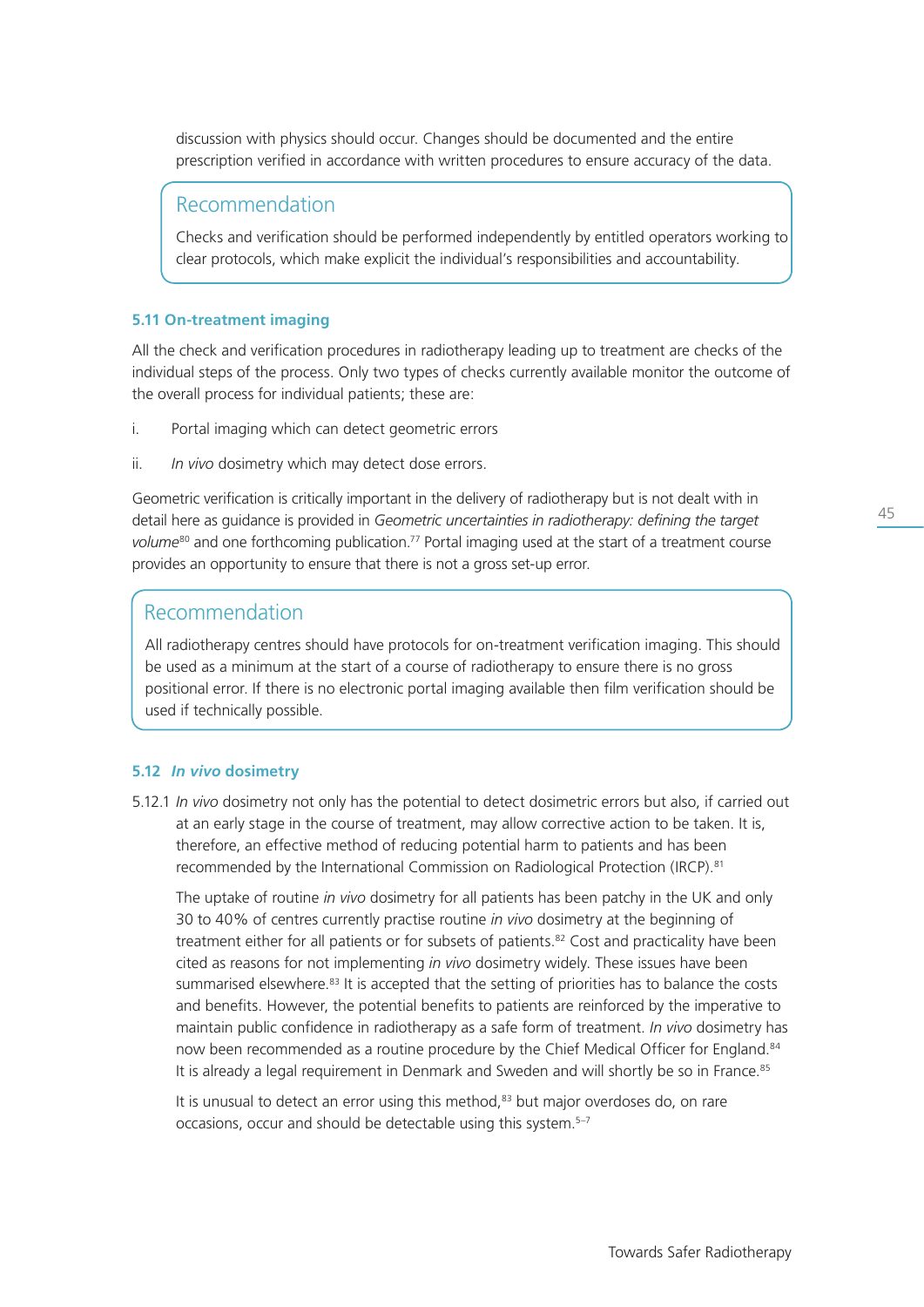discussion with physics should occur. Changes should be documented and the entire prescription verified in accordance with written procedures to ensure accuracy of the data.

> **Recommendation**
>
> Checks and verification should be performed independently by entitled operators working to clear protocols, which make explicit the individual's responsibilities and accountability.

### 5.11 On-treatment imaging

All the check and verification procedures in radiotherapy leading up to treatment are checks of the individual steps of the process. Only two types of checks currently available monitor the outcome of the overall process for individual patients; these are:

i. Portal imaging which can detect geometric errors

ii. *In vivo* dosimetry which may detect dose errors.

Geometric verification is critically important in the delivery of radiotherapy but is not dealt with in detail here as guidance is provided in *Geometric uncertainties in radiotherapy: defining the target volume*[80] and one forthcoming publication.[77] Portal imaging used at the start of a treatment course provides an opportunity to ensure that there is not a gross set-up error.

> **Recommendation**
>
> All radiotherapy centres should have protocols for on-treatment verification imaging. This should be used as a minimum at the start of a course of radiotherapy to ensure there is no gross positional error. If there is no electronic portal imaging available then film verification should be used if technically possible.

### 5.12 *In vivo* dosimetry

5.12.1 *In vivo* dosimetry not only has the potential to detect dosimetric errors but also, if carried out at an early stage in the course of treatment, may allow corrective action to be taken. It is, therefore, an effective method of reducing potential harm to patients and has been recommended by the International Commission on Radiological Protection (IRCP).[81]

The uptake of routine *in vivo* dosimetry for all patients has been patchy in the UK and only 30 to 40% of centres currently practise routine *in vivo* dosimetry at the beginning of treatment either for all patients or for subsets of patients.[82] Cost and practicality have been cited as reasons for not implementing *in vivo* dosimetry widely. These issues have been summarised elsewhere.[83] It is accepted that the setting of priorities has to balance the costs and benefits. However, the potential benefits to patients are reinforced by the imperative to maintain public confidence in radiotherapy as a safe form of treatment. *In vivo* dosimetry has now been recommended as a routine procedure by the Chief Medical Officer for England.[84] It is already a legal requirement in Denmark and Sweden and will shortly be so in France.[85]

It is unusual to detect an error using this method,[83] but major overdoses do, on rare occasions, occur and should be detectable using this system.[5–7]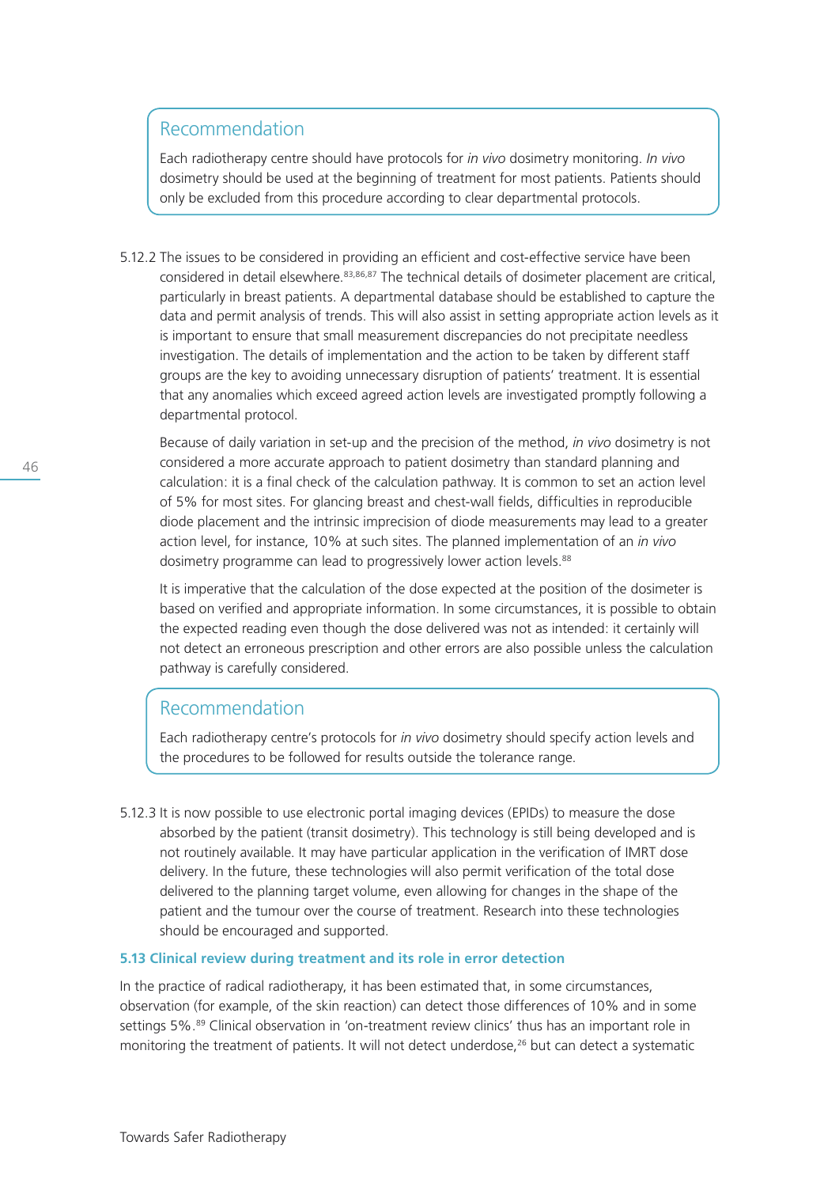## Recommendation

Each radiotherapy centre should have protocols for *in vivo* dosimetry monitoring. *In vivo* dosimetry should be used at the beginning of treatment for most patients. Patients should only be excluded from this procedure according to clear departmental protocols.

5.12.2 The issues to be considered in providing an efficient and cost-effective service have been considered in detail elsewhere.[83,86,87] The technical details of dosimeter placement are critical, particularly in breast patients. A departmental database should be established to capture the data and permit analysis of trends. This will also assist in setting appropriate action levels as it is important to ensure that small measurement discrepancies do not precipitate needless investigation. The details of implementation and the action to be taken by different staff groups are the key to avoiding unnecessary disruption of patients' treatment. It is essential that any anomalies which exceed agreed action levels are investigated promptly following a departmental protocol.

Because of daily variation in set-up and the precision of the method, *in vivo* dosimetry is not considered a more accurate approach to patient dosimetry than standard planning and calculation: it is a final check of the calculation pathway. It is common to set an action level of 5% for most sites. For glancing breast and chest-wall fields, difficulties in reproducible diode placement and the intrinsic imprecision of diode measurements may lead to a greater action level, for instance, 10% at such sites. The planned implementation of an *in vivo* dosimetry programme can lead to progressively lower action levels.[88]

It is imperative that the calculation of the dose expected at the position of the dosimeter is based on verified and appropriate information. In some circumstances, it is possible to obtain the expected reading even though the dose delivered was not as intended: it certainly will not detect an erroneous prescription and other errors are also possible unless the calculation pathway is carefully considered.

## Recommendation

Each radiotherapy centre's protocols for *in vivo* dosimetry should specify action levels and the procedures to be followed for results outside the tolerance range.

5.12.3 It is now possible to use electronic portal imaging devices (EPIDs) to measure the dose absorbed by the patient (transit dosimetry). This technology is still being developed and is not routinely available. It may have particular application in the verification of IMRT dose delivery. In the future, these technologies will also permit verification of the total dose delivered to the planning target volume, even allowing for changes in the shape of the patient and the tumour over the course of treatment. Research into these technologies should be encouraged and supported.

### 5.13 Clinical review during treatment and its role in error detection

In the practice of radical radiotherapy, it has been estimated that, in some circumstances, observation (for example, of the skin reaction) can detect those differences of 10% and in some settings 5%.[89] Clinical observation in 'on-treatment review clinics' thus has an important role in monitoring the treatment of patients. It will not detect underdose,[26] but can detect a systematic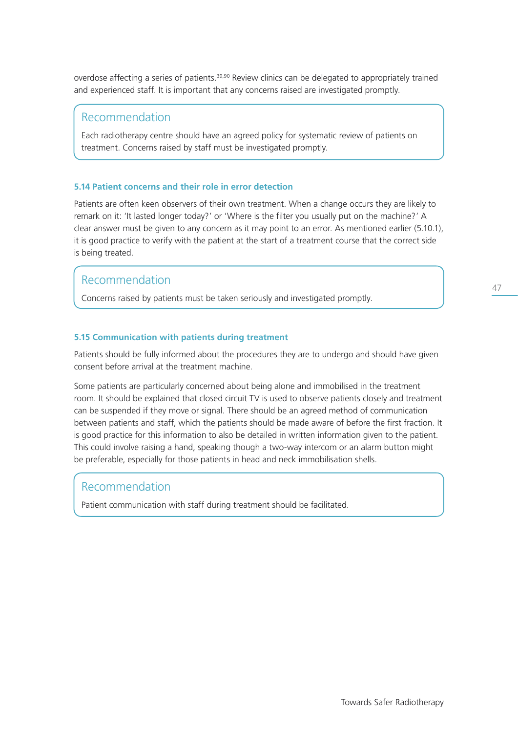overdose affecting a series of patients.[39,90] Review clinics can be delegated to appropriately trained and experienced staff. It is important that any concerns raised are investigated promptly.

> **Recommendation**
>
> Each radiotherapy centre should have an agreed policy for systematic review of patients on treatment. Concerns raised by staff must be investigated promptly.

### 5.14 Patient concerns and their role in error detection

Patients are often keen observers of their own treatment. When a change occurs they are likely to remark on it: 'It lasted longer today?' or 'Where is the filter you usually put on the machine?' A clear answer must be given to any concern as it may point to an error. As mentioned earlier (5.10.1), it is good practice to verify with the patient at the start of a treatment course that the correct side is being treated.

> **Recommendation**
>
> Concerns raised by patients must be taken seriously and investigated promptly.

### 5.15 Communication with patients during treatment

Patients should be fully informed about the procedures they are to undergo and should have given consent before arrival at the treatment machine.

Some patients are particularly concerned about being alone and immobilised in the treatment room. It should be explained that closed circuit TV is used to observe patients closely and treatment can be suspended if they move or signal. There should be an agreed method of communication between patients and staff, which the patients should be made aware of before the first fraction. It is good practice for this information to also be detailed in written information given to the patient. This could involve raising a hand, speaking though a two-way intercom or an alarm button might be preferable, especially for those patients in head and neck immobilisation shells.

> **Recommendation**
>
> Patient communication with staff during treatment should be facilitated.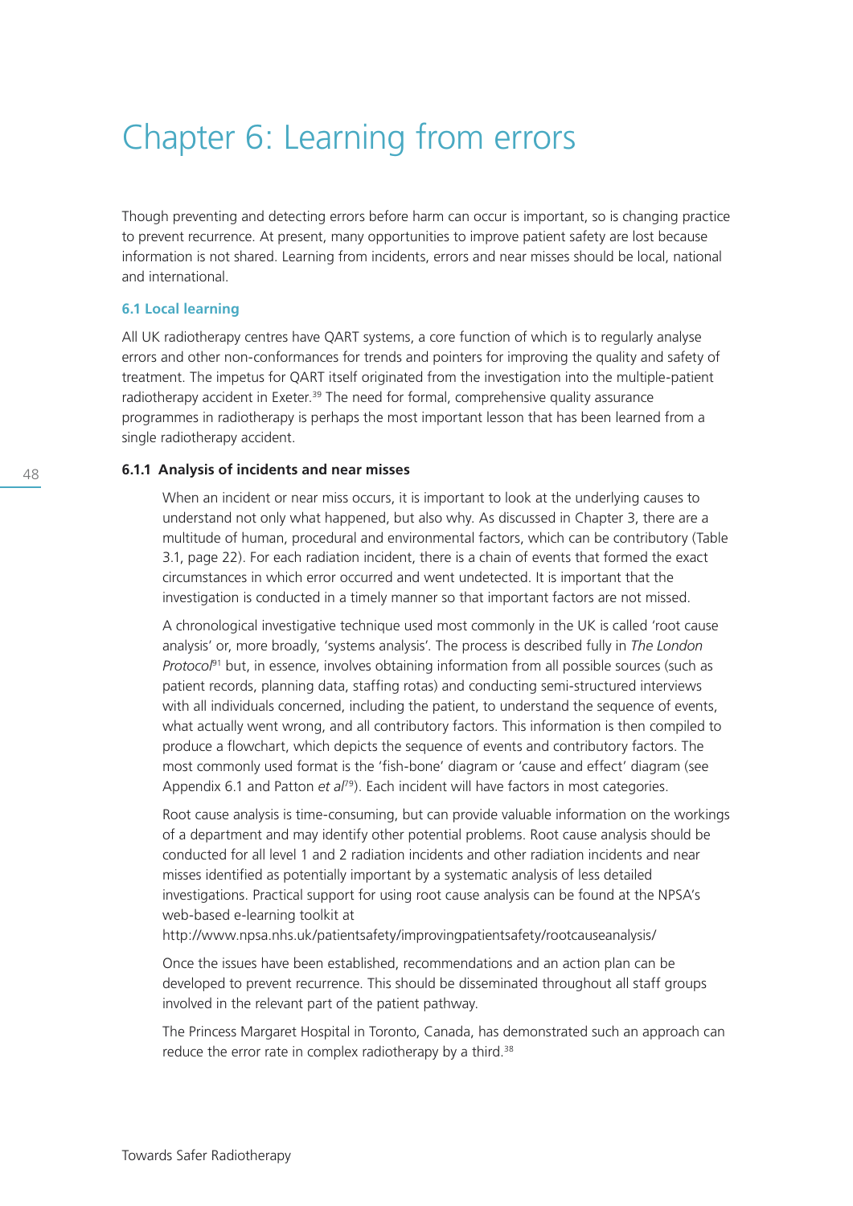# Chapter 6: Learning from errors

Though preventing and detecting errors before harm can occur is important, so is changing practice to prevent recurrence. At present, many opportunities to improve patient safety are lost because information is not shared. Learning from incidents, errors and near misses should be local, national and international.

## 6.1 Local learning

All UK radiotherapy centres have QART systems, a core function of which is to regularly analyse errors and other non-conformances for trends and pointers for improving the quality and safety of treatment. The impetus for QART itself originated from the investigation into the multiple-patient radiotherapy accident in Exeter.[39] The need for formal, comprehensive quality assurance programmes in radiotherapy is perhaps the most important lesson that has been learned from a single radiotherapy accident.

### 6.1.1 Analysis of incidents and near misses

When an incident or near miss occurs, it is important to look at the underlying causes to understand not only what happened, but also why. As discussed in Chapter 3, there are a multitude of human, procedural and environmental factors, which can be contributory (Table 3.1, page 22). For each radiation incident, there is a chain of events that formed the exact circumstances in which error occurred and went undetected. It is important that the investigation is conducted in a timely manner so that important factors are not missed.

A chronological investigative technique used most commonly in the UK is called 'root cause analysis' or, more broadly, 'systems analysis'. The process is described fully in *The London Protocol*[91] but, in essence, involves obtaining information from all possible sources (such as patient records, planning data, staffing rotas) and conducting semi-structured interviews with all individuals concerned, including the patient, to understand the sequence of events, what actually went wrong, and all contributory factors. This information is then compiled to produce a flowchart, which depicts the sequence of events and contributory factors. The most commonly used format is the 'fish-bone' diagram or 'cause and effect' diagram (see Appendix 6.1 and Patton *et al*[79]). Each incident will have factors in most categories.

Root cause analysis is time-consuming, but can provide valuable information on the workings of a department and may identify other potential problems. Root cause analysis should be conducted for all level 1 and 2 radiation incidents and other radiation incidents and near misses identified as potentially important by a systematic analysis of less detailed investigations. Practical support for using root cause analysis can be found at the NPSA's web-based e-learning toolkit at
http://www.npsa.nhs.uk/patientsafety/improvingpatientsafety/rootcauseanalysis/

Once the issues have been established, recommendations and an action plan can be developed to prevent recurrence. This should be disseminated throughout all staff groups involved in the relevant part of the patient pathway.

The Princess Margaret Hospital in Toronto, Canada, has demonstrated such an approach can reduce the error rate in complex radiotherapy by a third.[38]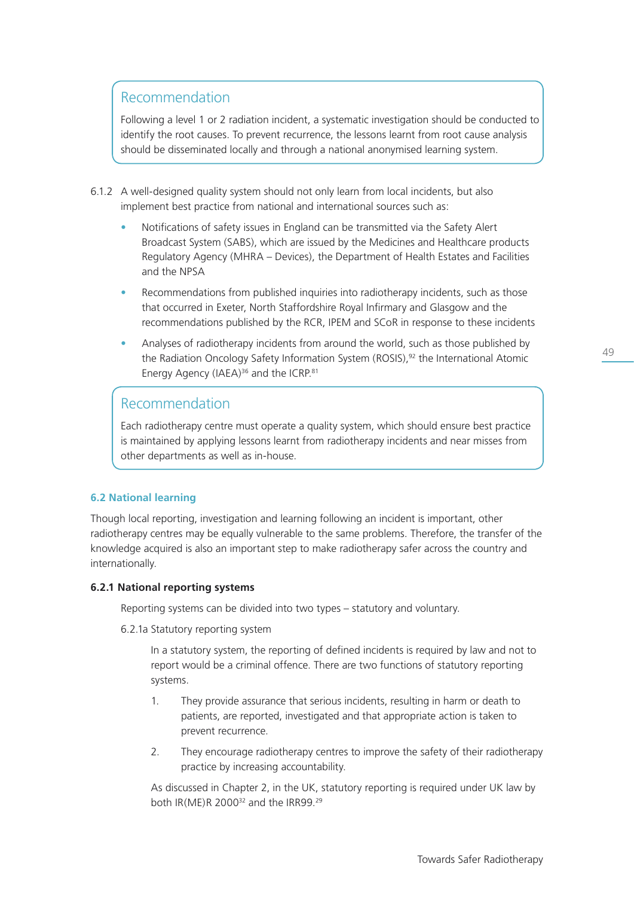> **Recommendation**
>
> Following a level 1 or 2 radiation incident, a systematic investigation should be conducted to identify the root causes. To prevent recurrence, the lessons learnt from root cause analysis should be disseminated locally and through a national anonymised learning system.

6.1.2 A well-designed quality system should not only learn from local incidents, but also implement best practice from national and international sources such as:

- Notifications of safety issues in England can be transmitted via the Safety Alert Broadcast System (SABS), which are issued by the Medicines and Healthcare products Regulatory Agency (MHRA – Devices), the Department of Health Estates and Facilities and the NPSA
- Recommendations from published inquiries into radiotherapy incidents, such as those that occurred in Exeter, North Staffordshire Royal Infirmary and Glasgow and the recommendations published by the RCR, IPEM and SCoR in response to these incidents
- Analyses of radiotherapy incidents from around the world, such as those published by the Radiation Oncology Safety Information System (ROSIS),[92] the International Atomic Energy Agency (IAEA)[36] and the ICRP.[81]

> **Recommendation**
>
> Each radiotherapy centre must operate a quality system, which should ensure best practice is maintained by applying lessons learnt from radiotherapy incidents and near misses from other departments as well as in-house.

## 6.2 National learning

Though local reporting, investigation and learning following an incident is important, other radiotherapy centres may be equally vulnerable to the same problems. Therefore, the transfer of the knowledge acquired is also an important step to make radiotherapy safer across the country and internationally.

### 6.2.1 National reporting systems

Reporting systems can be divided into two types – statutory and voluntary.

6.2.1a Statutory reporting system

In a statutory system, the reporting of defined incidents is required by law and not to report would be a criminal offence. There are two functions of statutory reporting systems.

1. They provide assurance that serious incidents, resulting in harm or death to patients, are reported, investigated and that appropriate action is taken to prevent recurrence.
2. They encourage radiotherapy centres to improve the safety of their radiotherapy practice by increasing accountability.

As discussed in Chapter 2, in the UK, statutory reporting is required under UK law by both IR(ME)R 2000[32] and the IRR99.[29]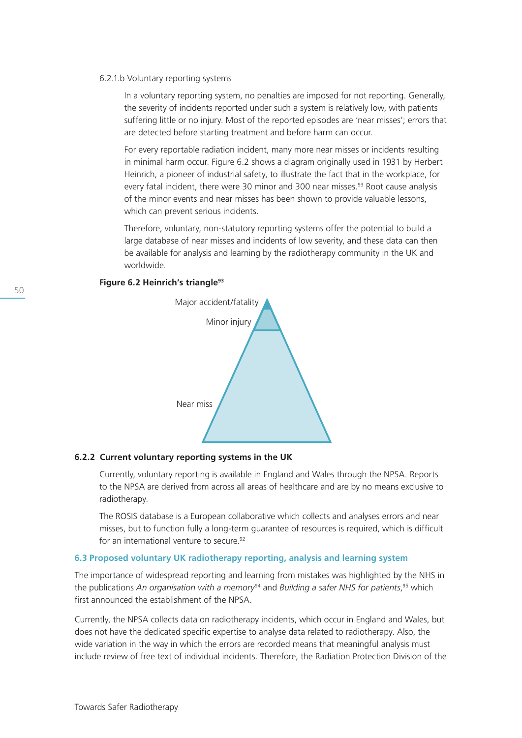6.2.1.b Voluntary reporting systems

In a voluntary reporting system, no penalties are imposed for not reporting. Generally, the severity of incidents reported under such a system is relatively low, with patients suffering little or no injury. Most of the reported episodes are 'near misses'; errors that are detected before starting treatment and before harm can occur.

For every reportable radiation incident, many more near misses or incidents resulting in minimal harm occur. Figure 6.2 shows a diagram originally used in 1931 by Herbert Heinrich, a pioneer of industrial safety, to illustrate the fact that in the workplace, for every fatal incident, there were 30 minor and 300 near misses.[93] Root cause analysis of the minor events and near misses has been shown to provide valuable lessons, which can prevent serious incidents.

Therefore, voluntary, non-statutory reporting systems offer the potential to build a large database of near misses and incidents of low severity, and these data can then be available for analysis and learning by the radiotherapy community in the UK and worldwide.

**Figure 6.2 Heinrich's triangle[93]**

Major accident/fatality

Minor injury

Near miss

### 6.2.2 Current voluntary reporting systems in the UK

Currently, voluntary reporting is available in England and Wales through the NPSA. Reports to the NPSA are derived from across all areas of healthcare and are by no means exclusive to radiotherapy.

The ROSIS database is a European collaborative which collects and analyses errors and near misses, but to function fully a long-term guarantee of resources is required, which is difficult for an international venture to secure.[92]

## 6.3 Proposed voluntary UK radiotherapy reporting, analysis and learning system

The importance of widespread reporting and learning from mistakes was highlighted by the NHS in the publications *An organisation with a memory*[94] and *Building a safer NHS for patients*,[95] which first announced the establishment of the NPSA.

Currently, the NPSA collects data on radiotherapy incidents, which occur in England and Wales, but does not have the dedicated specific expertise to analyse data related to radiotherapy. Also, the wide variation in the way in which the errors are recorded means that meaningful analysis must include review of free text of individual incidents. Therefore, the Radiation Protection Division of the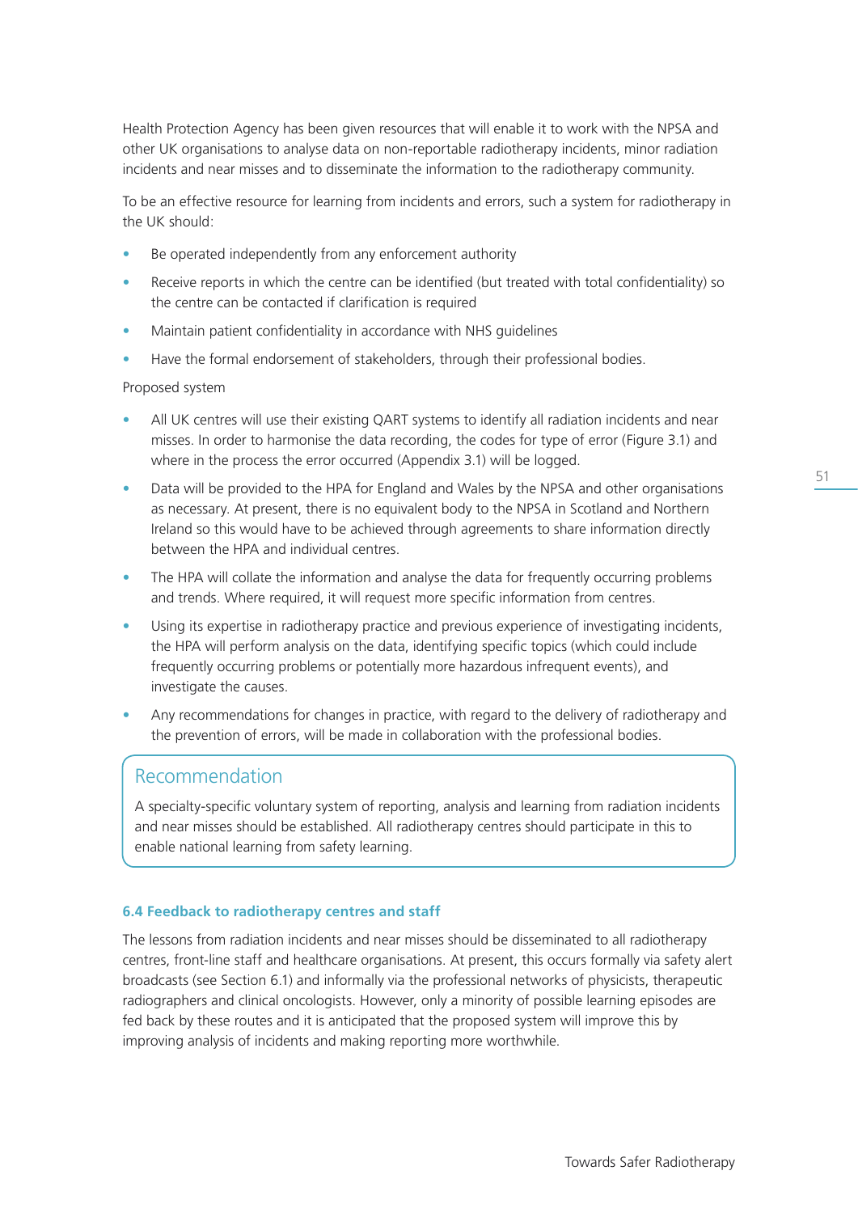Health Protection Agency has been given resources that will enable it to work with the NPSA and other UK organisations to analyse data on non-reportable radiotherapy incidents, minor radiation incidents and near misses and to disseminate the information to the radiotherapy community.

To be an effective resource for learning from incidents and errors, such a system for radiotherapy in the UK should:

- Be operated independently from any enforcement authority
- Receive reports in which the centre can be identified (but treated with total confidentiality) so the centre can be contacted if clarification is required
- Maintain patient confidentiality in accordance with NHS guidelines
- Have the formal endorsement of stakeholders, through their professional bodies.

Proposed system

- All UK centres will use their existing QART systems to identify all radiation incidents and near misses. In order to harmonise the data recording, the codes for type of error (Figure 3.1) and where in the process the error occurred (Appendix 3.1) will be logged.
- Data will be provided to the HPA for England and Wales by the NPSA and other organisations as necessary. At present, there is no equivalent body to the NPSA in Scotland and Northern Ireland so this would have to be achieved through agreements to share information directly between the HPA and individual centres.
- The HPA will collate the information and analyse the data for frequently occurring problems and trends. Where required, it will request more specific information from centres.
- Using its expertise in radiotherapy practice and previous experience of investigating incidents, the HPA will perform analysis on the data, identifying specific topics (which could include frequently occurring problems or potentially more hazardous infrequent events), and investigate the causes.
- Any recommendations for changes in practice, with regard to the delivery of radiotherapy and the prevention of errors, will be made in collaboration with the professional bodies.

> **Recommendation**
>
> A specialty-specific voluntary system of reporting, analysis and learning from radiation incidents and near misses should be established. All radiotherapy centres should participate in this to enable national learning from safety learning.

### 6.4 Feedback to radiotherapy centres and staff

The lessons from radiation incidents and near misses should be disseminated to all radiotherapy centres, front-line staff and healthcare organisations. At present, this occurs formally via safety alert broadcasts (see Section 6.1) and informally via the professional networks of physicists, therapeutic radiographers and clinical oncologists. However, only a minority of possible learning episodes are fed back by these routes and it is anticipated that the proposed system will improve this by improving analysis of incidents and making reporting more worthwhile.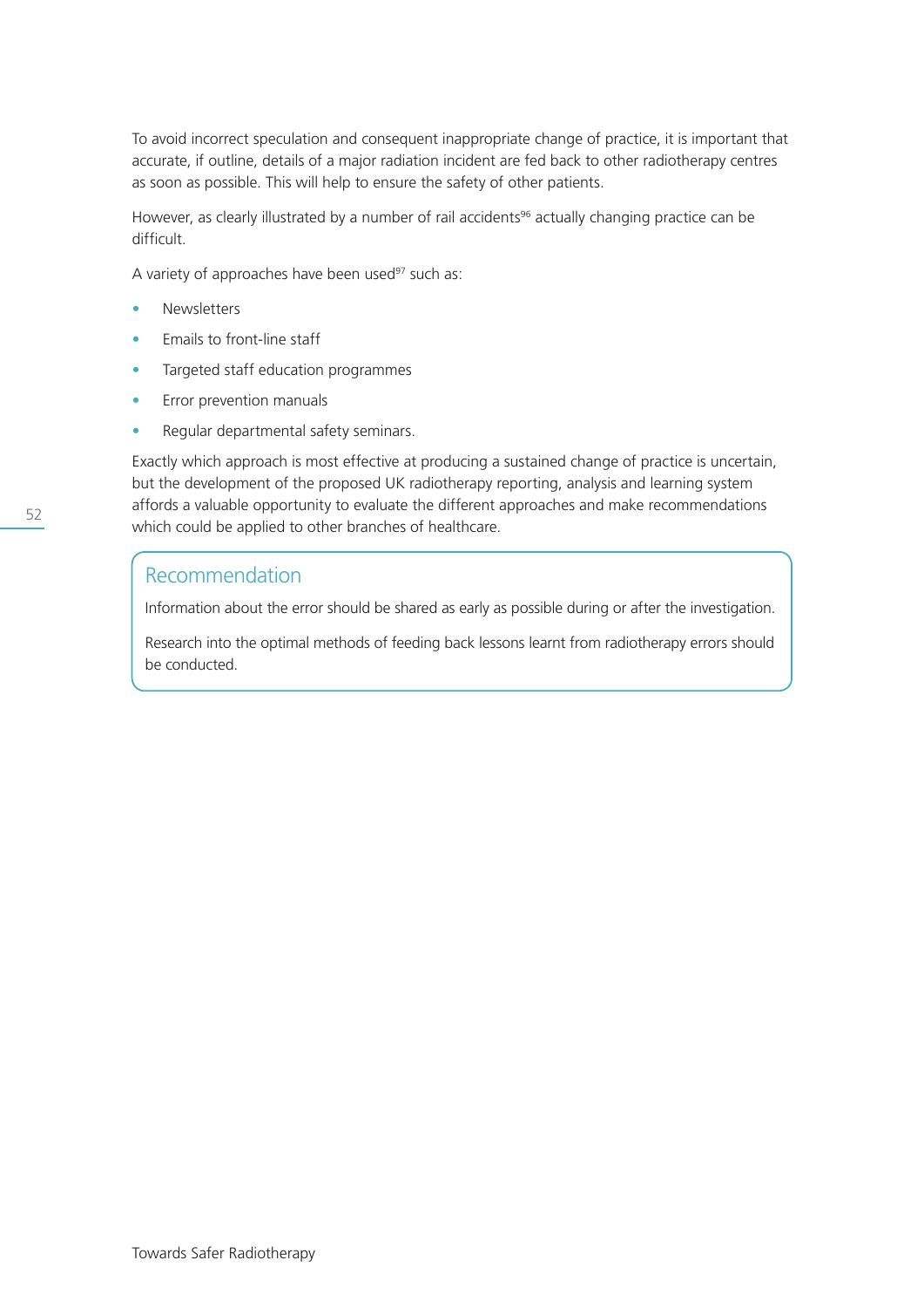To avoid incorrect speculation and consequent inappropriate change of practice, it is important that accurate, if outline, details of a major radiation incident are fed back to other radiotherapy centres as soon as possible. This will help to ensure the safety of other patients.

However, as clearly illustrated by a number of rail accidents[96] actually changing practice can be difficult.

A variety of approaches have been used[97] such as:

- Newsletters
- Emails to front-line staff
- Targeted staff education programmes
- Error prevention manuals
- Regular departmental safety seminars.

Exactly which approach is most effective at producing a sustained change of practice is uncertain, but the development of the proposed UK radiotherapy reporting, analysis and learning system affords a valuable opportunity to evaluate the different approaches and make recommendations which could be applied to other branches of healthcare.

## Recommendation

Information about the error should be shared as early as possible during or after the investigation.

Research into the optimal methods of feeding back lessons learnt from radiotherapy errors should be conducted.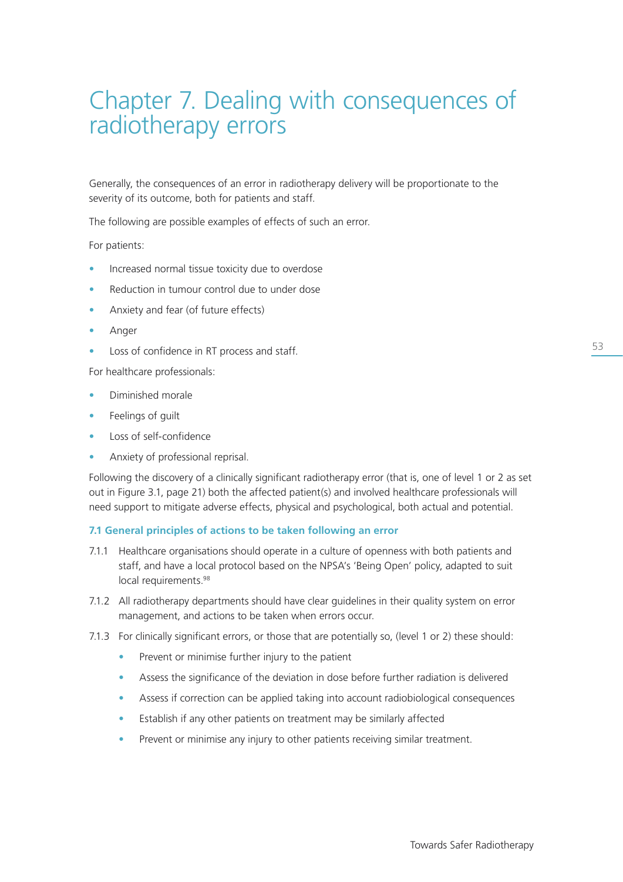# Chapter 7. Dealing with consequences of radiotherapy errors

Generally, the consequences of an error in radiotherapy delivery will be proportionate to the severity of its outcome, both for patients and staff.

The following are possible examples of effects of such an error.

For patients:

- Increased normal tissue toxicity due to overdose
- Reduction in tumour control due to under dose
- Anxiety and fear (of future effects)
- Anger
- Loss of confidence in RT process and staff.

For healthcare professionals:

- Diminished morale
- Feelings of guilt
- Loss of self-confidence
- Anxiety of professional reprisal.

Following the discovery of a clinically significant radiotherapy error (that is, one of level 1 or 2 as set out in Figure 3.1, page 21) both the affected patient(s) and involved healthcare professionals will need support to mitigate adverse effects, physical and psychological, both actual and potential.

## 7.1 General principles of actions to be taken following an error

7.1.1 Healthcare organisations should operate in a culture of openness with both patients and staff, and have a local protocol based on the NPSA's 'Being Open' policy, adapted to suit local requirements.[98]

7.1.2 All radiotherapy departments should have clear guidelines in their quality system on error management, and actions to be taken when errors occur.

7.1.3 For clinically significant errors, or those that are potentially so, (level 1 or 2) these should:

- Prevent or minimise further injury to the patient
- Assess the significance of the deviation in dose before further radiation is delivered
- Assess if correction can be applied taking into account radiobiological consequences
- Establish if any other patients on treatment may be similarly affected
- Prevent or minimise any injury to other patients receiving similar treatment.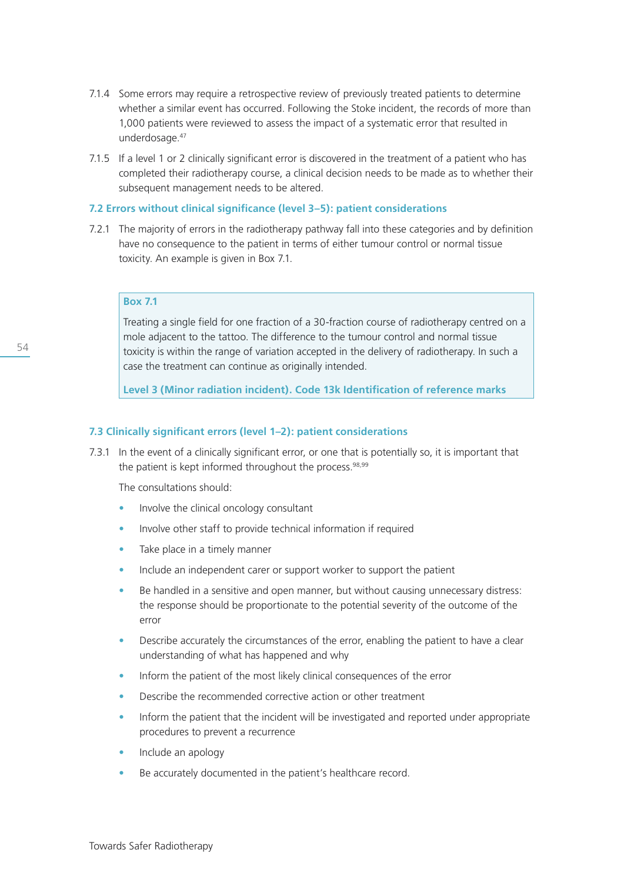7.1.4 Some errors may require a retrospective review of previously treated patients to determine whether a similar event has occurred. Following the Stoke incident, the records of more than 1,000 patients were reviewed to assess the impact of a systematic error that resulted in underdosage.[47]

7.1.5 If a level 1 or 2 clinically significant error is discovered in the treatment of a patient who has completed their radiotherapy course, a clinical decision needs to be made as to whether their subsequent management needs to be altered.

### 7.2 Errors without clinical significance (level 3–5): patient considerations

7.2.1 The majority of errors in the radiotherapy pathway fall into these categories and by definition have no consequence to the patient in terms of either tumour control or normal tissue toxicity. An example is given in Box 7.1.

> **Box 7.1**
>
> Treating a single field for one fraction of a 30-fraction course of radiotherapy centred on a mole adjacent to the tattoo. The difference to the tumour control and normal tissue toxicity is within the range of variation accepted in the delivery of radiotherapy. In such a case the treatment can continue as originally intended.
>
> **Level 3 (Minor radiation incident). Code 13k Identification of reference marks**

### 7.3 Clinically significant errors (level 1–2): patient considerations

7.3.1 In the event of a clinically significant error, or one that is potentially so, it is important that the patient is kept informed throughout the process.[98,99]

The consultations should:

- Involve the clinical oncology consultant
- Involve other staff to provide technical information if required
- Take place in a timely manner
- Include an independent carer or support worker to support the patient
- Be handled in a sensitive and open manner, but without causing unnecessary distress: the response should be proportionate to the potential severity of the outcome of the error
- Describe accurately the circumstances of the error, enabling the patient to have a clear understanding of what has happened and why
- Inform the patient of the most likely clinical consequences of the error
- Describe the recommended corrective action or other treatment
- Inform the patient that the incident will be investigated and reported under appropriate procedures to prevent a recurrence
- Include an apology
- Be accurately documented in the patient's healthcare record.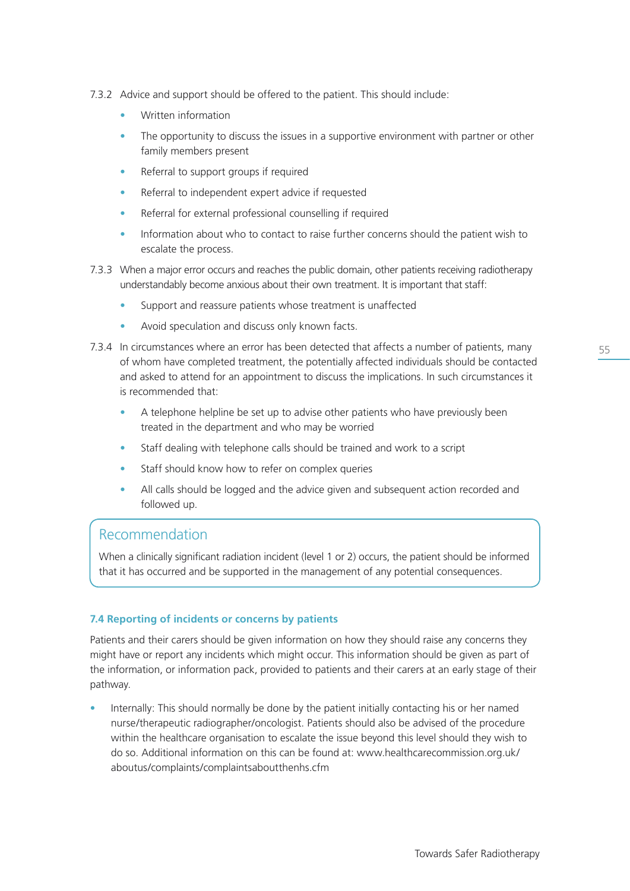7.3.2 Advice and support should be offered to the patient. This should include:

- Written information
- The opportunity to discuss the issues in a supportive environment with partner or other family members present
- Referral to support groups if required
- Referral to independent expert advice if requested
- Referral for external professional counselling if required
- Information about who to contact to raise further concerns should the patient wish to escalate the process.

7.3.3 When a major error occurs and reaches the public domain, other patients receiving radiotherapy understandably become anxious about their own treatment. It is important that staff:

- Support and reassure patients whose treatment is unaffected
- Avoid speculation and discuss only known facts.

7.3.4 In circumstances where an error has been detected that affects a number of patients, many of whom have completed treatment, the potentially affected individuals should be contacted and asked to attend for an appointment to discuss the implications. In such circumstances it is recommended that:

- A telephone helpline be set up to advise other patients who have previously been treated in the department and who may be worried
- Staff dealing with telephone calls should be trained and work to a script
- Staff should know how to refer on complex queries
- All calls should be logged and the advice given and subsequent action recorded and followed up.

> **Recommendation**
>
> When a clinically significant radiation incident (level 1 or 2) occurs, the patient should be informed that it has occurred and be supported in the management of any potential consequences.

### 7.4 Reporting of incidents or concerns by patients

Patients and their carers should be given information on how they should raise any concerns they might have or report any incidents which might occur. This information should be given as part of the information, or information pack, provided to patients and their carers at an early stage of their pathway.

- Internally: This should normally be done by the patient initially contacting his or her named nurse/therapeutic radiographer/oncologist. Patients should also be advised of the procedure within the healthcare organisation to escalate the issue beyond this level should they wish to do so. Additional information on this can be found at: www.healthcarecommission.org.uk/aboutus/complaints/complaintsaboutthenhs.cfm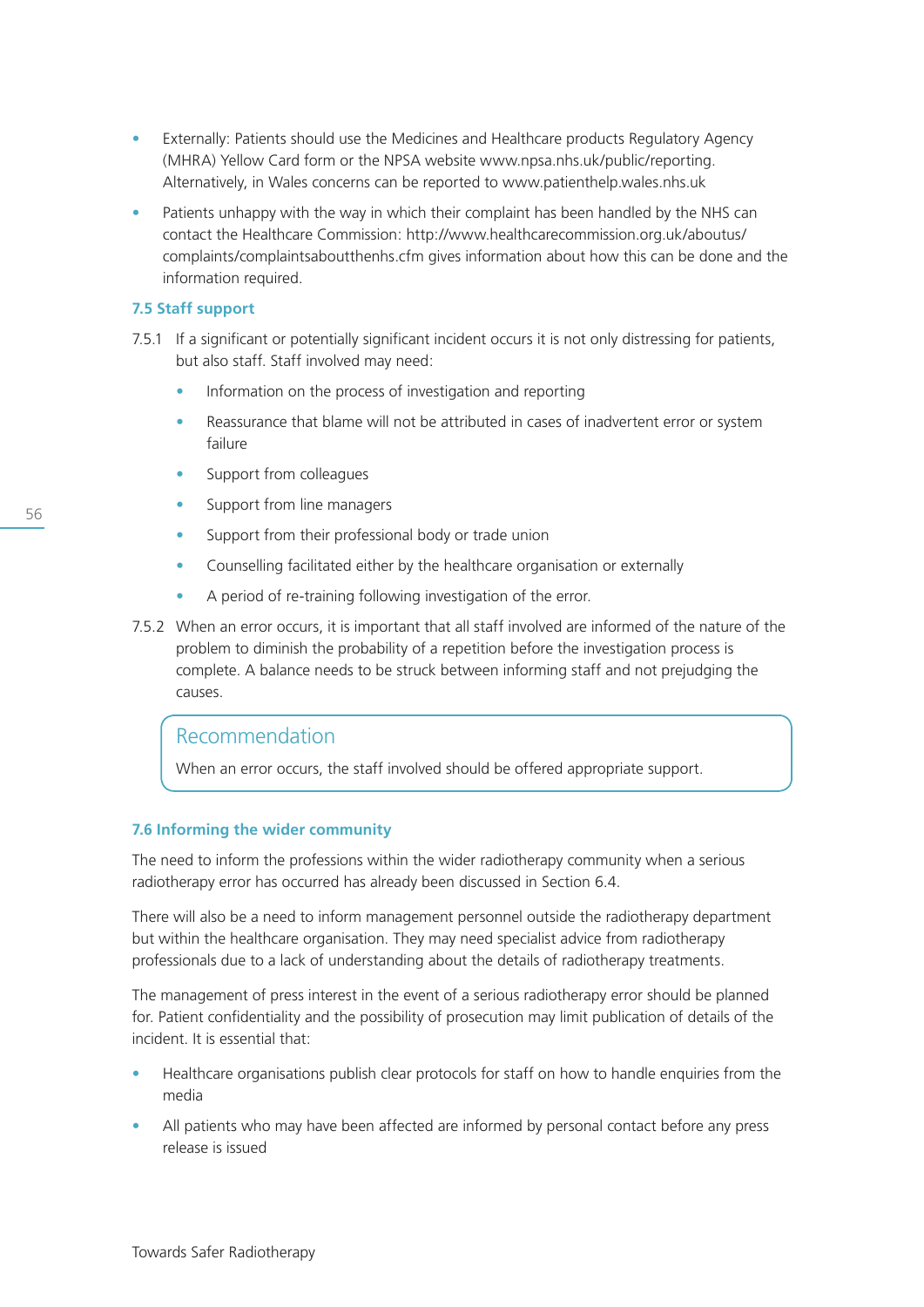- Externally: Patients should use the Medicines and Healthcare products Regulatory Agency (MHRA) Yellow Card form or the NPSA website www.npsa.nhs.uk/public/reporting. Alternatively, in Wales concerns can be reported to www.patienthelp.wales.nhs.uk
- Patients unhappy with the way in which their complaint has been handled by the NHS can contact the Healthcare Commission: http://www.healthcarecommission.org.uk/aboutus/complaints/complaintsaboutthenhs.cfm gives information about how this can be done and the information required.

### 7.5 Staff support

7.5.1 If a significant or potentially significant incident occurs it is not only distressing for patients, but also staff. Staff involved may need:

- Information on the process of investigation and reporting
- Reassurance that blame will not be attributed in cases of inadvertent error or system failure
- Support from colleagues
- Support from line managers
- Support from their professional body or trade union
- Counselling facilitated either by the healthcare organisation or externally
- A period of re-training following investigation of the error.

7.5.2 When an error occurs, it is important that all staff involved are informed of the nature of the problem to diminish the probability of a repetition before the investigation process is complete. A balance needs to be struck between informing staff and not prejudging the causes.

> **Recommendation**
>
> When an error occurs, the staff involved should be offered appropriate support.

### 7.6 Informing the wider community

The need to inform the professions within the wider radiotherapy community when a serious radiotherapy error has occurred has already been discussed in Section 6.4.

There will also be a need to inform management personnel outside the radiotherapy department but within the healthcare organisation. They may need specialist advice from radiotherapy professionals due to a lack of understanding about the details of radiotherapy treatments.

The management of press interest in the event of a serious radiotherapy error should be planned for. Patient confidentiality and the possibility of prosecution may limit publication of details of the incident. It is essential that:

- Healthcare organisations publish clear protocols for staff on how to handle enquiries from the media
- All patients who may have been affected are informed by personal contact before any press release is issued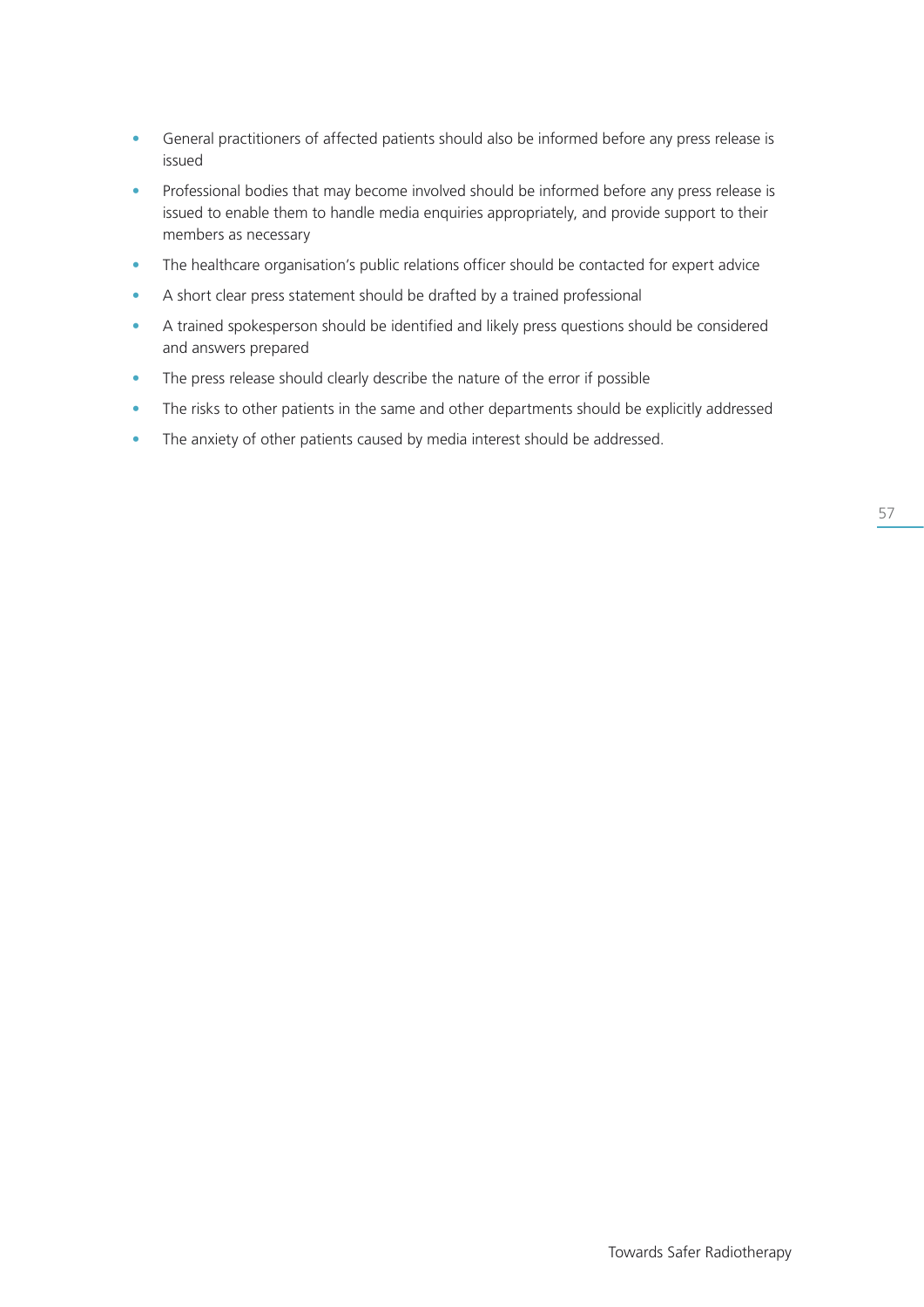- General practitioners of affected patients should also be informed before any press release is issued
- Professional bodies that may become involved should be informed before any press release is issued to enable them to handle media enquiries appropriately, and provide support to their members as necessary
- The healthcare organisation's public relations officer should be contacted for expert advice
- A short clear press statement should be drafted by a trained professional
- A trained spokesperson should be identified and likely press questions should be considered and answers prepared
- The press release should clearly describe the nature of the error if possible
- The risks to other patients in the same and other departments should be explicitly addressed
- The anxiety of other patients caused by media interest should be addressed.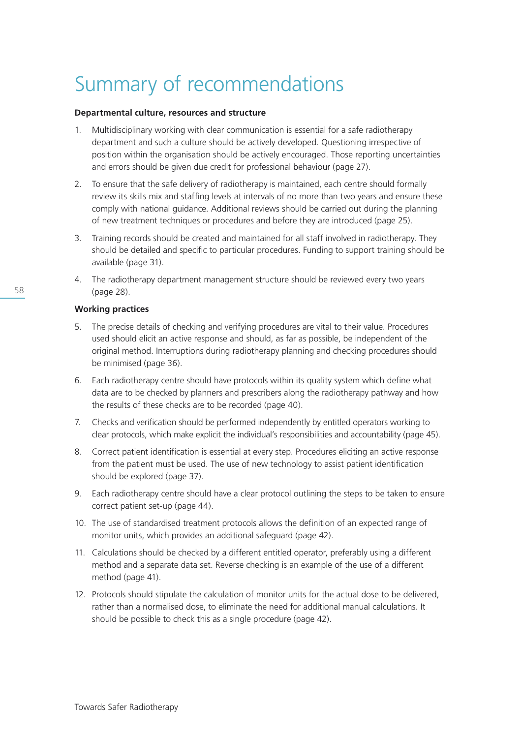# Summary of recommendations

**Departmental culture, resources and structure**

1. Multidisciplinary working with clear communication is essential for a safe radiotherapy department and such a culture should be actively developed. Questioning irrespective of position within the organisation should be actively encouraged. Those reporting uncertainties and errors should be given due credit for professional behaviour (page 27).

2. To ensure that the safe delivery of radiotherapy is maintained, each centre should formally review its skills mix and staffing levels at intervals of no more than two years and ensure these comply with national guidance. Additional reviews should be carried out during the planning of new treatment techniques or procedures and before they are introduced (page 25).

3. Training records should be created and maintained for all staff involved in radiotherapy. They should be detailed and specific to particular procedures. Funding to support training should be available (page 31).

4. The radiotherapy department management structure should be reviewed every two years (page 28).

**Working practices**

5. The precise details of checking and verifying procedures are vital to their value. Procedures used should elicit an active response and should, as far as possible, be independent of the original method. Interruptions during radiotherapy planning and checking procedures should be minimised (page 36).

6. Each radiotherapy centre should have protocols within its quality system which define what data are to be checked by planners and prescribers along the radiotherapy pathway and how the results of these checks are to be recorded (page 40).

7. Checks and verification should be performed independently by entitled operators working to clear protocols, which make explicit the individual's responsibilities and accountability (page 45).

8. Correct patient identification is essential at every step. Procedures eliciting an active response from the patient must be used. The use of new technology to assist patient identification should be explored (page 37).

9. Each radiotherapy centre should have a clear protocol outlining the steps to be taken to ensure correct patient set-up (page 44).

10. The use of standardised treatment protocols allows the definition of an expected range of monitor units, which provides an additional safeguard (page 42).

11. Calculations should be checked by a different entitled operator, preferably using a different method and a separate data set. Reverse checking is an example of the use of a different method (page 41).

12. Protocols should stipulate the calculation of monitor units for the actual dose to be delivered, rather than a normalised dose, to eliminate the need for additional manual calculations. It should be possible to check this as a single procedure (page 42).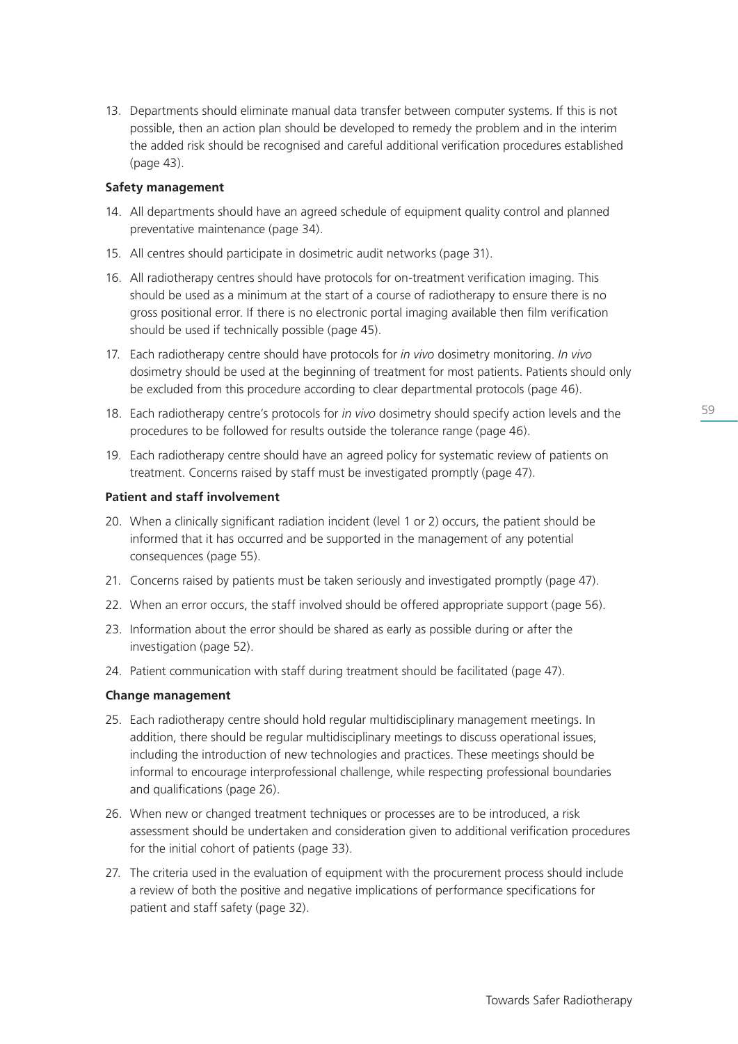13. Departments should eliminate manual data transfer between computer systems. If this is not possible, then an action plan should be developed to remedy the problem and in the interim the added risk should be recognised and careful additional verification procedures established (page 43).

**Safety management**

14. All departments should have an agreed schedule of equipment quality control and planned preventative maintenance (page 34).
15. All centres should participate in dosimetric audit networks (page 31).
16. All radiotherapy centres should have protocols for on-treatment verification imaging. This should be used as a minimum at the start of a course of radiotherapy to ensure there is no gross positional error. If there is no electronic portal imaging available then film verification should be used if technically possible (page 45).
17. Each radiotherapy centre should have protocols for *in vivo* dosimetry monitoring. *In vivo* dosimetry should be used at the beginning of treatment for most patients. Patients should only be excluded from this procedure according to clear departmental protocols (page 46).
18. Each radiotherapy centre's protocols for *in vivo* dosimetry should specify action levels and the procedures to be followed for results outside the tolerance range (page 46).
19. Each radiotherapy centre should have an agreed policy for systematic review of patients on treatment. Concerns raised by staff must be investigated promptly (page 47).

**Patient and staff involvement**

20. When a clinically significant radiation incident (level 1 or 2) occurs, the patient should be informed that it has occurred and be supported in the management of any potential consequences (page 55).
21. Concerns raised by patients must be taken seriously and investigated promptly (page 47).
22. When an error occurs, the staff involved should be offered appropriate support (page 56).
23. Information about the error should be shared as early as possible during or after the investigation (page 52).
24. Patient communication with staff during treatment should be facilitated (page 47).

**Change management**

25. Each radiotherapy centre should hold regular multidisciplinary management meetings. In addition, there should be regular multidisciplinary meetings to discuss operational issues, including the introduction of new technologies and practices. These meetings should be informal to encourage interprofessional challenge, while respecting professional boundaries and qualifications (page 26).
26. When new or changed treatment techniques or processes are to be introduced, a risk assessment should be undertaken and consideration given to additional verification procedures for the initial cohort of patients (page 33).
27. The criteria used in the evaluation of equipment with the procurement process should include a review of both the positive and negative implications of performance specifications for patient and staff safety (page 32).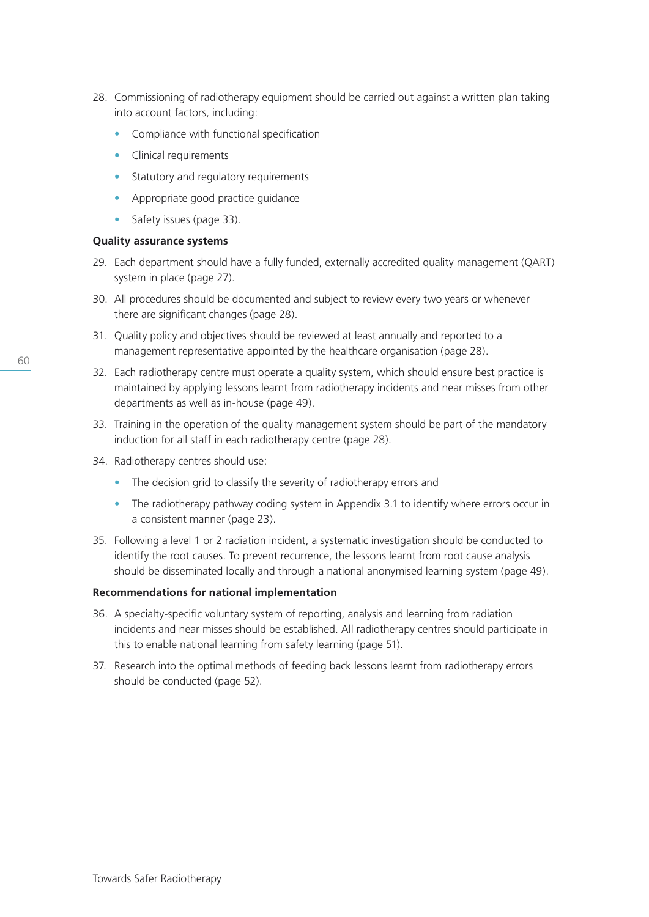28. Commissioning of radiotherapy equipment should be carried out against a written plan taking into account factors, including:
    - Compliance with functional specification
    - Clinical requirements
    - Statutory and regulatory requirements
    - Appropriate good practice guidance
    - Safety issues (page 33).

**Quality assurance systems**

29. Each department should have a fully funded, externally accredited quality management (QART) system in place (page 27).
30. All procedures should be documented and subject to review every two years or whenever there are significant changes (page 28).
31. Quality policy and objectives should be reviewed at least annually and reported to a management representative appointed by the healthcare organisation (page 28).
32. Each radiotherapy centre must operate a quality system, which should ensure best practice is maintained by applying lessons learnt from radiotherapy incidents and near misses from other departments as well as in-house (page 49).
33. Training in the operation of the quality management system should be part of the mandatory induction for all staff in each radiotherapy centre (page 28).
34. Radiotherapy centres should use:
    - The decision grid to classify the severity of radiotherapy errors and
    - The radiotherapy pathway coding system in Appendix 3.1 to identify where errors occur in a consistent manner (page 23).
35. Following a level 1 or 2 radiation incident, a systematic investigation should be conducted to identify the root causes. To prevent recurrence, the lessons learnt from root cause analysis should be disseminated locally and through a national anonymised learning system (page 49).

**Recommendations for national implementation**

36. A specialty-specific voluntary system of reporting, analysis and learning from radiation incidents and near misses should be established. All radiotherapy centres should participate in this to enable national learning from safety learning (page 51).
37. Research into the optimal methods of feeding back lessons learnt from radiotherapy errors should be conducted (page 52).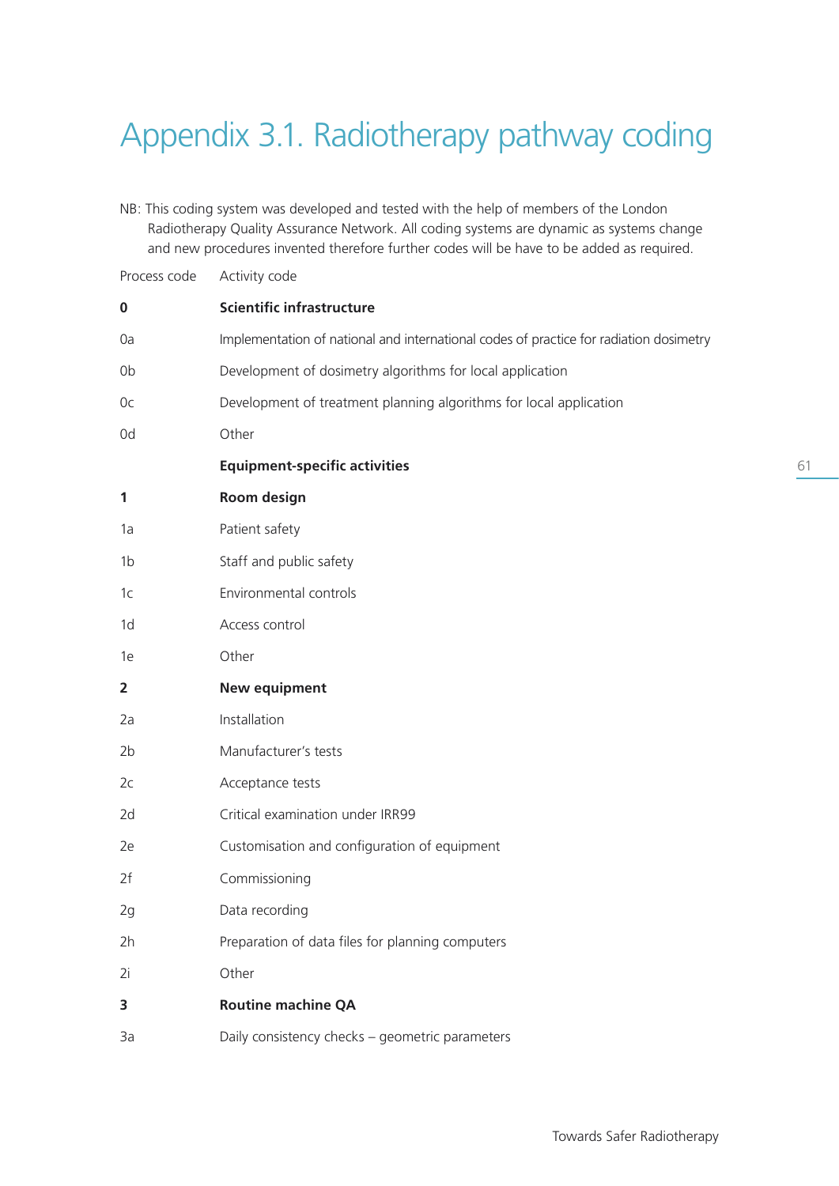# Appendix 3.1. Radiotherapy pathway coding

NB: This coding system was developed and tested with the help of members of the London Radiotherapy Quality Assurance Network. All coding systems are dynamic as systems change and new procedures invented therefore further codes will be have to be added as required.

| Process code | Activity code |
|---|---|
| **0** | **Scientific infrastructure** |
| 0a | Implementation of national and international codes of practice for radiation dosimetry |
| 0b | Development of dosimetry algorithms for local application |
| 0c | Development of treatment planning algorithms for local application |
| 0d | Other |
| | **Equipment-specific activities** |
| **1** | **Room design** |
| 1a | Patient safety |
| 1b | Staff and public safety |
| 1c | Environmental controls |
| 1d | Access control |
| 1e | Other |
| **2** | **New equipment** |
| 2a | Installation |
| 2b | Manufacturer's tests |
| 2c | Acceptance tests |
| 2d | Critical examination under IRR99 |
| 2e | Customisation and configuration of equipment |
| 2f | Commissioning |
| 2g | Data recording |
| 2h | Preparation of data files for planning computers |
| 2i | Other |
| **3** | **Routine machine QA** |
| 3a | Daily consistency checks – geometric parameters |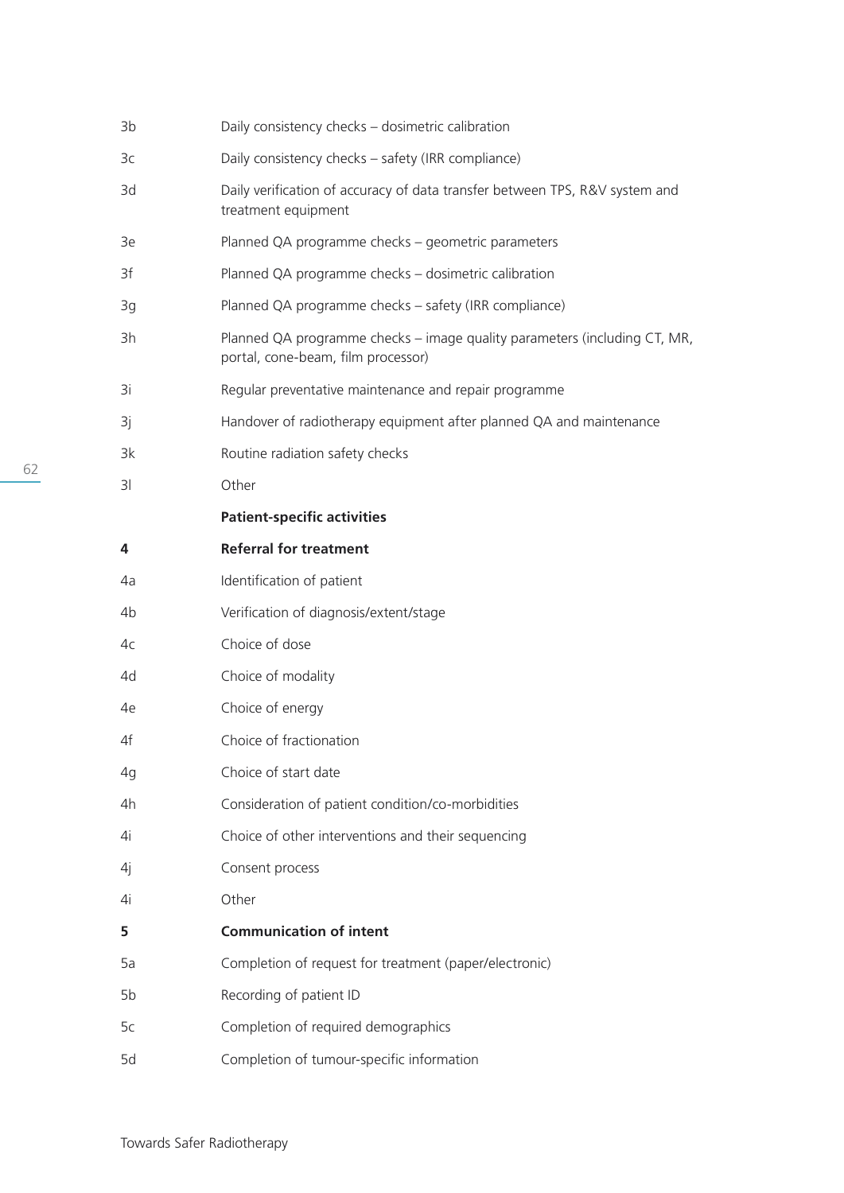| | |
|---|---|
| 3b | Daily consistency checks – dosimetric calibration |
| 3c | Daily consistency checks – safety (IRR compliance) |
| 3d | Daily verification of accuracy of data transfer between TPS, R&V system and treatment equipment |
| 3e | Planned QA programme checks – geometric parameters |
| 3f | Planned QA programme checks – dosimetric calibration |
| 3g | Planned QA programme checks – safety (IRR compliance) |
| 3h | Planned QA programme checks – image quality parameters (including CT, MR, portal, cone-beam, film processor) |
| 3i | Regular preventative maintenance and repair programme |
| 3j | Handover of radiotherapy equipment after planned QA and maintenance |
| 3k | Routine radiation safety checks |
| 3l | Other |
| | **Patient-specific activities** |
| **4** | **Referral for treatment** |
| 4a | Identification of patient |
| 4b | Verification of diagnosis/extent/stage |
| 4c | Choice of dose |
| 4d | Choice of modality |
| 4e | Choice of energy |
| 4f | Choice of fractionation |
| 4g | Choice of start date |
| 4h | Consideration of patient condition/co-morbidities |
| 4i | Choice of other interventions and their sequencing |
| 4j | Consent process |
| 4i | Other |
| **5** | **Communication of intent** |
| 5a | Completion of request for treatment (paper/electronic) |
| 5b | Recording of patient ID |
| 5c | Completion of required demographics |
| 5d | Completion of tumour-specific information |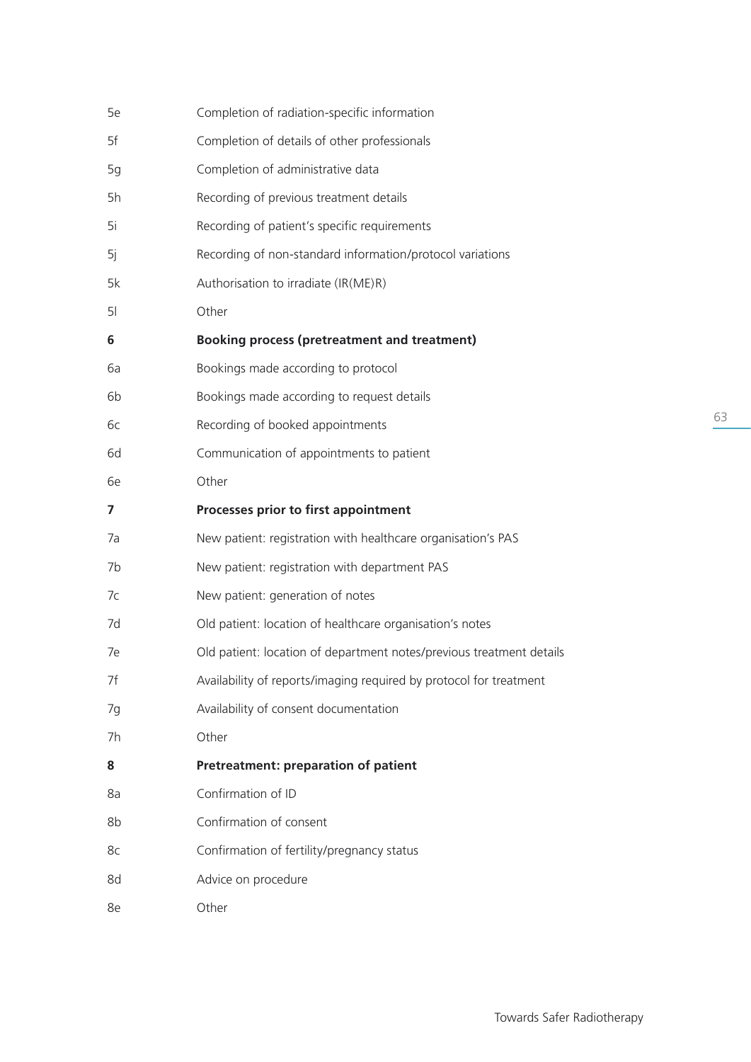| | |
|---|---|
| 5e | Completion of radiation-specific information |
| 5f | Completion of details of other professionals |
| 5g | Completion of administrative data |
| 5h | Recording of previous treatment details |
| 5i | Recording of patient's specific requirements |
| 5j | Recording of non-standard information/protocol variations |
| 5k | Authorisation to irradiate (IR(ME)R) |
| 5l | Other |
| **6** | **Booking process (pretreatment and treatment)** |
| 6a | Bookings made according to protocol |
| 6b | Bookings made according to request details |
| 6c | Recording of booked appointments |
| 6d | Communication of appointments to patient |
| 6e | Other |
| **7** | **Processes prior to first appointment** |
| 7a | New patient: registration with healthcare organisation's PAS |
| 7b | New patient: registration with department PAS |
| 7c | New patient: generation of notes |
| 7d | Old patient: location of healthcare organisation's notes |
| 7e | Old patient: location of department notes/previous treatment details |
| 7f | Availability of reports/imaging required by protocol for treatment |
| 7g | Availability of consent documentation |
| 7h | Other |
| **8** | **Pretreatment: preparation of patient** |
| 8a | Confirmation of ID |
| 8b | Confirmation of consent |
| 8c | Confirmation of fertility/pregnancy status |
| 8d | Advice on procedure |
| 8e | Other |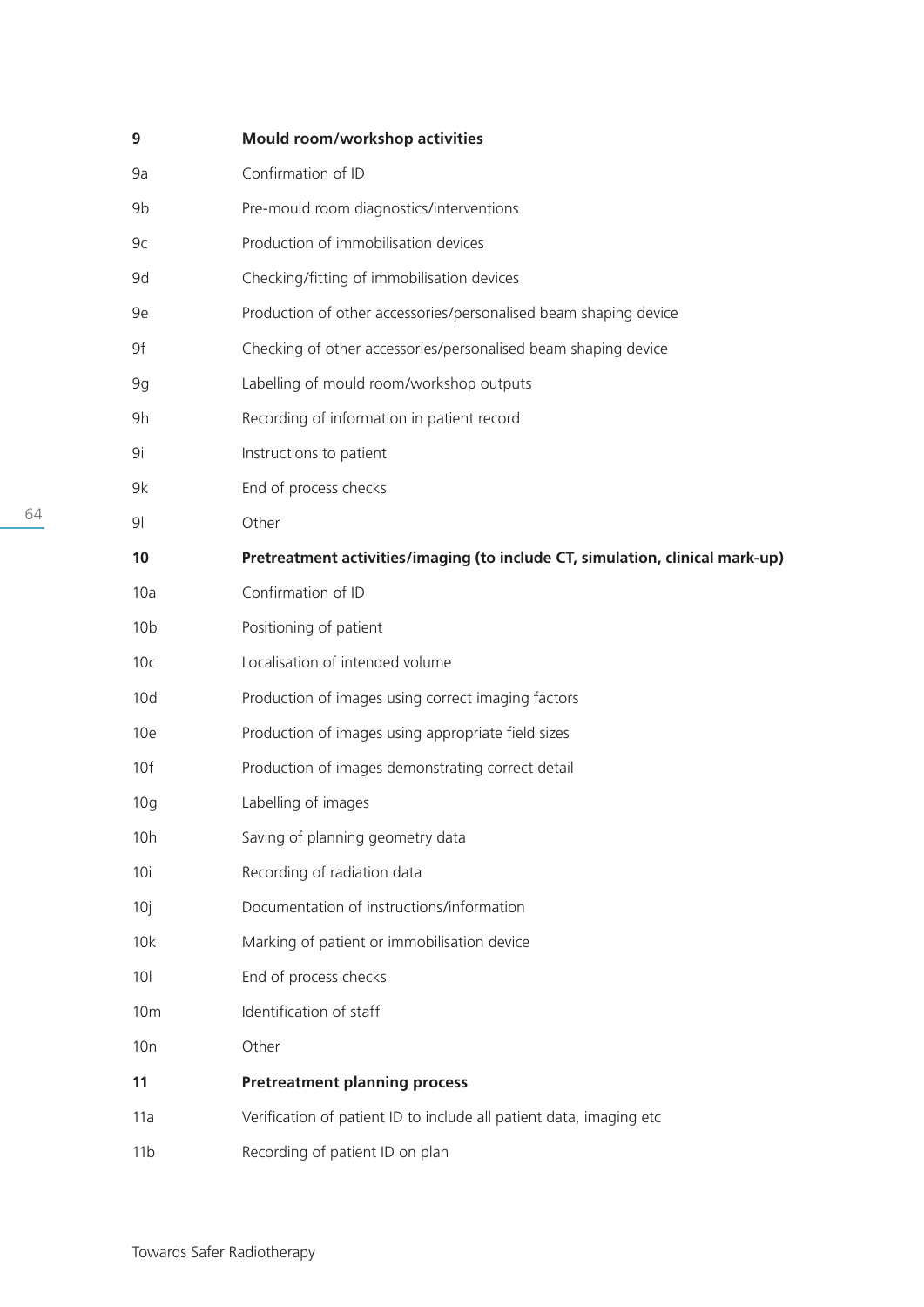| | |
|---|---|
| **9** | **Mould room/workshop activities** |
| 9a | Confirmation of ID |
| 9b | Pre-mould room diagnostics/interventions |
| 9c | Production of immobilisation devices |
| 9d | Checking/fitting of immobilisation devices |
| 9e | Production of other accessories/personalised beam shaping device |
| 9f | Checking of other accessories/personalised beam shaping device |
| 9g | Labelling of mould room/workshop outputs |
| 9h | Recording of information in patient record |
| 9i | Instructions to patient |
| 9k | End of process checks |
| 9l | Other |
| **10** | **Pretreatment activities/imaging (to include CT, simulation, clinical mark-up)** |
| 10a | Confirmation of ID |
| 10b | Positioning of patient |
| 10c | Localisation of intended volume |
| 10d | Production of images using correct imaging factors |
| 10e | Production of images using appropriate field sizes |
| 10f | Production of images demonstrating correct detail |
| 10g | Labelling of images |
| 10h | Saving of planning geometry data |
| 10i | Recording of radiation data |
| 10j | Documentation of instructions/information |
| 10k | Marking of patient or immobilisation device |
| 10l | End of process checks |
| 10m | Identification of staff |
| 10n | Other |
| **11** | **Pretreatment planning process** |
| 11a | Verification of patient ID to include all patient data, imaging etc |
| 11b | Recording of patient ID on plan |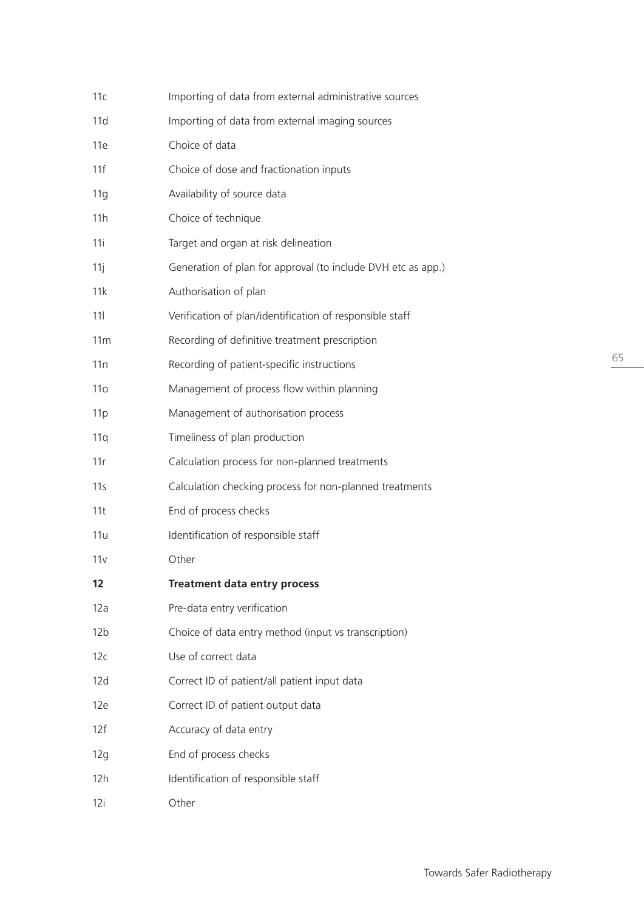| | |
|---|---|
| 11c | Importing of data from external administrative sources |
| 11d | Importing of data from external imaging sources |
| 11e | Choice of data |
| 11f | Choice of dose and fractionation inputs |
| 11g | Availability of source data |
| 11h | Choice of technique |
| 11i | Target and organ at risk delineation |
| 11j | Generation of plan for approval (to include DVH etc as app.) |
| 11k | Authorisation of plan |
| 11l | Verification of plan/identification of responsible staff |
| 11m | Recording of definitive treatment prescription |
| 11n | Recording of patient-specific instructions |
| 11o | Management of process flow within planning |
| 11p | Management of authorisation process |
| 11q | Timeliness of plan production |
| 11r | Calculation process for non-planned treatments |
| 11s | Calculation checking process for non-planned treatments |
| 11t | End of process checks |
| 11u | Identification of responsible staff |
| 11v | Other |
| **12** | **Treatment data entry process** |
| 12a | Pre-data entry verification |
| 12b | Choice of data entry method (input vs transcription) |
| 12c | Use of correct data |
| 12d | Correct ID of patient/all patient input data |
| 12e | Correct ID of patient output data |
| 12f | Accuracy of data entry |
| 12g | End of process checks |
| 12h | Identification of responsible staff |
| 12i | Other |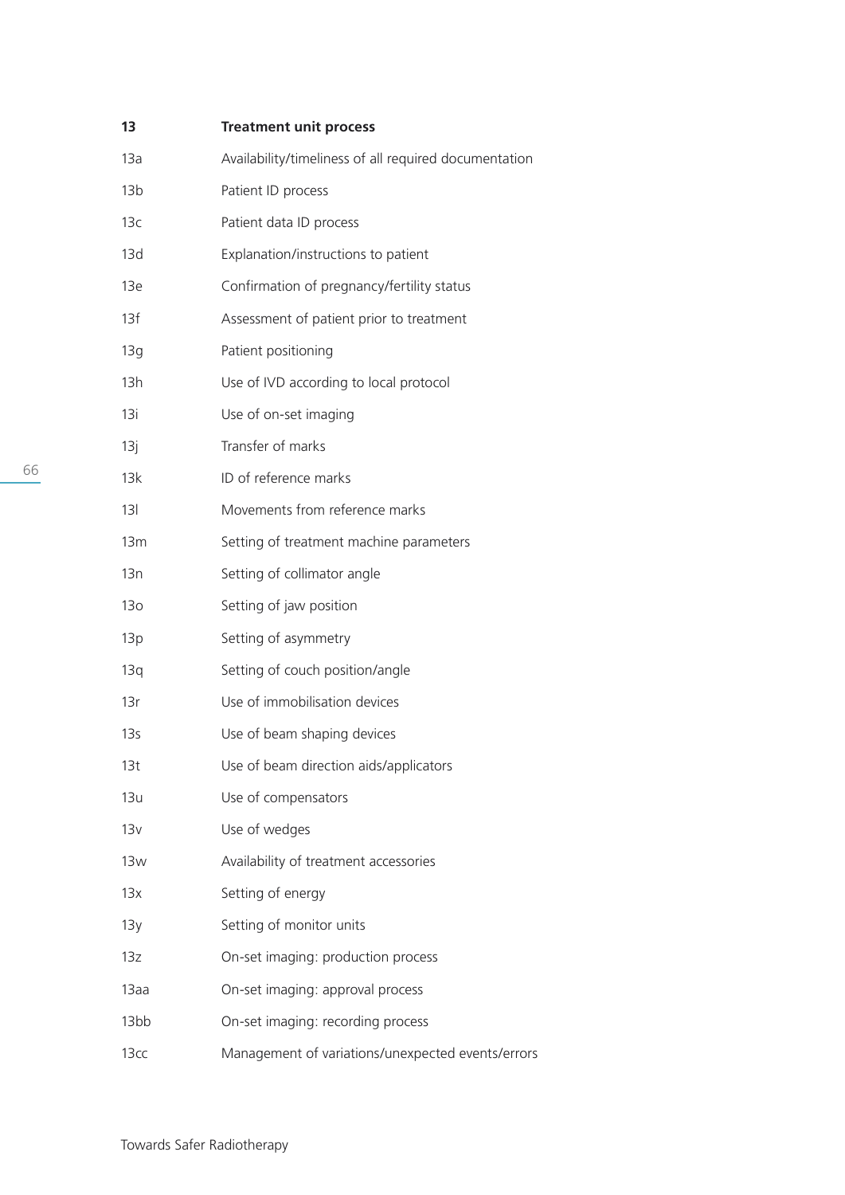| 13 | **Treatment unit process** |
|---|---|
| 13a | Availability/timeliness of all required documentation |
| 13b | Patient ID process |
| 13c | Patient data ID process |
| 13d | Explanation/instructions to patient |
| 13e | Confirmation of pregnancy/fertility status |
| 13f | Assessment of patient prior to treatment |
| 13g | Patient positioning |
| 13h | Use of IVD according to local protocol |
| 13i | Use of on-set imaging |
| 13j | Transfer of marks |
| 13k | ID of reference marks |
| 13l | Movements from reference marks |
| 13m | Setting of treatment machine parameters |
| 13n | Setting of collimator angle |
| 13o | Setting of jaw position |
| 13p | Setting of asymmetry |
| 13q | Setting of couch position/angle |
| 13r | Use of immobilisation devices |
| 13s | Use of beam shaping devices |
| 13t | Use of beam direction aids/applicators |
| 13u | Use of compensators |
| 13v | Use of wedges |
| 13w | Availability of treatment accessories |
| 13x | Setting of energy |
| 13y | Setting of monitor units |
| 13z | On-set imaging: production process |
| 13aa | On-set imaging: approval process |
| 13bb | On-set imaging: recording process |
| 13cc | Management of variations/unexpected events/errors |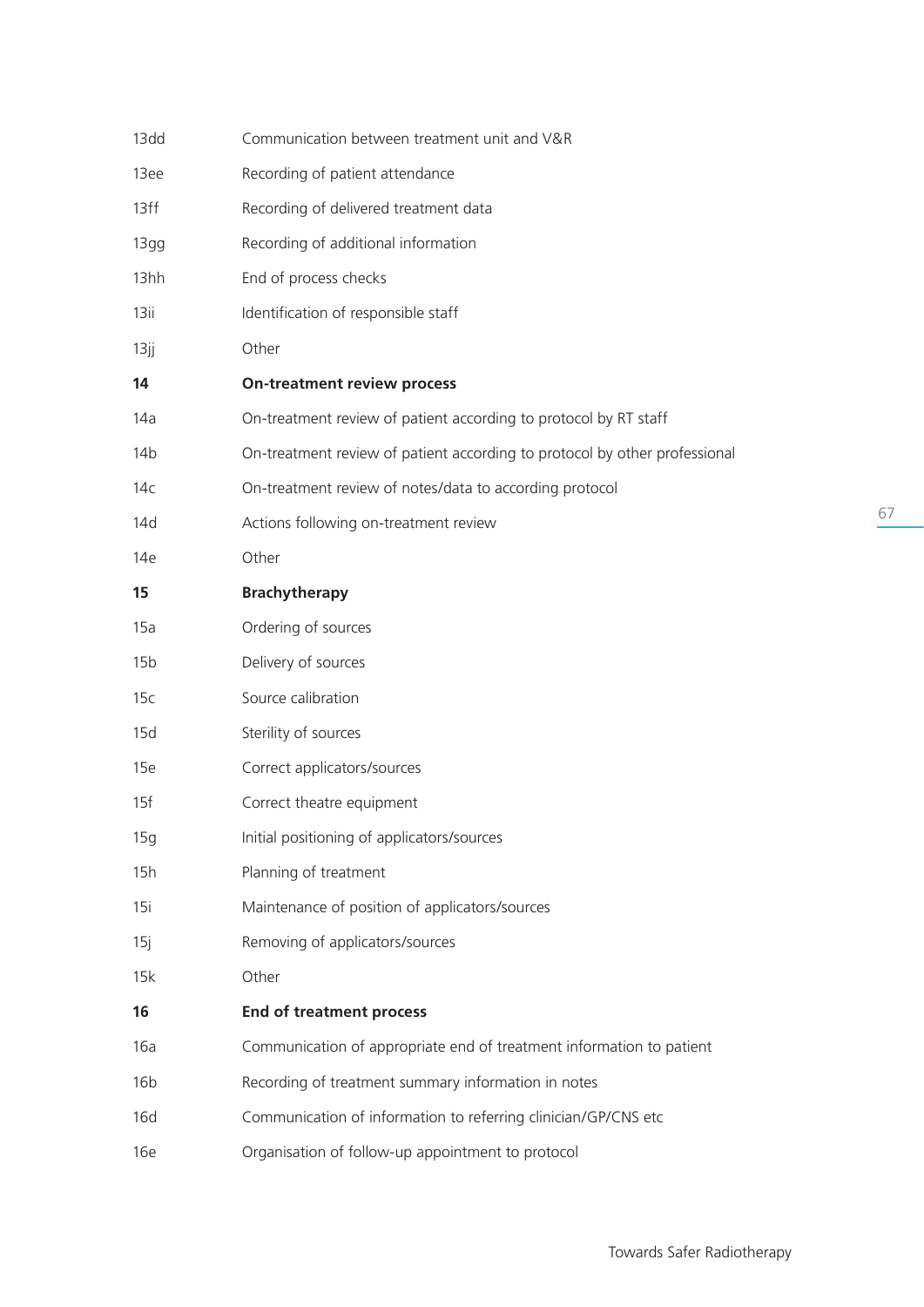| | |
|---|---|
| 13dd | Communication between treatment unit and V&R |
| 13ee | Recording of patient attendance |
| 13ff | Recording of delivered treatment data |
| 13gg | Recording of additional information |
| 13hh | End of process checks |
| 13ii | Identification of responsible staff |
| 13jj | Other |
| **14** | **On-treatment review process** |
| 14a | On-treatment review of patient according to protocol by RT staff |
| 14b | On-treatment review of patient according to protocol by other professional |
| 14c | On-treatment review of notes/data to according protocol |
| 14d | Actions following on-treatment review |
| 14e | Other |
| **15** | **Brachytherapy** |
| 15a | Ordering of sources |
| 15b | Delivery of sources |
| 15c | Source calibration |
| 15d | Sterility of sources |
| 15e | Correct applicators/sources |
| 15f | Correct theatre equipment |
| 15g | Initial positioning of applicators/sources |
| 15h | Planning of treatment |
| 15i | Maintenance of position of applicators/sources |
| 15j | Removing of applicators/sources |
| 15k | Other |
| **16** | **End of treatment process** |
| 16a | Communication of appropriate end of treatment information to patient |
| 16b | Recording of treatment summary information in notes |
| 16d | Communication of information to referring clinician/GP/CNS etc |
| 16e | Organisation of follow-up appointment to protocol |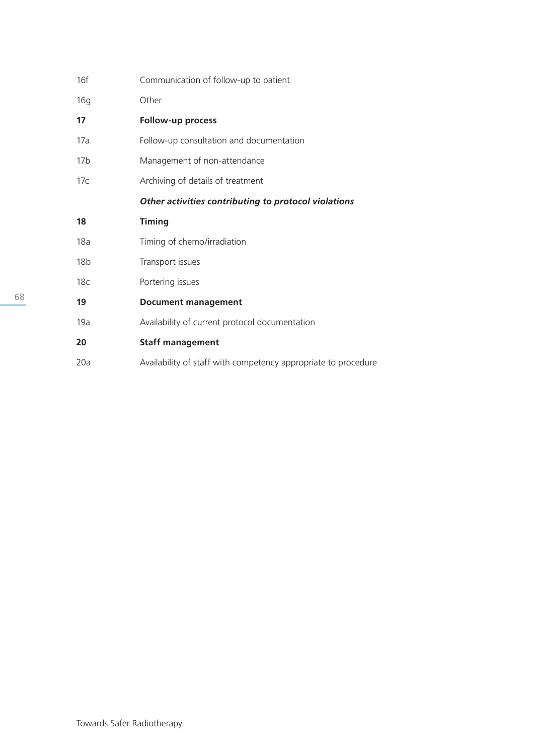| | |
|---|---|
| 16f | Communication of follow-up to patient |
| 16g | Other |
| **17** | **Follow-up process** |
| 17a | Follow-up consultation and documentation |
| 17b | Management of non-attendance |
| 17c | Archiving of details of treatment |
| | ***Other activities contributing to protocol violations*** |
| **18** | **Timing** |
| 18a | Timing of chemo/irradiation |
| 18b | Transport issues |
| 18c | Portering issues |
| **19** | **Document management** |
| 19a | Availability of current protocol documentation |
| **20** | **Staff management** |
| 20a | Availability of staff with competency appropriate to procedure |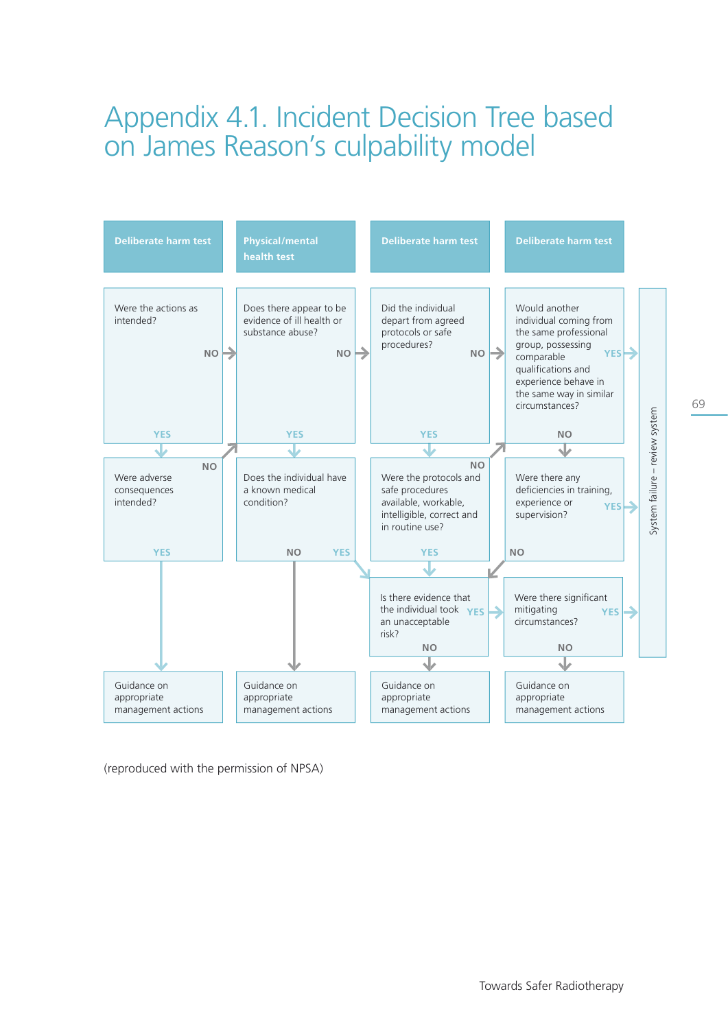# Appendix 4.1. Incident Decision Tree based on James Reason's culpability model

**Deliberate harm test**

Were the actions as intended?
- NO → Does there appear to be evidence of ill health or substance abuse?
- YES → Were adverse consequences intended?
  - NO → Does there appear to be evidence of ill health or substance abuse?
  - YES → Guidance on appropriate management actions

**Physical/mental health test**

Does there appear to be evidence of ill health or substance abuse?
- NO → Did the individual depart from agreed protocols or safe procedures?
- YES → Does the individual have a known medical condition?
  - NO → Guidance on appropriate management actions
  - YES → Is there evidence that the individual took an unacceptable risk?

**Deliberate harm test**

Did the individual depart from agreed protocols or safe procedures?
- NO → Would another individual coming from the same professional group, possessing comparable qualifications and experience behave in the same way in similar circumstances?
- YES → Were the protocols and safe procedures available, workable, intelligible, correct and in routine use?
  - NO → Would another individual coming from the same professional group, possessing comparable qualifications and experience behave in the same way in similar circumstances?
  - YES → Is there evidence that the individual took an unacceptable risk?

Is there evidence that the individual took an unacceptable risk?
- YES → Were there significant mitigating circumstances?
- NO → Guidance on appropriate management actions

**Deliberate harm test**

Would another individual coming from the same professional group, possessing comparable qualifications and experience behave in the same way in similar circumstances?
- YES → System failure – review system
- NO → Were there any deficiencies in training, experience or supervision?
  - YES → System failure – review system
  - NO → Is there evidence that the individual took an unacceptable risk?

Were there significant mitigating circumstances?
- YES → System failure – review system
- NO → Guidance on appropriate management actions

(reproduced with the permission of NPSA)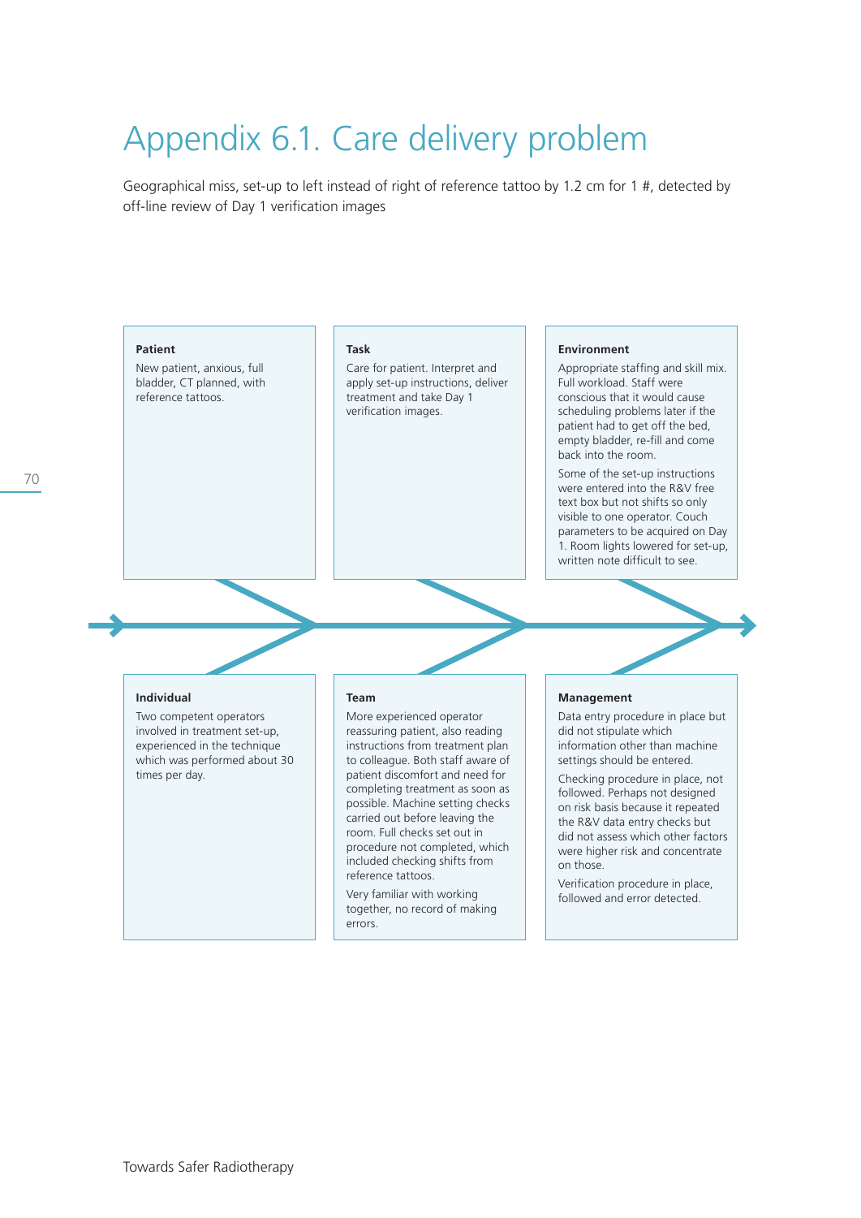# Appendix 6.1. Care delivery problem

Geographical miss, set-up to left instead of right of reference tattoo by 1.2 cm for 1 #, detected by off-line review of Day 1 verification images

**Patient**

New patient, anxious, full bladder, CT planned, with reference tattoos.

**Task**

Care for patient. Interpret and apply set-up instructions, deliver treatment and take Day 1 verification images.

**Environment**

Appropriate staffing and skill mix. Full workload. Staff were conscious that it would cause scheduling problems later if the patient had to get off the bed, empty bladder, re-fill and come back into the room.

Some of the set-up instructions were entered into the R&V free text box but not shifts so only visible to one operator. Couch parameters to be acquired on Day 1. Room lights lowered for set-up, written note difficult to see.

**Individual**

Two competent operators involved in treatment set-up, experienced in the technique which was performed about 30 times per day.

**Team**

More experienced operator reassuring patient, also reading instructions from treatment plan to colleague. Both staff aware of patient discomfort and need for completing treatment as soon as possible. Machine setting checks carried out before leaving the room. Full checks set out in procedure not completed, which included checking shifts from reference tattoos.

Very familiar with working together, no record of making errors.

**Management**

Data entry procedure in place but did not stipulate which information other than machine settings should be entered.

Checking procedure in place, not followed. Perhaps not designed on risk basis because it repeated the R&V data entry checks but did not assess which other factors were higher risk and concentrate on those.

Verification procedure in place, followed and error detected.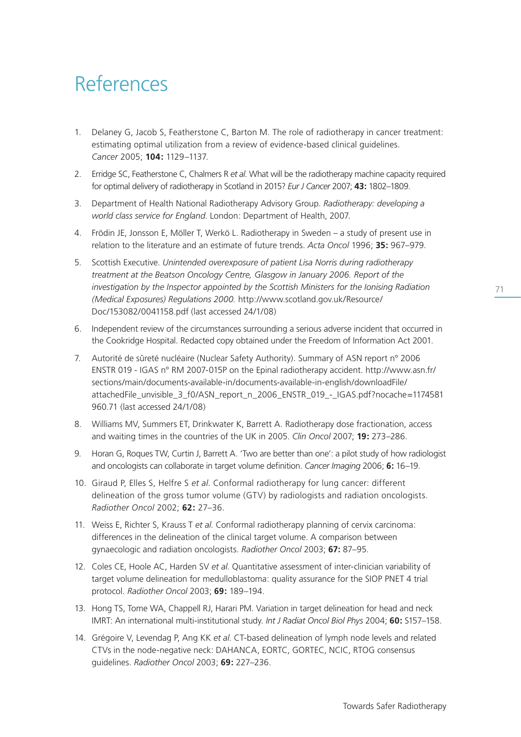# References

1. Delaney G, Jacob S, Featherstone C, Barton M. The role of radiotherapy in cancer treatment: estimating optimal utilization from a review of evidence-based clinical guidelines. *Cancer* 2005; **104:** 1129–1137.

2. Erridge SC, Featherstone C, Chalmers R *et al.* What will be the radiotherapy machine capacity required for optimal delivery of radiotherapy in Scotland in 2015? *Eur J Cancer* 2007; **43:** 1802–1809.

3. Department of Health National Radiotherapy Advisory Group. *Radiotherapy: developing a world class service for England.* London: Department of Health, 2007.

4. Frödin JE, Jonsson E, Möller T, Werkö L. Radiotherapy in Sweden – a study of present use in relation to the literature and an estimate of future trends. *Acta Oncol* 1996; **35:** 967–979.

5. Scottish Executive. *Unintended overexposure of patient Lisa Norris during radiotherapy treatment at the Beatson Oncology Centre, Glasgow in January 2006. Report of the investigation by the Inspector appointed by the Scottish Ministers for the Ionising Radiation (Medical Exposures) Regulations 2000.* http://www.scotland.gov.uk/Resource/Doc/153082/0041158.pdf (last accessed 24/1/08)

6. Independent review of the circumstances surrounding a serious adverse incident that occurred in the Cookridge Hospital. Redacted copy obtained under the Freedom of Information Act 2001.

7. Autorité de sûreté nucléaire (Nuclear Safety Authority). Summary of ASN report n° 2006 ENSTR 019 - IGAS n° RM 2007-015P on the Epinal radiotherapy accident. http://www.asn.fr/sections/main/documents-available-in/documents-available-in-english/downloadFile/attachedFile_unvisible_3_f0/ASN_report_n_2006_ENSTR_019_-_IGAS.pdf?nocache=1174581960.71 (last accessed 24/1/08)

8. Williams MV, Summers ET, Drinkwater K, Barrett A. Radiotherapy dose fractionation, access and waiting times in the countries of the UK in 2005. *Clin Oncol* 2007; **19:** 273–286.

9. Horan G, Roques TW, Curtin J, Barrett A. 'Two are better than one': a pilot study of how radiologist and oncologists can collaborate in target volume definition. *Cancer Imaging* 2006; **6:** 16–19.

10. Giraud P, Elles S, Helfre S *et al.* Conformal radiotherapy for lung cancer: different delineation of the gross tumor volume (GTV) by radiologists and radiation oncologists. *Radiother Oncol* 2002; **62:** 27–36.

11. Weiss E, Richter S, Krauss T *et al.* Conformal radiotherapy planning of cervix carcinoma: differences in the delineation of the clinical target volume. A comparison between gynaecologic and radiation oncologists. *Radiother Oncol* 2003; **67:** 87–95.

12. Coles CE, Hoole AC, Harden SV *et al.* Quantitative assessment of inter-clinician variability of target volume delineation for medulloblastoma: quality assurance for the SIOP PNET 4 trial protocol. *Radiother Oncol* 2003; **69:** 189–194.

13. Hong TS, Tome WA, Chappell RJ, Harari PM. Variation in target delineation for head and neck IMRT: An international multi-institutional study. *Int J Radiat Oncol Biol Phys* 2004; **60:** S157–158.

14. Grégoire V, Levendag P, Ang KK *et al.* CT-based delineation of lymph node levels and related CTVs in the node-negative neck: DAHANCA, EORTC, GORTEC, NCIC, RTOG consensus guidelines. *Radiother Oncol* 2003; **69:** 227–236.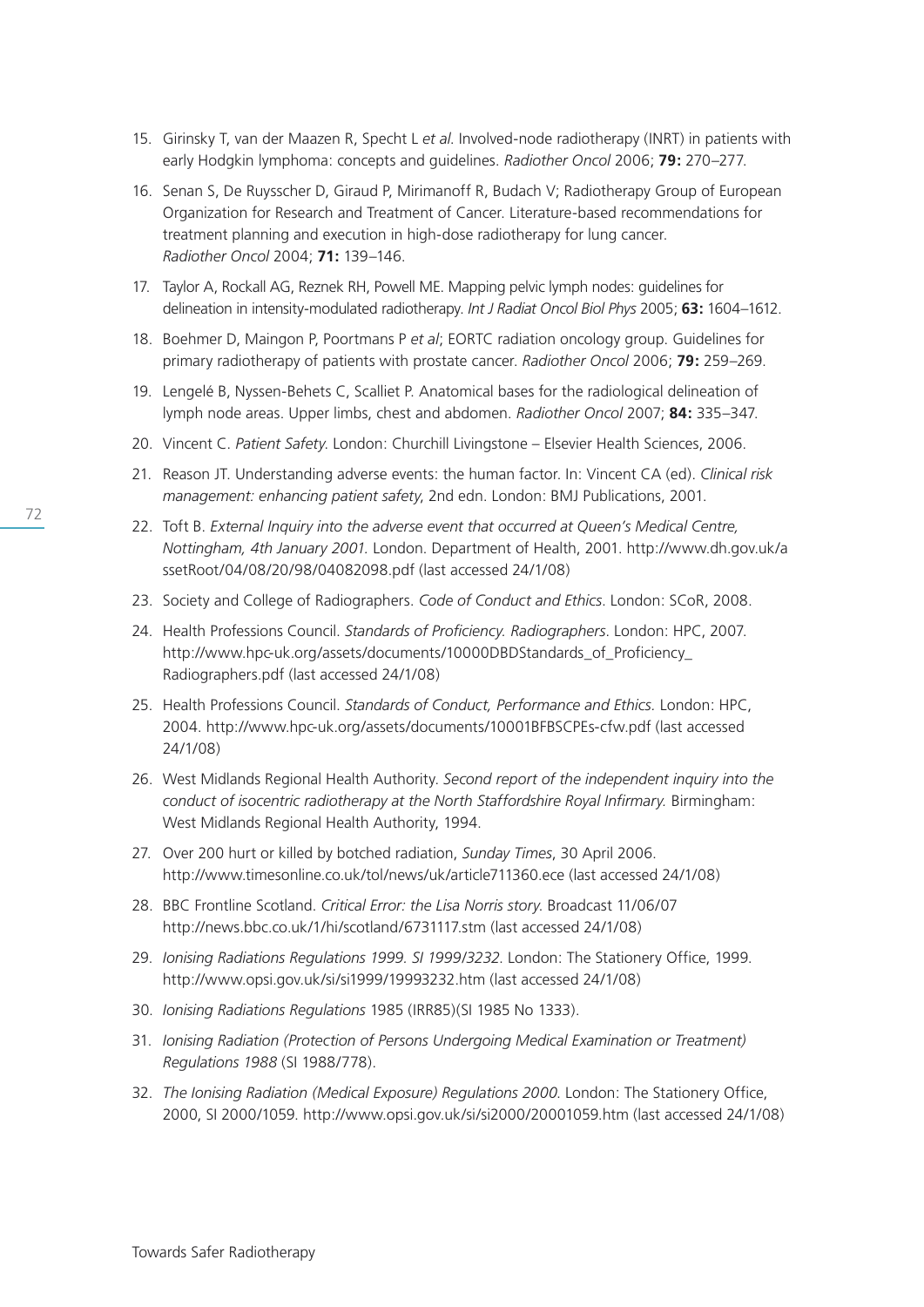15. Girinsky T, van der Maazen R, Specht L *et al.* Involved-node radiotherapy (INRT) in patients with early Hodgkin lymphoma: concepts and guidelines. *Radiother Oncol* 2006; **79:** 270–277.
16. Senan S, De Ruysscher D, Giraud P, Mirimanoff R, Budach V; Radiotherapy Group of European Organization for Research and Treatment of Cancer. Literature-based recommendations for treatment planning and execution in high-dose radiotherapy for lung cancer. *Radiother Oncol* 2004; **71:** 139–146.
17. Taylor A, Rockall AG, Reznek RH, Powell ME. Mapping pelvic lymph nodes: guidelines for delineation in intensity-modulated radiotherapy. *Int J Radiat Oncol Biol Phys* 2005; **63:** 1604–1612.
18. Boehmer D, Maingon P, Poortmans P *et al*; EORTC radiation oncology group. Guidelines for primary radiotherapy of patients with prostate cancer. *Radiother Oncol* 2006; **79:** 259–269.
19. Lengelé B, Nyssen-Behets C, Scalliet P. Anatomical bases for the radiological delineation of lymph node areas. Upper limbs, chest and abdomen. *Radiother Oncol* 2007; **84:** 335–347.
20. Vincent C. *Patient Safety.* London: Churchill Livingstone – Elsevier Health Sciences, 2006.
21. Reason JT. Understanding adverse events: the human factor. In: Vincent CA (ed). *Clinical risk management: enhancing patient safety*, 2nd edn. London: BMJ Publications, 2001.
22. Toft B. *External Inquiry into the adverse event that occurred at Queen's Medical Centre, Nottingham, 4th January 2001.* London. Department of Health, 2001. http://www.dh.gov.uk/assetRoot/04/08/20/98/04082098.pdf (last accessed 24/1/08)
23. Society and College of Radiographers. *Code of Conduct and Ethics*. London: SCoR, 2008.
24. Health Professions Council. *Standards of Proficiency. Radiographers*. London: HPC, 2007. http://www.hpc-uk.org/assets/documents/10000DBDStandards_of_Proficiency_Radiographers.pdf (last accessed 24/1/08)
25. Health Professions Council. *Standards of Conduct, Performance and Ethics.* London: HPC, 2004. http://www.hpc-uk.org/assets/documents/10001BFBSCPEs-cfw.pdf (last accessed 24/1/08)
26. West Midlands Regional Health Authority. *Second report of the independent inquiry into the conduct of isocentric radiotherapy at the North Staffordshire Royal Infirmary.* Birmingham: West Midlands Regional Health Authority, 1994.
27. Over 200 hurt or killed by botched radiation, *Sunday Times*, 30 April 2006. http://www.timesonline.co.uk/tol/news/uk/article711360.ece (last accessed 24/1/08)
28. BBC Frontline Scotland. *Critical Error: the Lisa Norris story.* Broadcast 11/06/07 http://news.bbc.co.uk/1/hi/scotland/6731117.stm (last accessed 24/1/08)
29. *Ionising Radiations Regulations 1999. SI 1999/3232*. London: The Stationery Office, 1999. http://www.opsi.gov.uk/si/si1999/19993232.htm (last accessed 24/1/08)
30. *Ionising Radiations Regulations* 1985 (IRR85)(SI 1985 No 1333).
31. *Ionising Radiation (Protection of Persons Undergoing Medical Examination or Treatment) Regulations 1988* (SI 1988/778).
32. *The Ionising Radiation (Medical Exposure) Regulations 2000.* London: The Stationery Office, 2000, SI 2000/1059. http://www.opsi.gov.uk/si/si2000/20001059.htm (last accessed 24/1/08)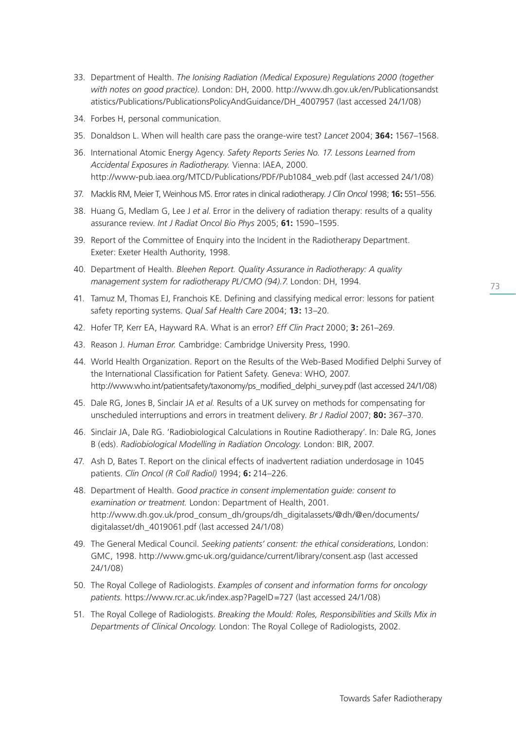33. Department of Health. *The Ionising Radiation (Medical Exposure) Regulations 2000 (together with notes on good practice).* London: DH, 2000. http://www.dh.gov.uk/en/Publicationsandstatistics/Publications/PublicationsPolicyAndGuidance/DH_4007957 (last accessed 24/1/08)
34. Forbes H, personal communication.
35. Donaldson L. When will health care pass the orange-wire test? *Lancet* 2004; **364:** 1567–1568.
36. International Atomic Energy Agency. *Safety Reports Series No. 17. Lessons Learned from Accidental Exposures in Radiotherapy.* Vienna: IAEA, 2000. http://www-pub.iaea.org/MTCD/Publications/PDF/Pub1084_web.pdf (last accessed 24/1/08)
37. Macklis RM, Meier T, Weinhous MS. Error rates in clinical radiotherapy. *J Clin Oncol* 1998; **16:** 551–556.
38. Huang G, Medlam G, Lee J *et al*. Error in the delivery of radiation therapy: results of a quality assurance review. *Int J Radiat Oncol Bio Phys* 2005; **61:** 1590–1595.
39. Report of the Committee of Enquiry into the Incident in the Radiotherapy Department. Exeter: Exeter Health Authority, 1998.
40. Department of Health. *Bleehen Report. Quality Assurance in Radiotherapy: A quality management system for radiotherapy PL/CMO (94).7.* London: DH, 1994.
41. Tamuz M, Thomas EJ, Franchois KE. Defining and classifying medical error: lessons for patient safety reporting systems. *Qual Saf Health Care* 2004; **13:** 13–20.
42. Hofer TP, Kerr EA, Hayward RA. What is an error? *Eff Clin Pract* 2000; **3:** 261–269.
43. Reason J. *Human Error.* Cambridge: Cambridge University Press, 1990.
44. World Health Organization. Report on the Results of the Web-Based Modified Delphi Survey of the International Classification for Patient Safety. Geneva: WHO, 2007. http://www.who.int/patientsafety/taxonomy/ps_modified_delphi_survey.pdf (last accessed 24/1/08)
45. Dale RG, Jones B, Sinclair JA *et al.* Results of a UK survey on methods for compensating for unscheduled interruptions and errors in treatment delivery. *Br J Radiol* 2007; **80:** 367–370.
46. Sinclair JA, Dale RG. 'Radiobiological Calculations in Routine Radiotherapy'. In: Dale RG, Jones B (eds). *Radiobiological Modelling in Radiation Oncology.* London: BIR, 2007.
47. Ash D, Bates T. Report on the clinical effects of inadvertent radiation underdosage in 1045 patients. *Clin Oncol (R Coll Radiol)* 1994; **6:** 214–226.
48. Department of Health. *Good practice in consent implementation guide: consent to examination or treatment.* London: Department of Health, 2001. http://www.dh.gov.uk/prod_consum_dh/groups/dh_digitalassets/@dh/@en/documents/digitalasset/dh_4019061.pdf (last accessed 24/1/08)
49. The General Medical Council. *Seeking patients' consent: the ethical considerations*, London: GMC, 1998. http://www.gmc-uk.org/guidance/current/library/consent.asp (last accessed 24/1/08)
50. The Royal College of Radiologists. *Examples of consent and information forms for oncology patients.* https://www.rcr.ac.uk/index.asp?PageID=727 (last accessed 24/1/08)
51. The Royal College of Radiologists. *Breaking the Mould: Roles, Responsibilities and Skills Mix in Departments of Clinical Oncology.* London: The Royal College of Radiologists, 2002.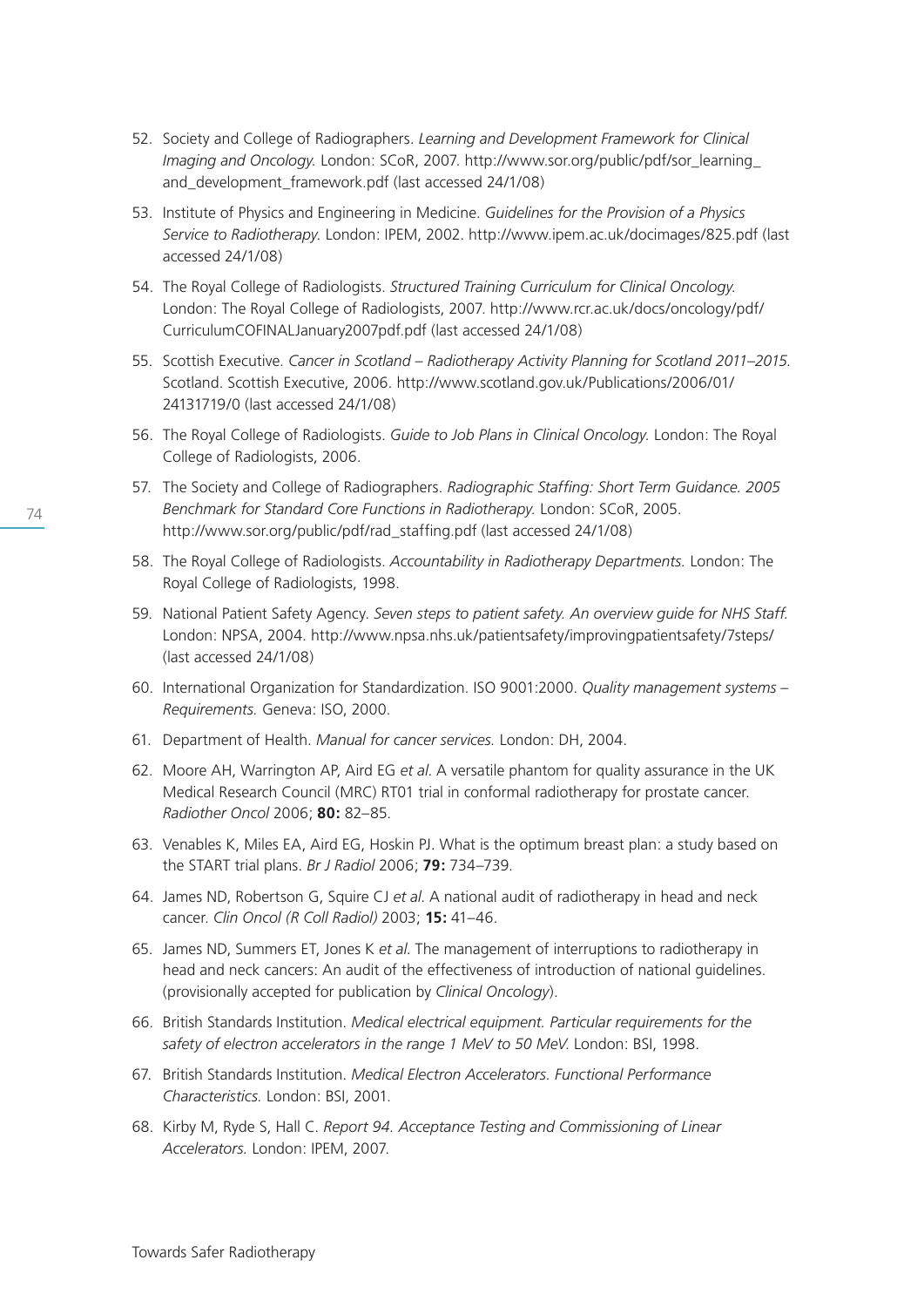52. Society and College of Radiographers. *Learning and Development Framework for Clinical Imaging and Oncology.* London: SCoR, 2007. http://www.sor.org/public/pdf/sor_learning_and_development_framework.pdf (last accessed 24/1/08)

53. Institute of Physics and Engineering in Medicine. *Guidelines for the Provision of a Physics Service to Radiotherapy.* London: IPEM, 2002. http://www.ipem.ac.uk/docimages/825.pdf (last accessed 24/1/08)

54. The Royal College of Radiologists. *Structured Training Curriculum for Clinical Oncology.* London: The Royal College of Radiologists, 2007. http://www.rcr.ac.uk/docs/oncology/pdf/CurriculumCOFINALJanuary2007pdf.pdf (last accessed 24/1/08)

55. Scottish Executive. *Cancer in Scotland – Radiotherapy Activity Planning for Scotland 2011–2015.* Scotland. Scottish Executive, 2006. http://www.scotland.gov.uk/Publications/2006/01/24131719/0 (last accessed 24/1/08)

56. The Royal College of Radiologists. *Guide to Job Plans in Clinical Oncology.* London: The Royal College of Radiologists, 2006.

57. The Society and College of Radiographers. *Radiographic Staffing: Short Term Guidance. 2005 Benchmark for Standard Core Functions in Radiotherapy.* London: SCoR, 2005. http://www.sor.org/public/pdf/rad_staffing.pdf (last accessed 24/1/08)

58. The Royal College of Radiologists. *Accountability in Radiotherapy Departments.* London: The Royal College of Radiologists, 1998.

59. National Patient Safety Agency. *Seven steps to patient safety. An overview guide for NHS Staff.* London: NPSA, 2004. http://www.npsa.nhs.uk/patientsafety/improvingpatientsafety/7steps/ (last accessed 24/1/08)

60. International Organization for Standardization. ISO 9001:2000. *Quality management systems – Requirements.* Geneva: ISO, 2000.

61. Department of Health. *Manual for cancer services.* London: DH, 2004.

62. Moore AH, Warrington AP, Aird EG *et al*. A versatile phantom for quality assurance in the UK Medical Research Council (MRC) RT01 trial in conformal radiotherapy for prostate cancer. *Radiother Oncol* 2006; **80:** 82–85.

63. Venables K, Miles EA, Aird EG, Hoskin PJ. What is the optimum breast plan: a study based on the START trial plans. *Br J Radiol* 2006; **79:** 734–739.

64. James ND, Robertson G, Squire CJ *et al*. A national audit of radiotherapy in head and neck cancer. *Clin Oncol (R Coll Radiol)* 2003; **15:** 41–46.

65. James ND, Summers ET, Jones K *et al*. The management of interruptions to radiotherapy in head and neck cancers: An audit of the effectiveness of introduction of national guidelines. (provisionally accepted for publication by *Clinical Oncology*).

66. British Standards Institution. *Medical electrical equipment. Particular requirements for the safety of electron accelerators in the range 1 MeV to 50 MeV.* London: BSI, 1998.

67. British Standards Institution. *Medical Electron Accelerators. Functional Performance Characteristics.* London: BSI, 2001.

68. Kirby M, Ryde S, Hall C. *Report 94. Acceptance Testing and Commissioning of Linear Accelerators.* London: IPEM, 2007.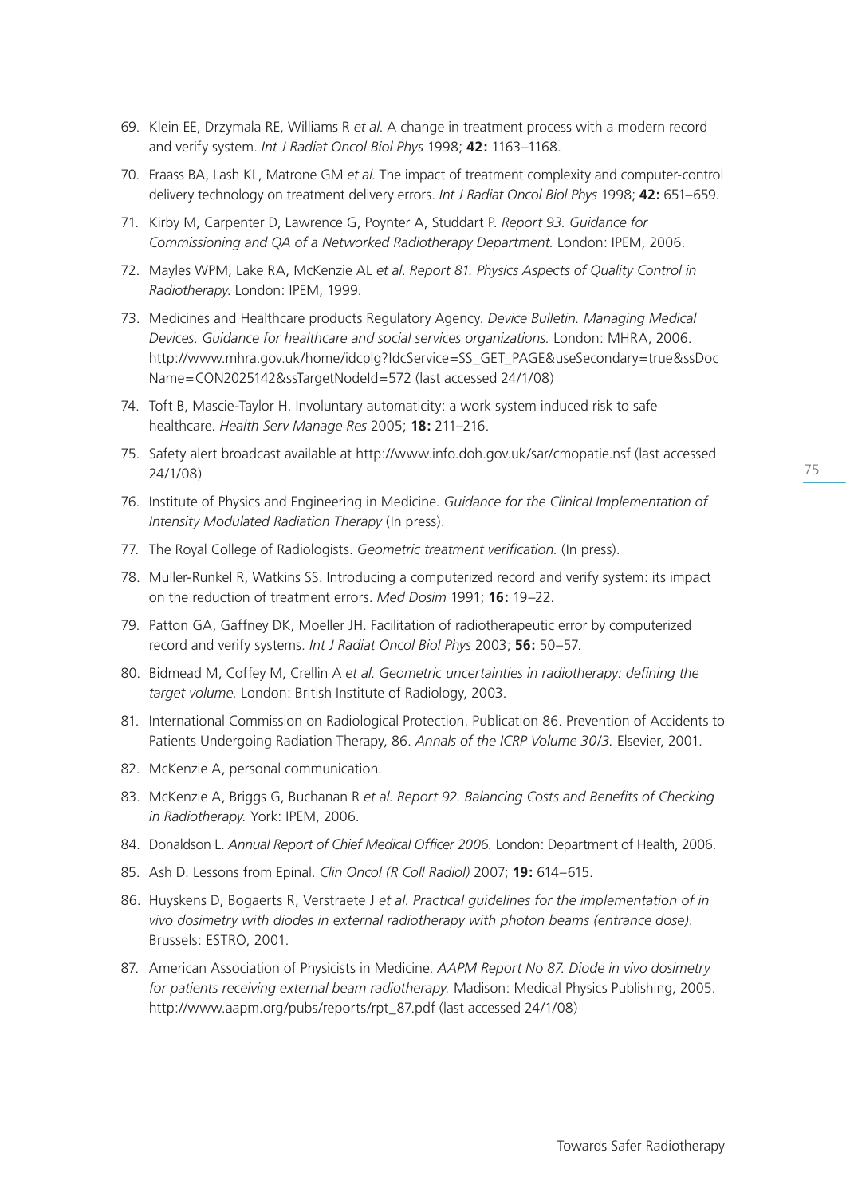69. Klein EE, Drzymala RE, Williams R *et al.* A change in treatment process with a modern record and verify system. *Int J Radiat Oncol Biol Phys* 1998; **42:** 1163–1168.
70. Fraass BA, Lash KL, Matrone GM *et al.* The impact of treatment complexity and computer-control delivery technology on treatment delivery errors. *Int J Radiat Oncol Biol Phys* 1998; **42:** 651–659.
71. Kirby M, Carpenter D, Lawrence G, Poynter A, Studdart P. *Report 93. Guidance for Commissioning and QA of a Networked Radiotherapy Department.* London: IPEM, 2006.
72. Mayles WPM, Lake RA, McKenzie AL *et al*. *Report 81. Physics Aspects of Quality Control in Radiotherapy.* London: IPEM, 1999.
73. Medicines and Healthcare products Regulatory Agency. *Device Bulletin. Managing Medical Devices. Guidance for healthcare and social services organizations.* London: MHRA, 2006. http://www.mhra.gov.uk/home/idcplg?IdcService=SS_GET_PAGE&useSecondary=true&ssDocName=CON2025142&ssTargetNodeId=572 (last accessed 24/1/08)
74. Toft B, Mascie-Taylor H. Involuntary automaticity: a work system induced risk to safe healthcare. *Health Serv Manage Res* 2005; **18:** 211–216.
75. Safety alert broadcast available at http://www.info.doh.gov.uk/sar/cmopatie.nsf (last accessed 24/1/08)
76. Institute of Physics and Engineering in Medicine. *Guidance for the Clinical Implementation of Intensity Modulated Radiation Therapy* (In press).
77. The Royal College of Radiologists. *Geometric treatment verification.* (In press).
78. Muller-Runkel R, Watkins SS. Introducing a computerized record and verify system: its impact on the reduction of treatment errors. *Med Dosim* 1991; **16:** 19–22.
79. Patton GA, Gaffney DK, Moeller JH. Facilitation of radiotherapeutic error by computerized record and verify systems. *Int J Radiat Oncol Biol Phys* 2003; **56:** 50–57.
80. Bidmead M, Coffey M, Crellin A *et al. Geometric uncertainties in radiotherapy: defining the target volume.* London: British Institute of Radiology, 2003.
81. International Commission on Radiological Protection. Publication 86. Prevention of Accidents to Patients Undergoing Radiation Therapy, 86. *Annals of the ICRP Volume 30/3.* Elsevier, 2001.
82. McKenzie A, personal communication.
83. McKenzie A, Briggs G, Buchanan R *et al. Report 92. Balancing Costs and Benefits of Checking in Radiotherapy.* York: IPEM, 2006.
84. Donaldson L. *Annual Report of Chief Medical Officer 2006.* London: Department of Health, 2006.
85. Ash D. Lessons from Epinal. *Clin Oncol (R Coll Radiol)* 2007; **19:** 614–615.
86. Huyskens D, Bogaerts R, Verstraete J *et al. Practical guidelines for the implementation of in vivo dosimetry with diodes in external radiotherapy with photon beams (entrance dose).* Brussels: ESTRO, 2001.
87. American Association of Physicists in Medicine. *AAPM Report No 87. Diode in vivo dosimetry for patients receiving external beam radiotherapy.* Madison: Medical Physics Publishing, 2005. http://www.aapm.org/pubs/reports/rpt_87.pdf (last accessed 24/1/08)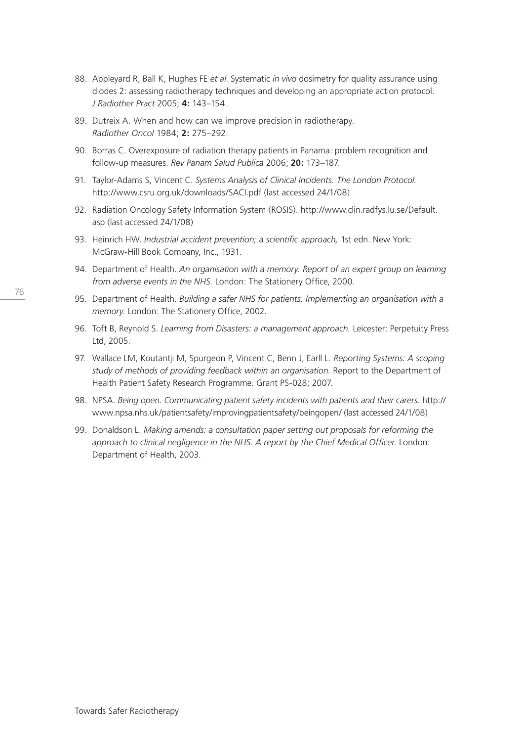88. Appleyard R, Ball K, Hughes FE *et al*. Systematic *in vivo* dosimetry for quality assurance using diodes 2: assessing radiotherapy techniques and developing an appropriate action protocol. *J Radiother Pract* 2005; **4:** 143–154.

89. Dutreix A. When and how can we improve precision in radiotherapy. *Radiother Oncol* 1984; **2:** 275–292.

90. Borras C. Overexposure of radiation therapy patients in Panama: problem recognition and follow-up measures. *Rev Panam Salud Publica* 2006; **20:** 173–187.

91. Taylor-Adams S, Vincent C. *Systems Analysis of Clinical Incidents. The London Protocol.* http://www.csru.org.uk/downloads/SACI.pdf (last accessed 24/1/08)

92. Radiation Oncology Safety Information System (ROSIS). http://www.clin.radfys.lu.se/Default.asp (last accessed 24/1/08)

93. Heinrich HW. *Industrial accident prevention; a scientific approach,* 1st edn. New York: McGraw-Hill Book Company, Inc., 1931.

94. Department of Health. *An organisation with a memory. Report of an expert group on learning from adverse events in the NHS.* London: The Stationery Office, 2000.

95. Department of Health. *Building a safer NHS for patients. Implementing an organisation with a memory.* London: The Stationery Office, 2002.

96. Toft B, Reynold S. *Learning from Disasters: a management approach.* Leicester: Perpetuity Press Ltd, 2005.

97. Wallace LM, Koutantji M, Spurgeon P, Vincent C, Benn J, Earll L. *Reporting Systems: A scoping study of methods of providing feedback within an organisation.* Report to the Department of Health Patient Safety Research Programme. Grant PS-028; 2007.

98. NPSA. *Being open. Communicating patient safety incidents with patients and their carers.* http://www.npsa.nhs.uk/patientsafety/improvingpatientsafety/beingopen/ (last accessed 24/1/08)

99. Donaldson L. *Making amends: a consultation paper setting out proposals for reforming the approach to clinical negligence in the NHS. A report by the Chief Medical Officer.* London: Department of Health, 2003.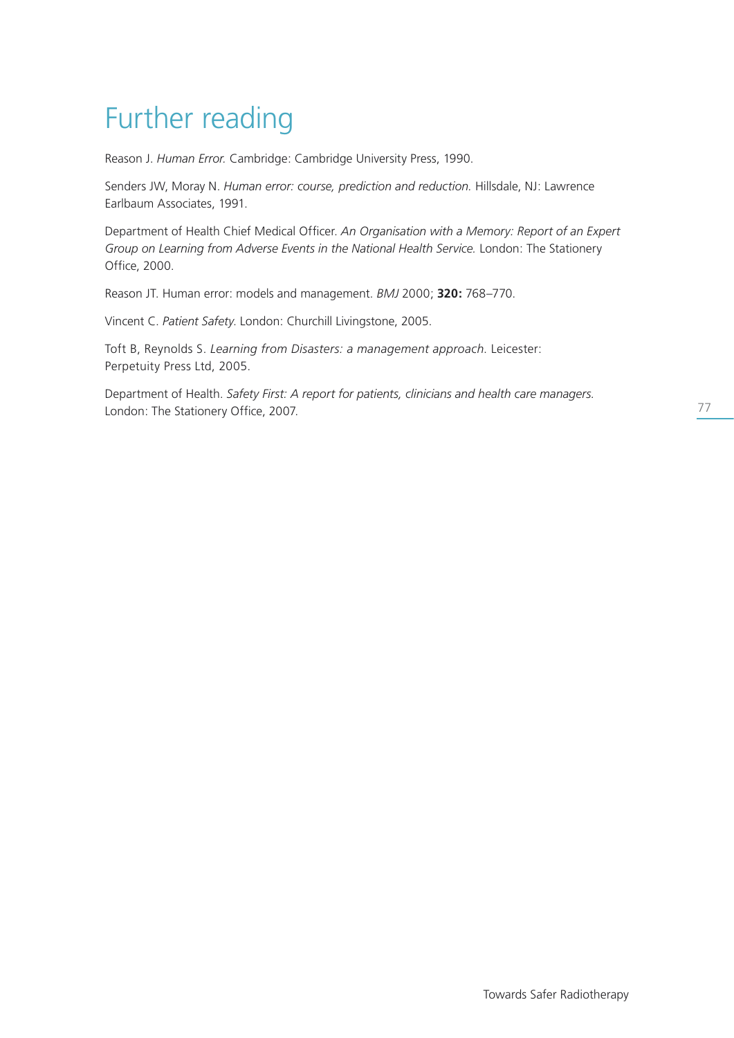# Further reading

Reason J. *Human Error.* Cambridge: Cambridge University Press, 1990.

Senders JW, Moray N. *Human error: course, prediction and reduction.* Hillsdale, NJ: Lawrence Earlbaum Associates, 1991.

Department of Health Chief Medical Officer. *An Organisation with a Memory: Report of an Expert Group on Learning from Adverse Events in the National Health Service.* London: The Stationery Office, 2000.

Reason JT. Human error: models and management. *BMJ* 2000; **320:** 768–770.

Vincent C. *Patient Safety.* London: Churchill Livingstone, 2005.

Toft B, Reynolds S. *Learning from Disasters: a management approach.* Leicester: Perpetuity Press Ltd, 2005.

Department of Health. *Safety First: A report for patients, clinicians and health care managers.* London: The Stationery Office, 2007.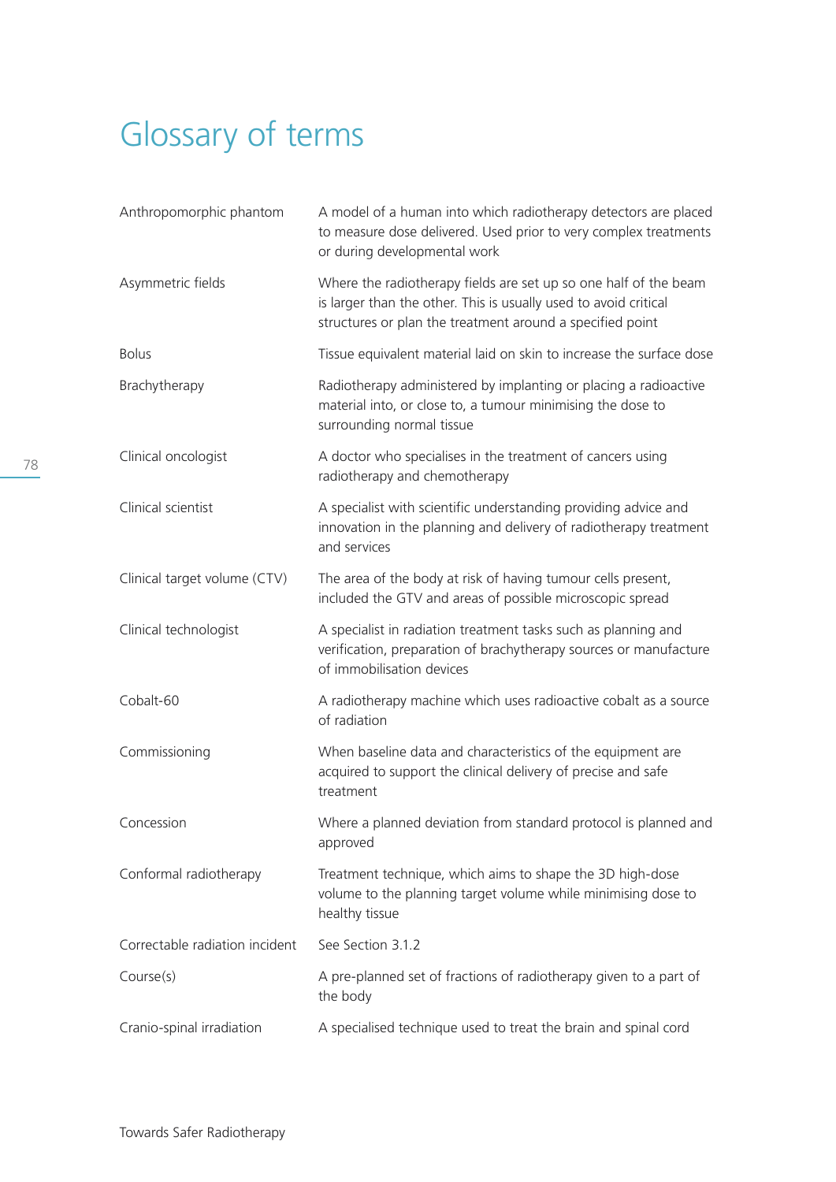# Glossary of terms

| | |
|---|---|
| Anthropomorphic phantom | A model of a human into which radiotherapy detectors are placed to measure dose delivered. Used prior to very complex treatments or during developmental work |
| Asymmetric fields | Where the radiotherapy fields are set up so one half of the beam is larger than the other. This is usually used to avoid critical structures or plan the treatment around a specified point |
| Bolus | Tissue equivalent material laid on skin to increase the surface dose |
| Brachytherapy | Radiotherapy administered by implanting or placing a radioactive material into, or close to, a tumour minimising the dose to surrounding normal tissue |
| Clinical oncologist | A doctor who specialises in the treatment of cancers using radiotherapy and chemotherapy |
| Clinical scientist | A specialist with scientific understanding providing advice and innovation in the planning and delivery of radiotherapy treatment and services |
| Clinical target volume (CTV) | The area of the body at risk of having tumour cells present, included the GTV and areas of possible microscopic spread |
| Clinical technologist | A specialist in radiation treatment tasks such as planning and verification, preparation of brachytherapy sources or manufacture of immobilisation devices |
| Cobalt-60 | A radiotherapy machine which uses radioactive cobalt as a source of radiation |
| Commissioning | When baseline data and characteristics of the equipment are acquired to support the clinical delivery of precise and safe treatment |
| Concession | Where a planned deviation from standard protocol is planned and approved |
| Conformal radiotherapy | Treatment technique, which aims to shape the 3D high-dose volume to the planning target volume while minimising dose to healthy tissue |
| Correctable radiation incident | See Section 3.1.2 |
| Course(s) | A pre-planned set of fractions of radiotherapy given to a part of the body |
| Cranio-spinal irradiation | A specialised technique used to treat the brain and spinal cord |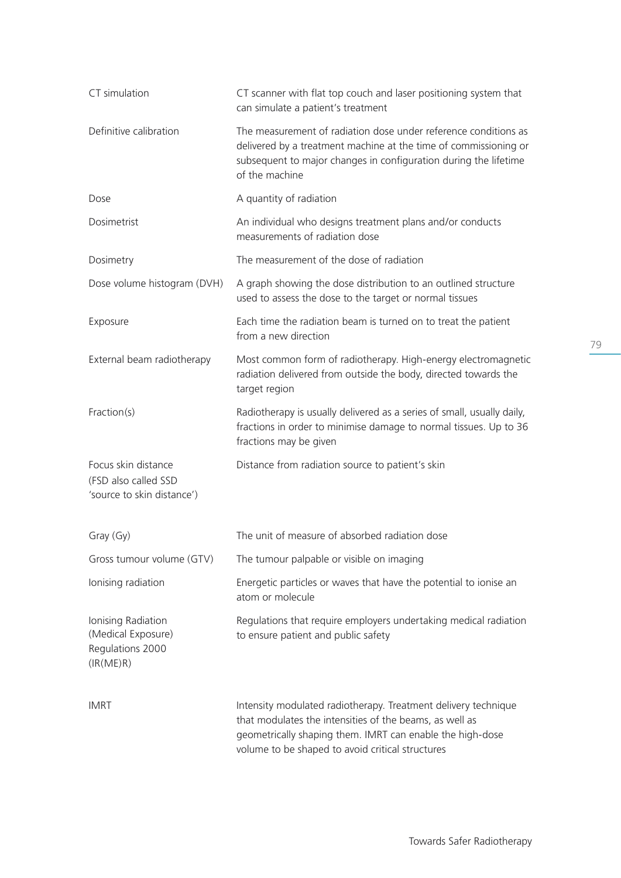| | |
|---|---|
| CT simulation | CT scanner with flat top couch and laser positioning system that can simulate a patient's treatment |
| Definitive calibration | The measurement of radiation dose under reference conditions as delivered by a treatment machine at the time of commissioning or subsequent to major changes in configuration during the lifetime of the machine |
| Dose | A quantity of radiation |
| Dosimetrist | An individual who designs treatment plans and/or conducts measurements of radiation dose |
| Dosimetry | The measurement of the dose of radiation |
| Dose volume histogram (DVH) | A graph showing the dose distribution to an outlined structure used to assess the dose to the target or normal tissues |
| Exposure | Each time the radiation beam is turned on to treat the patient from a new direction |
| External beam radiotherapy | Most common form of radiotherapy. High-energy electromagnetic radiation delivered from outside the body, directed towards the target region |
| Fraction(s) | Radiotherapy is usually delivered as a series of small, usually daily, fractions in order to minimise damage to normal tissues. Up to 36 fractions may be given |
| Focus skin distance (FSD also called SSD 'source to skin distance') | Distance from radiation source to patient's skin |
| Gray (Gy) | The unit of measure of absorbed radiation dose |
| Gross tumour volume (GTV) | The tumour palpable or visible on imaging |
| Ionising radiation | Energetic particles or waves that have the potential to ionise an atom or molecule |
| Ionising Radiation (Medical Exposure) Regulations 2000 (IR(ME)R) | Regulations that require employers undertaking medical radiation to ensure patient and public safety |
| IMRT | Intensity modulated radiotherapy. Treatment delivery technique that modulates the intensities of the beams, as well as geometrically shaping them. IMRT can enable the high-dose volume to be shaped to avoid critical structures |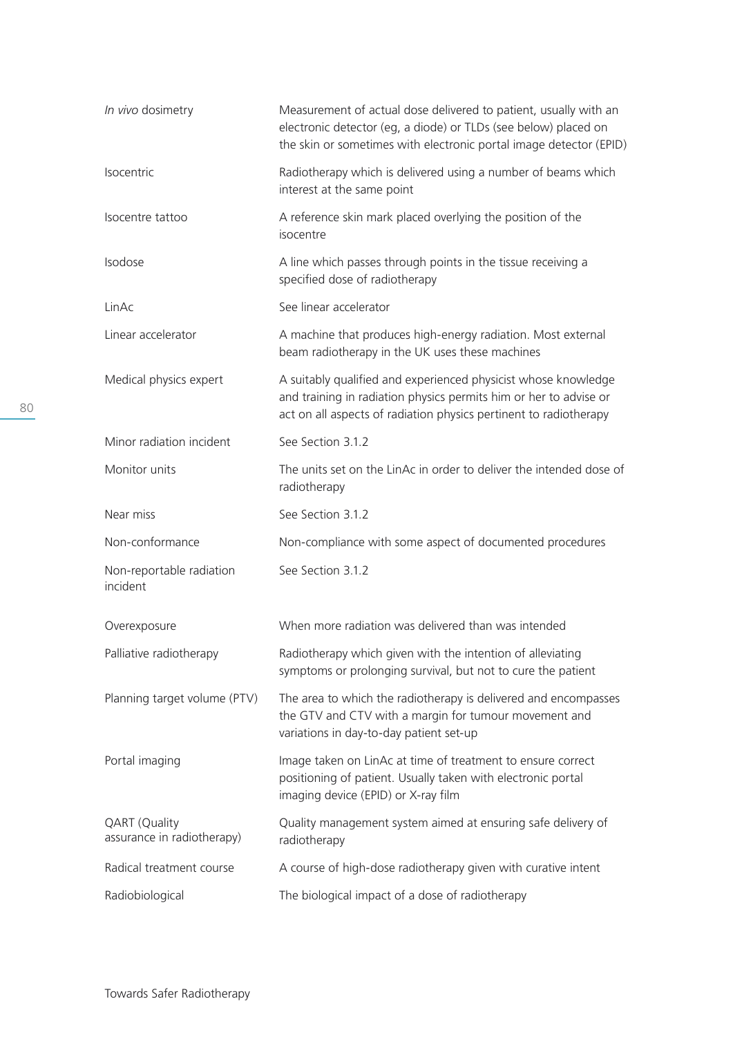| | |
|---|---|
| *In vivo* dosimetry | Measurement of actual dose delivered to patient, usually with an electronic detector (eg, a diode) or TLDs (see below) placed on the skin or sometimes with electronic portal image detector (EPID) |
| Isocentric | Radiotherapy which is delivered using a number of beams which interest at the same point |
| Isocentre tattoo | A reference skin mark placed overlying the position of the isocentre |
| Isodose | A line which passes through points in the tissue receiving a specified dose of radiotherapy |
| LinAc | See linear accelerator |
| Linear accelerator | A machine that produces high-energy radiation. Most external beam radiotherapy in the UK uses these machines |
| Medical physics expert | A suitably qualified and experienced physicist whose knowledge and training in radiation physics permits him or her to advise or act on all aspects of radiation physics pertinent to radiotherapy |
| Minor radiation incident | See Section 3.1.2 |
| Monitor units | The units set on the LinAc in order to deliver the intended dose of radiotherapy |
| Near miss | See Section 3.1.2 |
| Non-conformance | Non-compliance with some aspect of documented procedures |
| Non-reportable radiation incident | See Section 3.1.2 |
| Overexposure | When more radiation was delivered than was intended |
| Palliative radiotherapy | Radiotherapy which given with the intention of alleviating symptoms or prolonging survival, but not to cure the patient |
| Planning target volume (PTV) | The area to which the radiotherapy is delivered and encompasses the GTV and CTV with a margin for tumour movement and variations in day-to-day patient set-up |
| Portal imaging | Image taken on LinAc at time of treatment to ensure correct positioning of patient. Usually taken with electronic portal imaging device (EPID) or X-ray film |
| QART (Quality assurance in radiotherapy) | Quality management system aimed at ensuring safe delivery of radiotherapy |
| Radical treatment course | A course of high-dose radiotherapy given with curative intent |
| Radiobiological | The biological impact of a dose of radiotherapy |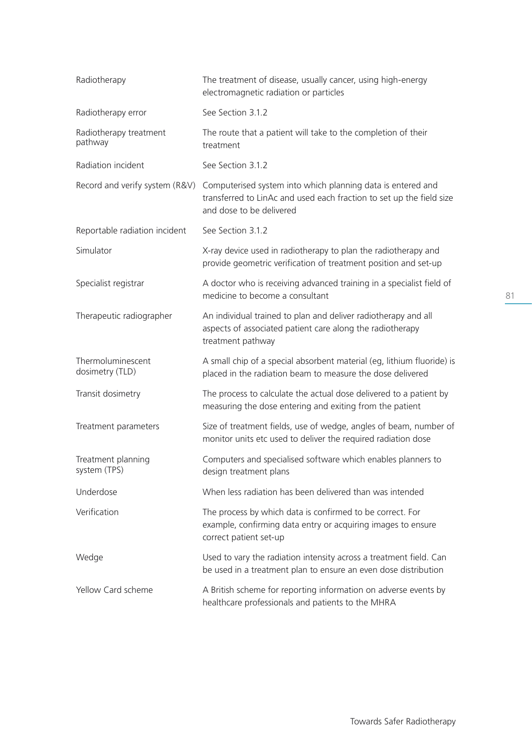| | |
|---|---|
| Radiotherapy | The treatment of disease, usually cancer, using high-energy electromagnetic radiation or particles |
| Radiotherapy error | See Section 3.1.2 |
| Radiotherapy treatment pathway | The route that a patient will take to the completion of their treatment |
| Radiation incident | See Section 3.1.2 |
| Record and verify system (R&V) | Computerised system into which planning data is entered and transferred to LinAc and used each fraction to set up the field size and dose to be delivered |
| Reportable radiation incident | See Section 3.1.2 |
| Simulator | X-ray device used in radiotherapy to plan the radiotherapy and provide geometric verification of treatment position and set-up |
| Specialist registrar | A doctor who is receiving advanced training in a specialist field of medicine to become a consultant |
| Therapeutic radiographer | An individual trained to plan and deliver radiotherapy and all aspects of associated patient care along the radiotherapy treatment pathway |
| Thermoluminescent dosimetry (TLD) | A small chip of a special absorbent material (eg, lithium fluoride) is placed in the radiation beam to measure the dose delivered |
| Transit dosimetry | The process to calculate the actual dose delivered to a patient by measuring the dose entering and exiting from the patient |
| Treatment parameters | Size of treatment fields, use of wedge, angles of beam, number of monitor units etc used to deliver the required radiation dose |
| Treatment planning system (TPS) | Computers and specialised software which enables planners to design treatment plans |
| Underdose | When less radiation has been delivered than was intended |
| Verification | The process by which data is confirmed to be correct. For example, confirming data entry or acquiring images to ensure correct patient set-up |
| Wedge | Used to vary the radiation intensity across a treatment field. Can be used in a treatment plan to ensure an even dose distribution |
| Yellow Card scheme | A British scheme for reporting information on adverse events by healthcare professionals and patients to the MHRA |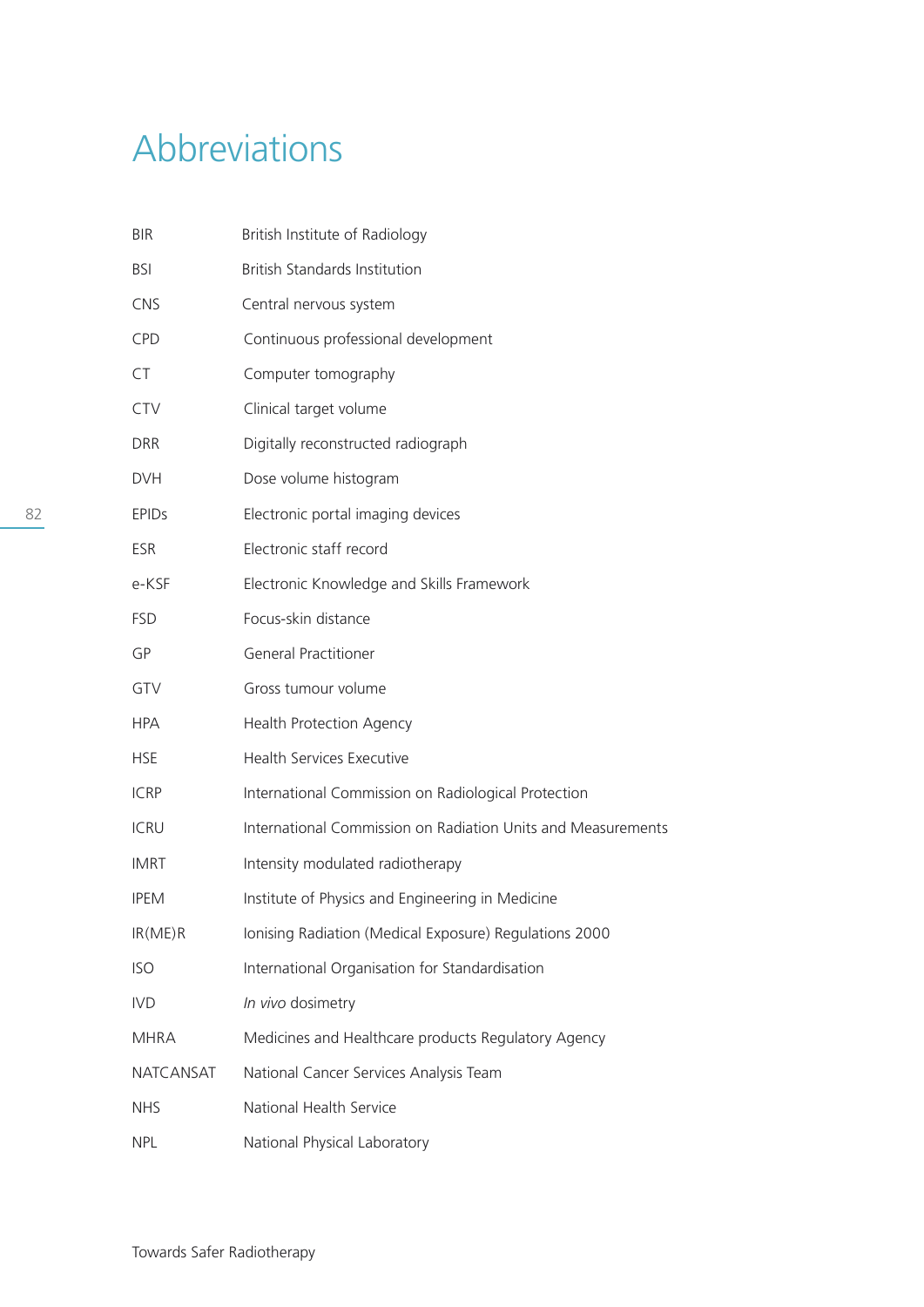# Abbreviations

| | |
|---|---|
| BIR | British Institute of Radiology |
| BSI | British Standards Institution |
| CNS | Central nervous system |
| CPD | Continuous professional development |
| CT | Computer tomography |
| CTV | Clinical target volume |
| DRR | Digitally reconstructed radiograph |
| DVH | Dose volume histogram |
| EPIDs | Electronic portal imaging devices |
| ESR | Electronic staff record |
| e-KSF | Electronic Knowledge and Skills Framework |
| FSD | Focus-skin distance |
| GP | General Practitioner |
| GTV | Gross tumour volume |
| HPA | Health Protection Agency |
| HSE | Health Services Executive |
| ICRP | International Commission on Radiological Protection |
| ICRU | International Commission on Radiation Units and Measurements |
| IMRT | Intensity modulated radiotherapy |
| IPEM | Institute of Physics and Engineering in Medicine |
| IR(ME)R | Ionising Radiation (Medical Exposure) Regulations 2000 |
| ISO | International Organisation for Standardisation |
| IVD | *In vivo* dosimetry |
| MHRA | Medicines and Healthcare products Regulatory Agency |
| NATCANSAT | National Cancer Services Analysis Team |
| NHS | National Health Service |
| NPL | National Physical Laboratory |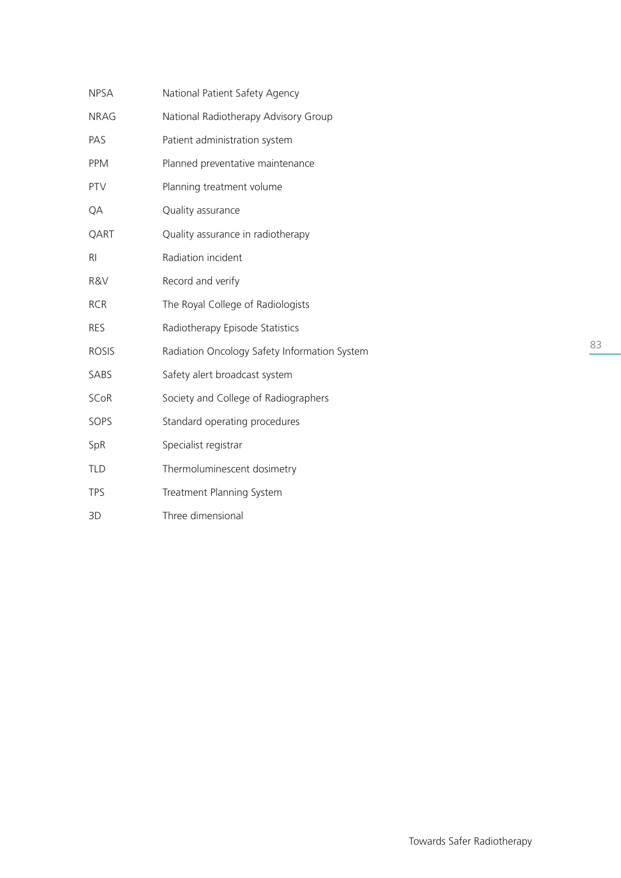| | |
|---|---|
| NPSA | National Patient Safety Agency |
| NRAG | National Radiotherapy Advisory Group |
| PAS | Patient administration system |
| PPM | Planned preventative maintenance |
| PTV | Planning treatment volume |
| QA | Quality assurance |
| QART | Quality assurance in radiotherapy |
| RI | Radiation incident |
| R&V | Record and verify |
| RCR | The Royal College of Radiologists |
| RES | Radiotherapy Episode Statistics |
| ROSIS | Radiation Oncology Safety Information System |
| SABS | Safety alert broadcast system |
| SCoR | Society and College of Radiographers |
| SOPS | Standard operating procedures |
| SpR | Specialist registrar |
| TLD | Thermoluminescent dosimetry |
| TPS | Treatment Planning System |
| 3D | Three dimensional |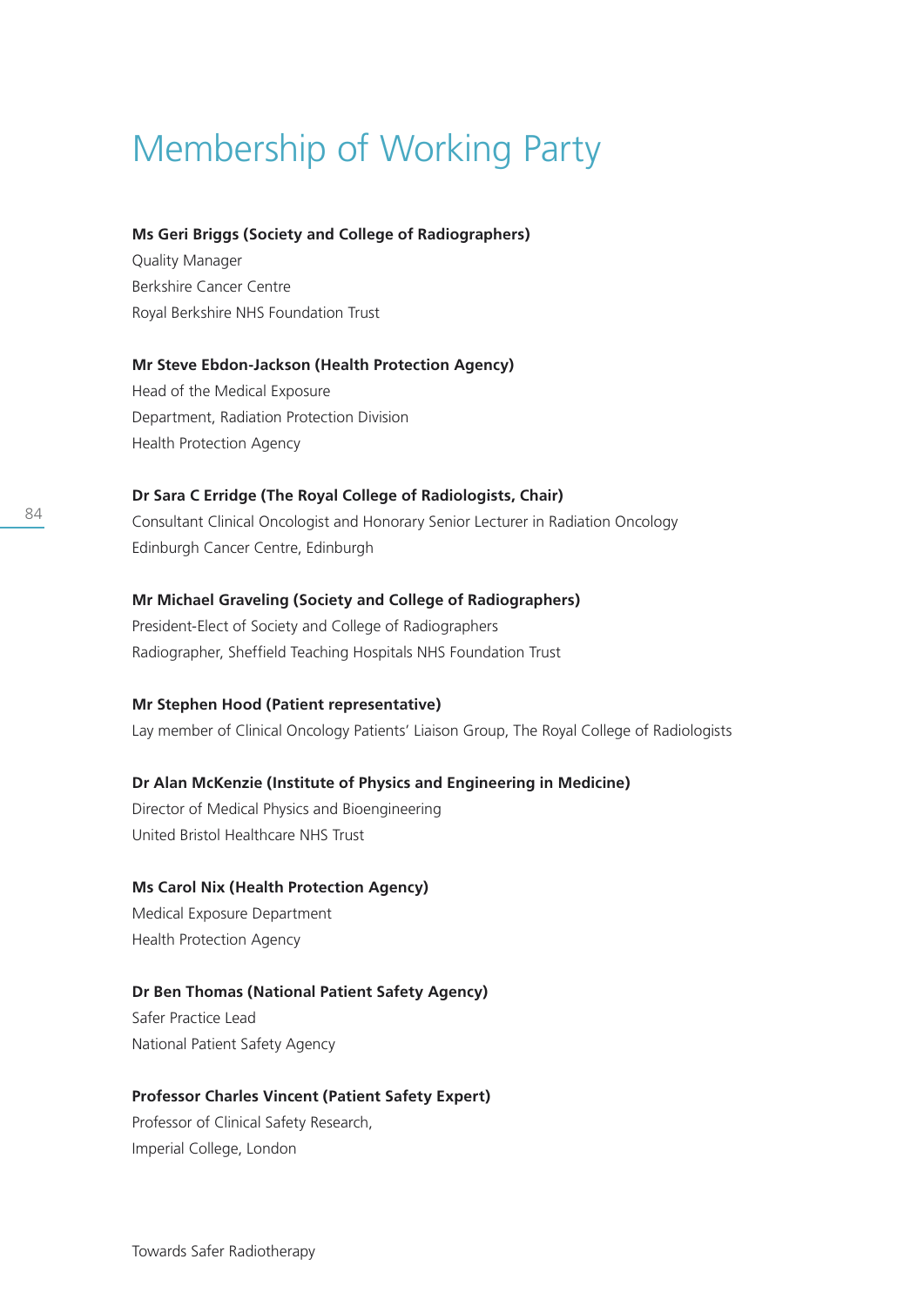# Membership of Working Party

**Ms Geri Briggs (Society and College of Radiographers)**
Quality Manager
Berkshire Cancer Centre
Royal Berkshire NHS Foundation Trust

**Mr Steve Ebdon-Jackson (Health Protection Agency)**
Head of the Medical Exposure
Department, Radiation Protection Division
Health Protection Agency

**Dr Sara C Erridge (The Royal College of Radiologists, Chair)**
Consultant Clinical Oncologist and Honorary Senior Lecturer in Radiation Oncology
Edinburgh Cancer Centre, Edinburgh

**Mr Michael Graveling (Society and College of Radiographers)**
President-Elect of Society and College of Radiographers
Radiographer, Sheffield Teaching Hospitals NHS Foundation Trust

**Mr Stephen Hood (Patient representative)**
Lay member of Clinical Oncology Patients' Liaison Group, The Royal College of Radiologists

**Dr Alan McKenzie (Institute of Physics and Engineering in Medicine)**
Director of Medical Physics and Bioengineering
United Bristol Healthcare NHS Trust

**Ms Carol Nix (Health Protection Agency)**
Medical Exposure Department
Health Protection Agency

**Dr Ben Thomas (National Patient Safety Agency)**
Safer Practice Lead
National Patient Safety Agency

**Professor Charles Vincent (Patient Safety Expert)**
Professor of Clinical Safety Research,
Imperial College, London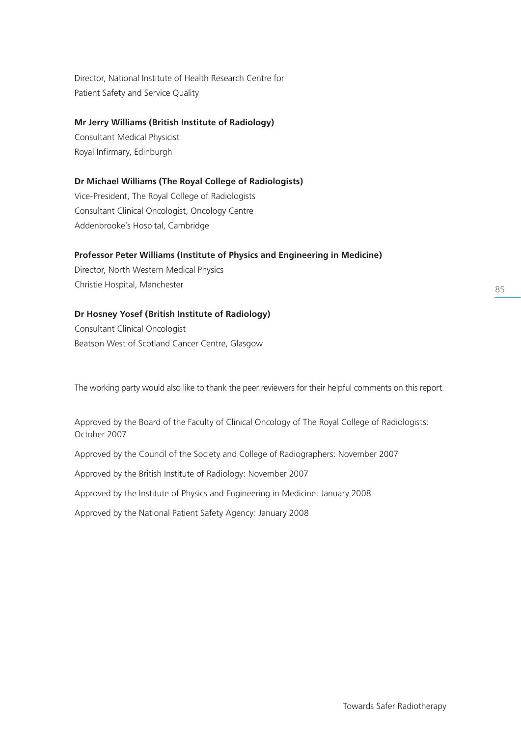Director, National Institute of Health Research Centre for
Patient Safety and Service Quality

**Mr Jerry Williams (British Institute of Radiology)**
Consultant Medical Physicist
Royal Infirmary, Edinburgh

**Dr Michael Williams (The Royal College of Radiologists)**
Vice-President, The Royal College of Radiologists
Consultant Clinical Oncologist, Oncology Centre
Addenbrooke's Hospital, Cambridge

**Professor Peter Williams (Institute of Physics and Engineering in Medicine)**
Director, North Western Medical Physics
Christie Hospital, Manchester

**Dr Hosney Yosef (British Institute of Radiology)**
Consultant Clinical Oncologist
Beatson West of Scotland Cancer Centre, Glasgow

The working party would also like to thank the peer reviewers for their helpful comments on this report.

Approved by the Board of the Faculty of Clinical Oncology of The Royal College of Radiologists: October 2007

Approved by the Council of the Society and College of Radiographers: November 2007

Approved by the British Institute of Radiology: November 2007

Approved by the Institute of Physics and Engineering in Medicine: January 2008

Approved by the National Patient Safety Agency: January 2008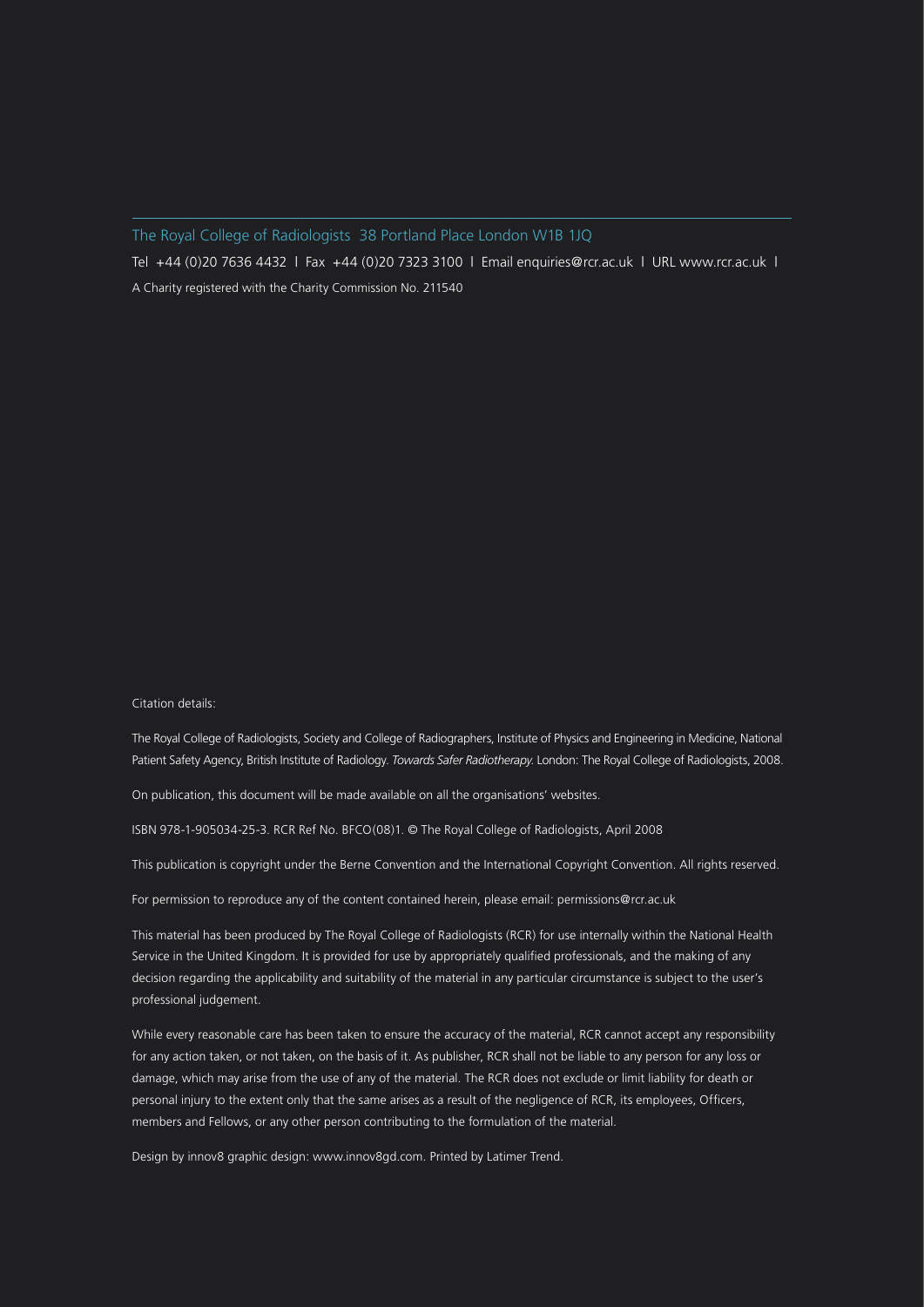The Royal College of Radiologists 38 Portland Place London W1B 1JQ

Tel +44 (0)20 7636 4432 | Fax +44 (0)20 7323 3100 | Email enquiries@rcr.ac.uk | URL www.rcr.ac.uk |

A Charity registered with the Charity Commission No. 211540

Citation details:

The Royal College of Radiologists, Society and College of Radiographers, Institute of Physics and Engineering in Medicine, National Patient Safety Agency, British Institute of Radiology. *Towards Safer Radiotherapy.* London: The Royal College of Radiologists, 2008.

On publication, this document will be made available on all the organisations' websites.

ISBN 978-1-905034-25-3. RCR Ref No. BFCO(08)1. © The Royal College of Radiologists, April 2008

This publication is copyright under the Berne Convention and the International Copyright Convention. All rights reserved.

For permission to reproduce any of the content contained herein, please email: permissions@rcr.ac.uk

This material has been produced by The Royal College of Radiologists (RCR) for use internally within the National Health Service in the United Kingdom. It is provided for use by appropriately qualified professionals, and the making of any decision regarding the applicability and suitability of the material in any particular circumstance is subject to the user's professional judgement.

While every reasonable care has been taken to ensure the accuracy of the material, RCR cannot accept any responsibility for any action taken, or not taken, on the basis of it. As publisher, RCR shall not be liable to any person for any loss or damage, which may arise from the use of any of the material. The RCR does not exclude or limit liability for death or personal injury to the extent only that the same arises as a result of the negligence of RCR, its employees, Officers, members and Fellows, or any other person contributing to the formulation of the material.

Design by innov8 graphic design: www.innov8gd.com. Printed by Latimer Trend.